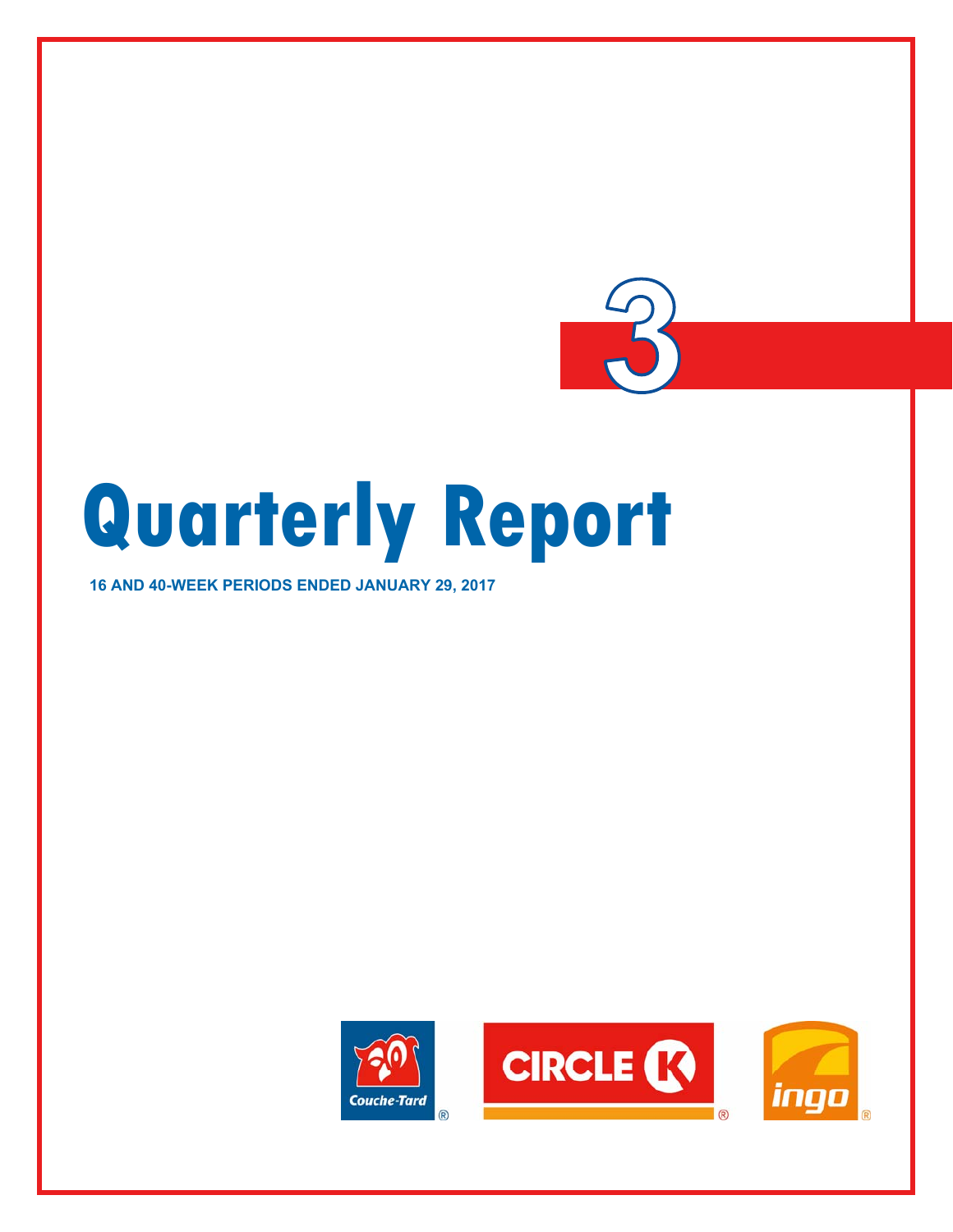3

# Quarterly Report

**16 AND 40-WEEK PERIODS ENDED JANUARY 29, 2017**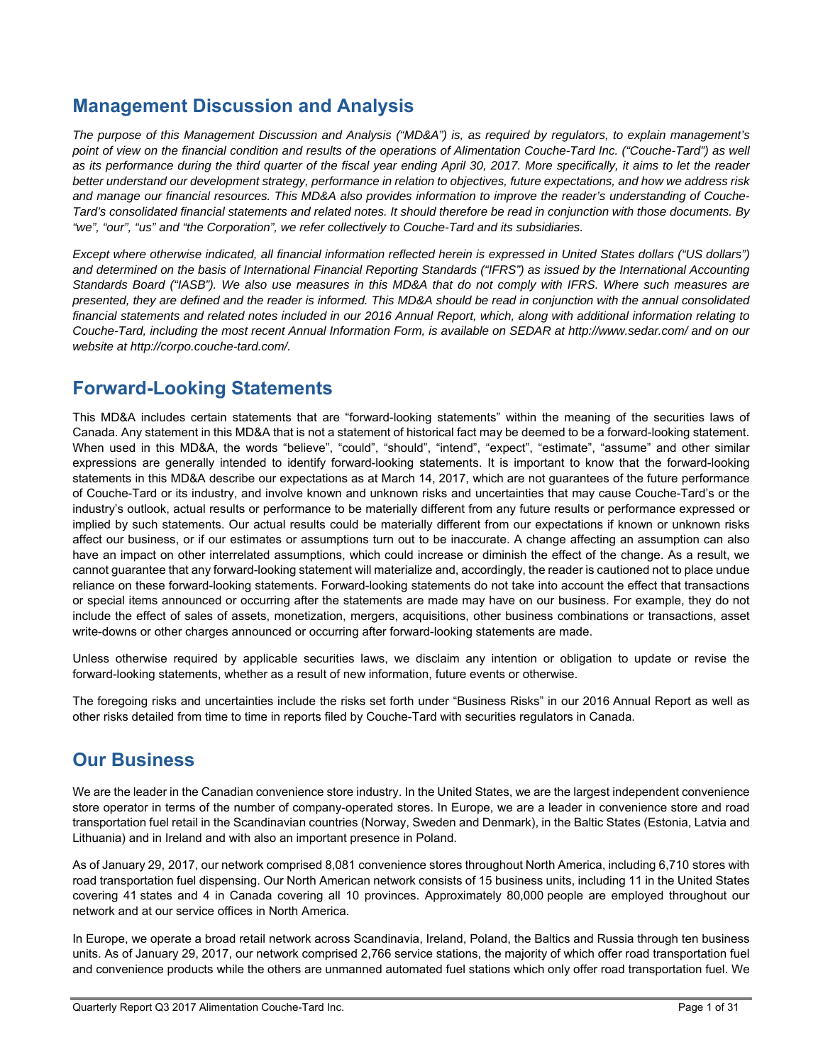# Management Discussion and Analysis

*The purpose of this Management Discussion and Analysis ("MD&A") is, as required by regulators, to explain management's point of view on the financial condition and results of the operations of Alimentation Couche-Tard Inc. ("Couche-Tard") as well as its performance during the third quarter of the fiscal year ending April 30, 2017. More specifically, it aims to let the reader better understand our development strategy, performance in relation to objectives, future expectations, and how we address risk and manage our financial resources. This MD&A also provides information to improve the reader's understanding of Couche-Tard's consolidated financial statements and related notes. It should therefore be read in conjunction with those documents. By "we", "our", "us" and "the Corporation", we refer collectively to Couche-Tard and its subsidiaries.*

*Except where otherwise indicated, all financial information reflected herein is expressed in United States dollars ("US dollars") and determined on the basis of International Financial Reporting Standards ("IFRS") as issued by the International Accounting Standards Board ("IASB"). We also use measures in this MD&A that do not comply with IFRS. Where such measures are presented, they are defined and the reader is informed. This MD&A should be read in conjunction with the annual consolidated financial statements and related notes included in our 2016 Annual Report, which, along with additional information relating to Couche-Tard, including the most recent Annual Information Form, is available on SEDAR at http://www.sedar.com/ and on our website at http://corpo.couche-tard.com/.*

# Forward-Looking Statements

This MD&A includes certain statements that are "forward-looking statements" within the meaning of the securities laws of Canada. Any statement in this MD&A that is not a statement of historical fact may be deemed to be a forward-looking statement. When used in this MD&A, the words "believe", "could", "should", "intend", "expect", "estimate", "assume" and other similar expressions are generally intended to identify forward-looking statements. It is important to know that the forward-looking statements in this MD&A describe our expectations as at March 14, 2017, which are not guarantees of the future performance of Couche-Tard or its industry, and involve known and unknown risks and uncertainties that may cause Couche-Tard's or the industry's outlook, actual results or performance to be materially different from any future results or performance expressed or implied by such statements. Our actual results could be materially different from our expectations if known or unknown risks affect our business, or if our estimates or assumptions turn out to be inaccurate. A change affecting an assumption can also have an impact on other interrelated assumptions, which could increase or diminish the effect of the change. As a result, we cannot guarantee that any forward-looking statement will materialize and, accordingly, the reader is cautioned not to place undue reliance on these forward-looking statements. Forward-looking statements do not take into account the effect that transactions or special items announced or occurring after the statements are made may have on our business. For example, they do not include the effect of sales of assets, monetization, mergers, acquisitions, other business combinations or transactions, asset write-downs or other charges announced or occurring after forward-looking statements are made.

Unless otherwise required by applicable securities laws, we disclaim any intention or obligation to update or revise the forward-looking statements, whether as a result of new information, future events or otherwise.

The foregoing risks and uncertainties include the risks set forth under "Business Risks" in our 2016 Annual Report as well as other risks detailed from time to time in reports filed by Couche-Tard with securities regulators in Canada.

# Our Business

We are the leader in the Canadian convenience store industry. In the United States, we are the largest independent convenience store operator in terms of the number of company-operated stores. In Europe, we are a leader in convenience store and road transportation fuel retail in the Scandinavian countries (Norway, Sweden and Denmark), in the Baltic States (Estonia, Latvia and Lithuania) and in Ireland and with also an important presence in Poland.

As of January 29, 2017, our network comprised 8,081 convenience stores throughout North America, including 6,710 stores with road transportation fuel dispensing. Our North American network consists of 15 business units, including 11 in the United States covering 41 states and 4 in Canada covering all 10 provinces. Approximately 80,000 people are employed throughout our network and at our service offices in North America.

In Europe, we operate a broad retail network across Scandinavia, Ireland, Poland, the Baltics and Russia through ten business units. As of January 29, 2017, our network comprised 2,766 service stations, the majority of which offer road transportation fuel and convenience products while the others are unmanned automated fuel stations which only offer road transportation fuel. We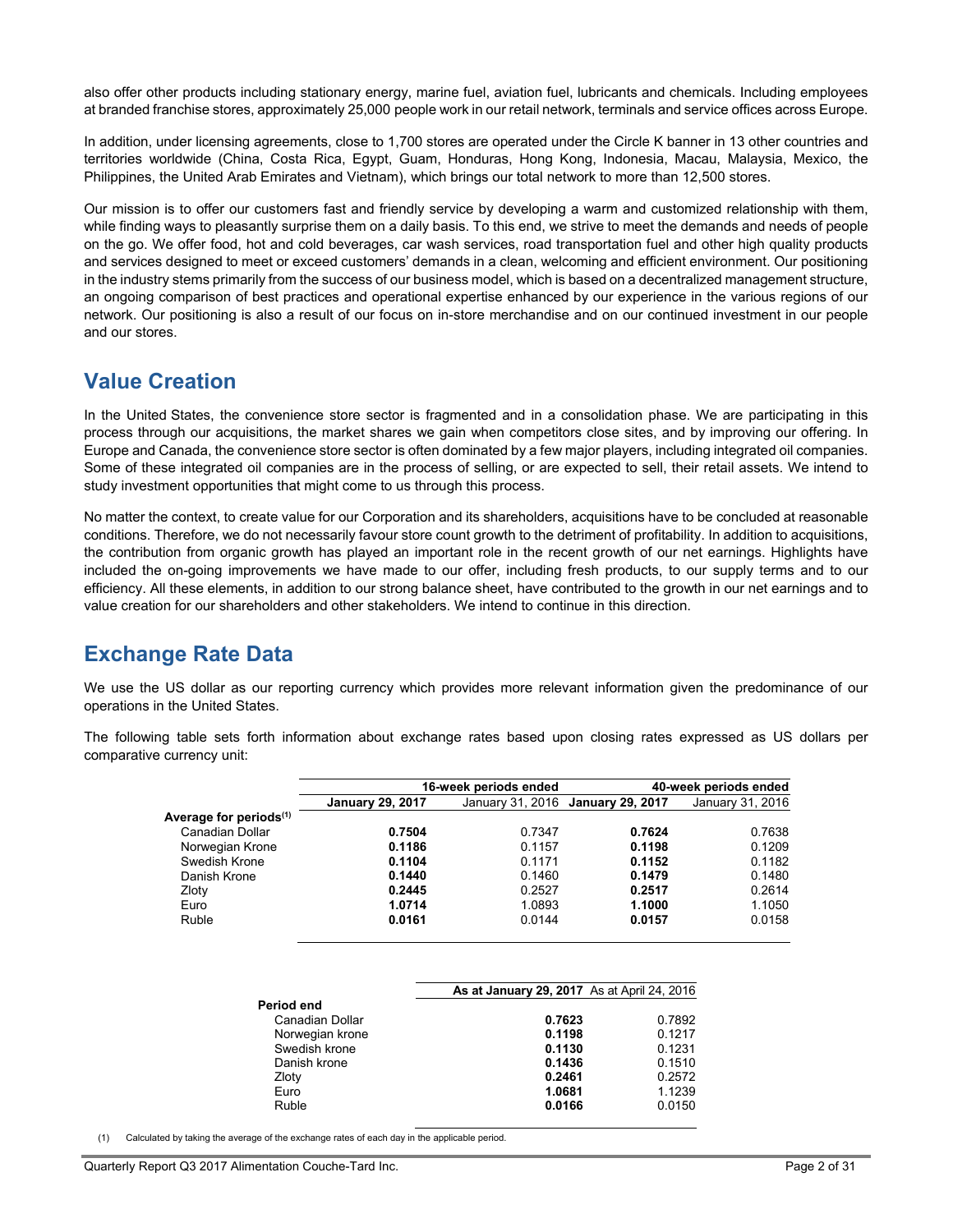also offer other products including stationary energy, marine fuel, aviation fuel, lubricants and chemicals. Including employees at branded franchise stores, approximately 25,000 people work in our retail network, terminals and service offices across Europe.

In addition, under licensing agreements, close to 1,700 stores are operated under the Circle K banner in 13 other countries and territories worldwide (China, Costa Rica, Egypt, Guam, Honduras, Hong Kong, Indonesia, Macau, Malaysia, Mexico, the Philippines, the United Arab Emirates and Vietnam), which brings our total network to more than 12,500 stores.

Our mission is to offer our customers fast and friendly service by developing a warm and customized relationship with them, while finding ways to pleasantly surprise them on a daily basis. To this end, we strive to meet the demands and needs of people on the go. We offer food, hot and cold beverages, car wash services, road transportation fuel and other high quality products and services designed to meet or exceed customers' demands in a clean, welcoming and efficient environment. Our positioning in the industry stems primarily from the success of our business model, which is based on a decentralized management structure, an ongoing comparison of best practices and operational expertise enhanced by our experience in the various regions of our network. Our positioning is also a result of our focus on in-store merchandise and on our continued investment in our people and our stores.

## Value Creation

In the United States, the convenience store sector is fragmented and in a consolidation phase. We are participating in this process through our acquisitions, the market shares we gain when competitors close sites, and by improving our offering. In Europe and Canada, the convenience store sector is often dominated by a few major players, including integrated oil companies. Some of these integrated oil companies are in the process of selling, or are expected to sell, their retail assets. We intend to study investment opportunities that might come to us through this process.

No matter the context, to create value for our Corporation and its shareholders, acquisitions have to be concluded at reasonable conditions. Therefore, we do not necessarily favour store count growth to the detriment of profitability. In addition to acquisitions, the contribution from organic growth has played an important role in the recent growth of our net earnings. Highlights have included the on-going improvements we have made to our offer, including fresh products, to our supply terms and to our efficiency. All these elements, in addition to our strong balance sheet, have contributed to the growth in our net earnings and to value creation for our shareholders and other stakeholders. We intend to continue in this direction.

## Exchange Rate Data

We use the US dollar as our reporting currency which provides more relevant information given the predominance of our operations in the United States.

The following table sets forth information about exchange rates based upon closing rates expressed as US dollars per comparative currency unit:

| | 16-week periods ended | | 40-week periods ended | |
|---|---|---|---|---|
| | **January 29, 2017** | January 31, 2016 | **January 29, 2017** | January 31, 2016 |
| **Average for periods[1]** | | | | |
| Canadian Dollar | **0.7504** | 0.7347 | **0.7624** | 0.7638 |
| Norwegian Krone | **0.1186** | 0.1157 | **0.1198** | 0.1209 |
| Swedish Krone | **0.1104** | 0.1171 | **0.1152** | 0.1182 |
| Danish Krone | **0.1440** | 0.1460 | **0.1479** | 0.1480 |
| Zloty | **0.2445** | 0.2527 | **0.2517** | 0.2614 |
| Euro | **1.0714** | 1.0893 | **1.1000** | 1.1050 |
| Ruble | **0.0161** | 0.0144 | **0.0157** | 0.0158 |

| | **As at January 29, 2017** | As at April 24, 2016 |
|---|---|---|
| **Period end** | | |
| Canadian Dollar | **0.7623** | 0.7892 |
| Norwegian krone | **0.1198** | 0.1217 |
| Swedish krone | **0.1130** | 0.1231 |
| Danish krone | **0.1436** | 0.1510 |
| Zloty | **0.2461** | 0.2572 |
| Euro | **1.0681** | 1.1239 |
| Ruble | **0.0166** | 0.0150 |

(1) Calculated by taking the average of the exchange rates of each day in the applicable period.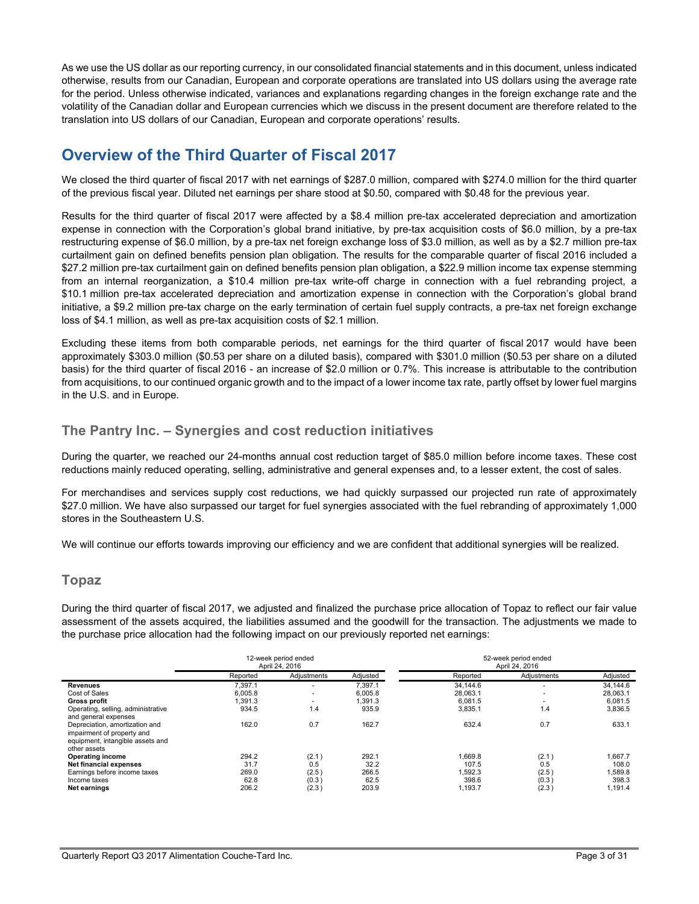As we use the US dollar as our reporting currency, in our consolidated financial statements and in this document, unless indicated otherwise, results from our Canadian, European and corporate operations are translated into US dollars using the average rate for the period. Unless otherwise indicated, variances and explanations regarding changes in the foreign exchange rate and the volatility of the Canadian dollar and European currencies which we discuss in the present document are therefore related to the translation into US dollars of our Canadian, European and corporate operations' results.

# Overview of the Third Quarter of Fiscal 2017

We closed the third quarter of fiscal 2017 with net earnings of $287.0 million, compared with $274.0 million for the third quarter of the previous fiscal year. Diluted net earnings per share stood at $0.50, compared with $0.48 for the previous year.

Results for the third quarter of fiscal 2017 were affected by a $8.4 million pre-tax accelerated depreciation and amortization expense in connection with the Corporation's global brand initiative, by pre-tax acquisition costs of $6.0 million, by a pre-tax restructuring expense of $6.0 million, by a pre-tax net foreign exchange loss of $3.0 million, as well as by a $2.7 million pre-tax curtailment gain on defined benefits pension plan obligation. The results for the comparable quarter of fiscal 2016 included a $27.2 million pre-tax curtailment gain on defined benefits pension plan obligation, a $22.9 million income tax expense stemming from an internal reorganization, a $10.4 million pre-tax write-off charge in connection with a fuel rebranding project, a $10.1 million pre-tax accelerated depreciation and amortization expense in connection with the Corporation's global brand initiative, a $9.2 million pre-tax charge on the early termination of certain fuel supply contracts, a pre-tax net foreign exchange loss of $4.1 million, as well as pre-tax acquisition costs of $2.1 million.

Excluding these items from both comparable periods, net earnings for the third quarter of fiscal 2017 would have been approximately $303.0 million ($0.53 per share on a diluted basis), compared with $301.0 million ($0.53 per share on a diluted basis) for the third quarter of fiscal 2016 - an increase of $2.0 million or 0.7%. This increase is attributable to the contribution from acquisitions, to our continued organic growth and to the impact of a lower income tax rate, partly offset by lower fuel margins in the U.S. and in Europe.

## The Pantry Inc. – Synergies and cost reduction initiatives

During the quarter, we reached our 24-months annual cost reduction target of $85.0 million before income taxes. These cost reductions mainly reduced operating, selling, administrative and general expenses and, to a lesser extent, the cost of sales.

For merchandises and services supply cost reductions, we had quickly surpassed our projected run rate of approximately $27.0 million. We have also surpassed our target for fuel synergies associated with the fuel rebranding of approximately 1,000 stores in the Southeastern U.S.

We will continue our efforts towards improving our efficiency and we are confident that additional synergies will be realized.

## Topaz

During the third quarter of fiscal 2017, we adjusted and finalized the purchase price allocation of Topaz to reflect our fair value assessment of the assets acquired, the liabilities assumed and the goodwill for the transaction. The adjustments we made to the purchase price allocation had the following impact on our previously reported net earnings:

| | 12-week period ended April 24, 2016 | | | 52-week period ended April 24, 2016 | | |
|---|---|---|---|---|---|---|
| | Reported | Adjustments | Adjusted | Reported | Adjustments | Adjusted |
| **Revenues** | 7,397.1 | - | 7,397.1 | 34,144.6 | - | 34,144.6 |
| Cost of Sales | 6,005.8 | - | 6,005.8 | 28,063.1 | - | 28,063.1 |
| **Gross profit** | 1,391.3 | - | 1,391.3 | 6,081.5 | - | 6,081.5 |
| Operating, selling, administrative and general expenses | 934.5 | 1.4 | 935.9 | 3,835.1 | 1.4 | 3,836.5 |
| Depreciation, amortization and impairment of property and equipment, intangible assets and other assets | 162.0 | 0.7 | 162.7 | 632.4 | 0.7 | 633.1 |
| **Operating income** | 294.2 | (2.1) | 292.1 | 1,669.8 | (2.1) | 1,667.7 |
| **Net financial expenses** | 31.7 | 0.5 | 32.2 | 107.5 | 0.5 | 108.0 |
| Earnings before income taxes | 269.0 | (2.5) | 266.5 | 1,592.3 | (2.5) | 1,589.8 |
| Income taxes | 62.8 | (0.3) | 62.5 | 398.6 | (0.3) | 398.3 |
| **Net earnings** | 206.2 | (2.3) | 203.9 | 1,193.7 | (2.3) | 1,191.4 |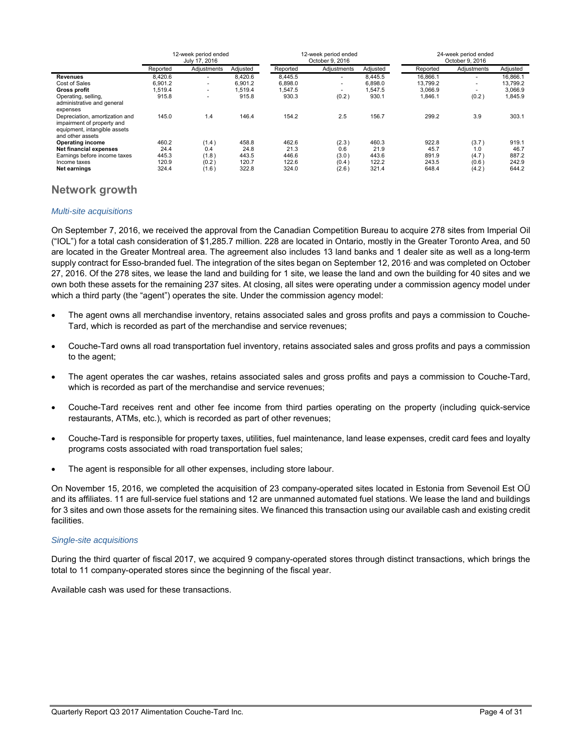| | 12-week period ended July 17, 2016 | | | 12-week period ended October 9, 2016 | | | 24-week period ended October 9, 2016 | | |
|---|---|---|---|---|---|---|---|---|---|
| | Reported | Adjustments | Adjusted | Reported | Adjustments | Adjusted | Reported | Adjustments | Adjusted |
| **Revenues** | 8,420.6 | - | 8,420.6 | 8,445.5 | - | 8,445.5 | 16,866.1 | - | 16,866.1 |
| Cost of Sales | 6,901.2 | - | 6,901.2 | 6,898.0 | - | 6,898.0 | 13,799.2 | - | 13,799.2 |
| **Gross profit** | 1,519.4 | - | 1,519.4 | 1,547.5 | - | 1,547.5 | 3,066.9 | - | 3,066.9 |
| Operating, selling, administrative and general expenses | 915.8 | - | 915.8 | 930.3 | (0.2) | 930.1 | 1,846.1 | (0.2) | 1,845.9 |
| Depreciation, amortization and impairment of property and equipment, intangible assets and other assets | 145.0 | 1.4 | 146.4 | 154.2 | 2.5 | 156.7 | 299.2 | 3.9 | 303.1 |
| **Operating income** | 460.2 | (1.4) | 458.8 | 462.6 | (2.3) | 460.3 | 922.8 | (3.7) | 919.1 |
| **Net financial expenses** | 24.4 | 0.4 | 24.8 | 21.3 | 0.6 | 21.9 | 45.7 | 1.0 | 46.7 |
| Earnings before income taxes | 445.3 | (1.8) | 443.5 | 446.6 | (3.0) | 443.6 | 891.9 | (4.7) | 887.2 |
| Income taxes | 120.9 | (0.2) | 120.7 | 122.6 | (0.4) | 122.2 | 243.5 | (0.6) | 242.9 |
| **Net earnings** | 324.4 | (1.6) | 322.8 | 324.0 | (2.6) | 321.4 | 648.4 | (4.2) | 644.2 |

## Network growth

### *Multi-site acquisitions*

On September 7, 2016, we received the approval from the Canadian Competition Bureau to acquire 278 sites from Imperial Oil ("IOL") for a total cash consideration of $1,285.7 million. 228 are located in Ontario, mostly in the Greater Toronto Area, and 50 are located in the Greater Montreal area. The agreement also includes 13 land banks and 1 dealer site as well as a long-term supply contract for Esso-branded fuel. The integration of the sites began on September 12, 2016 and was completed on October 27, 2016. Of the 278 sites, we lease the land and building for 1 site, we lease the land and own the building for 40 sites and we own both these assets for the remaining 237 sites. At closing, all sites were operating under a commission agency model under which a third party (the "agent") operates the site. Under the commission agency model:

- The agent owns all merchandise inventory, retains associated sales and gross profits and pays a commission to Couche-Tard, which is recorded as part of the merchandise and service revenues;
- Couche-Tard owns all road transportation fuel inventory, retains associated sales and gross profits and pays a commission to the agent;
- The agent operates the car washes, retains associated sales and gross profits and pays a commission to Couche-Tard, which is recorded as part of the merchandise and service revenues;
- Couche-Tard receives rent and other fee income from third parties operating on the property (including quick-service restaurants, ATMs, etc.), which is recorded as part of other revenues;
- Couche-Tard is responsible for property taxes, utilities, fuel maintenance, land lease expenses, credit card fees and loyalty programs costs associated with road transportation fuel sales;
- The agent is responsible for all other expenses, including store labour.

On November 15, 2016, we completed the acquisition of 23 company-operated sites located in Estonia from Sevenoil Est OÜ and its affiliates. 11 are full-service fuel stations and 12 are unmanned automated fuel stations. We lease the land and buildings for 3 sites and own those assets for the remaining sites. We financed this transaction using our available cash and existing credit facilities.

### *Single-site acquisitions*

During the third quarter of fiscal 2017, we acquired 9 company-operated stores through distinct transactions, which brings the total to 11 company-operated stores since the beginning of the fiscal year.

Available cash was used for these transactions.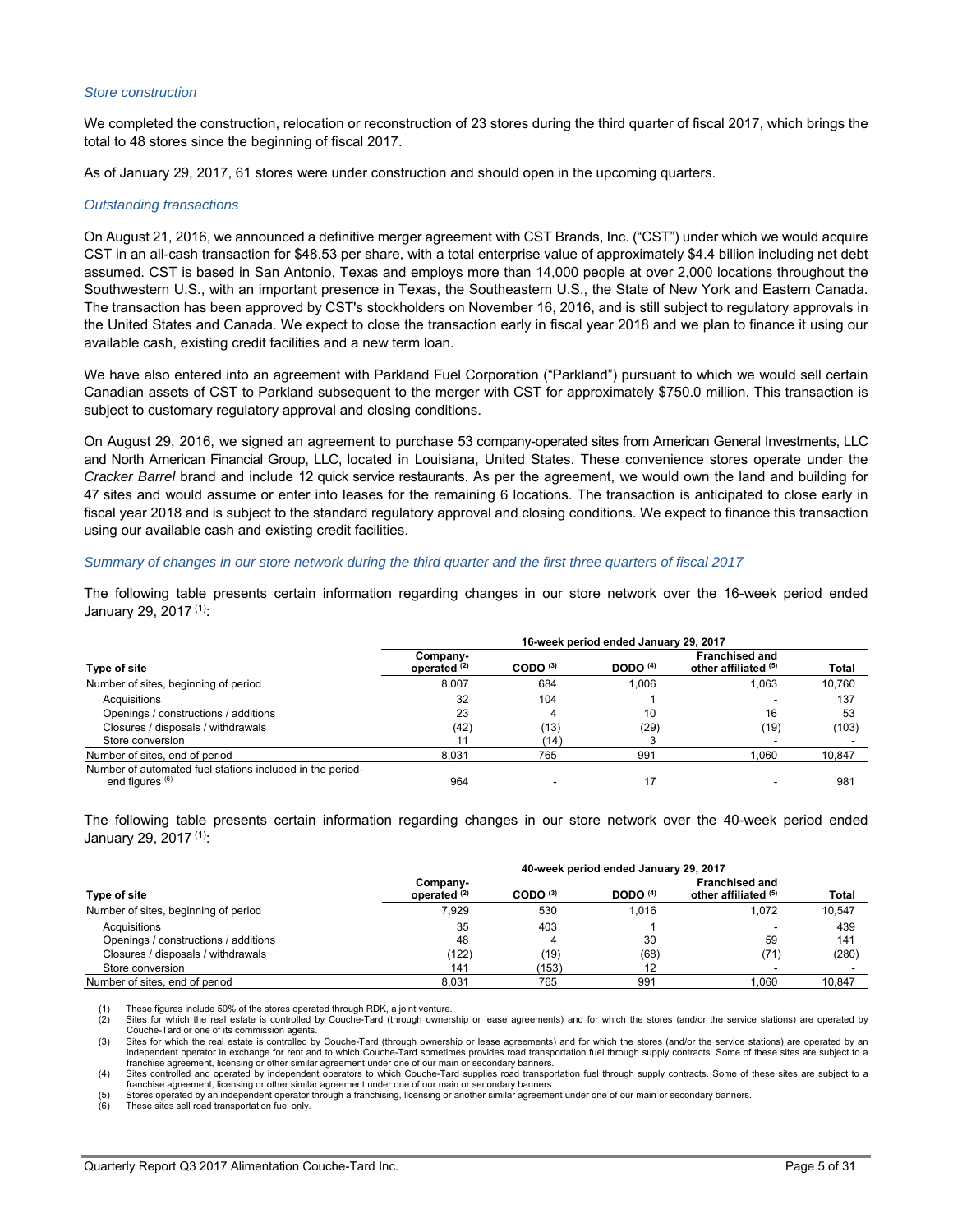*Store construction*

We completed the construction, relocation or reconstruction of 23 stores during the third quarter of fiscal 2017, which brings the total to 48 stores since the beginning of fiscal 2017.

As of January 29, 2017, 61 stores were under construction and should open in the upcoming quarters.

*Outstanding transactions*

On August 21, 2016, we announced a definitive merger agreement with CST Brands, Inc. ("CST") under which we would acquire CST in an all-cash transaction for $48.53 per share, with a total enterprise value of approximately $4.4 billion including net debt assumed. CST is based in San Antonio, Texas and employs more than 14,000 people at over 2,000 locations throughout the Southwestern U.S., with an important presence in Texas, the Southeastern U.S., the State of New York and Eastern Canada. The transaction has been approved by CST's stockholders on November 16, 2016, and is still subject to regulatory approvals in the United States and Canada. We expect to close the transaction early in fiscal year 2018 and we plan to finance it using our available cash, existing credit facilities and a new term loan.

We have also entered into an agreement with Parkland Fuel Corporation ("Parkland") pursuant to which we would sell certain Canadian assets of CST to Parkland subsequent to the merger with CST for approximately $750.0 million. This transaction is subject to customary regulatory approval and closing conditions.

On August 29, 2016, we signed an agreement to purchase 53 company-operated sites from American General Investments, LLC and North American Financial Group, LLC, located in Louisiana, United States. These convenience stores operate under the *Cracker Barrel* brand and include 12 quick service restaurants. As per the agreement, we would own the land and building for 47 sites and would assume or enter into leases for the remaining 6 locations. The transaction is anticipated to close early in fiscal year 2018 and is subject to the standard regulatory approval and closing conditions. We expect to finance this transaction using our available cash and existing credit facilities.

*Summary of changes in our store network during the third quarter and the first three quarters of fiscal 2017*

The following table presents certain information regarding changes in our store network over the 16-week period ended January 29, 2017 (1):

| | 16-week period ended January 29, 2017 | | | | |
|---|---|---|---|---|---|
| Type of site | Company-operated (2) | CODO (3) | DODO (4) | Franchised and other affiliated (5) | Total |
| Number of sites, beginning of period | 8,007 | 684 | 1,006 | 1,063 | 10,760 |
| Acquisitions | 32 | 104 | 1 | - | 137 |
| Openings / constructions / additions | 23 | 4 | 10 | 16 | 53 |
| Closures / disposals / withdrawals | (42) | (13) | (29) | (19) | (103) |
| Store conversion | 11 | (14) | 3 | - | - |
| Number of sites, end of period | 8,031 | 765 | 991 | 1,060 | 10,847 |
| Number of automated fuel stations included in the period-end figures (6) | 964 | - | 17 | - | 981 |

The following table presents certain information regarding changes in our store network over the 40-week period ended January 29, 2017 (1):

| | 40-week period ended January 29, 2017 | | | | |
|---|---|---|---|---|---|
| Type of site | Company-operated (2) | CODO (3) | DODO (4) | Franchised and other affiliated (5) | Total |
| Number of sites, beginning of period | 7,929 | 530 | 1,016 | 1,072 | 10,547 |
| Acquisitions | 35 | 403 | 1 | - | 439 |
| Openings / constructions / additions | 48 | 4 | 30 | 59 | 141 |
| Closures / disposals / withdrawals | (122) | (19) | (68) | (71) | (280) |
| Store conversion | 141 | (153) | 12 | - | - |
| Number of sites, end of period | 8,031 | 765 | 991 | 1,060 | 10,847 |

(1) These figures include 50% of the stores operated through RDK, a joint venture.

(2) Sites for which the real estate is controlled by Couche-Tard (through ownership or lease agreements) and for which the stores (and/or the service stations) are operated by Couche-Tard or one of its commission agents.

(3) Sites for which the real estate is controlled by Couche-Tard (through ownership or lease agreements) and for which the stores (and/or the service stations) are operated by an independent operator in exchange for rent and to which Couche-Tard sometimes provides road transportation fuel through supply contracts. Some of these sites are subject to a franchise agreement, licensing or other similar agreement under one of our main or secondary banners.

(4) Sites controlled and operated by independent operators to which Couche-Tard supplies road transportation fuel through supply contracts. Some of these sites are subject to a franchise agreement, licensing or other similar agreement under one of our main or secondary banners.

(5) Stores operated by an independent operator through a franchising, licensing or another similar agreement under one of our main or secondary banners.

(6) These sites sell road transportation fuel only.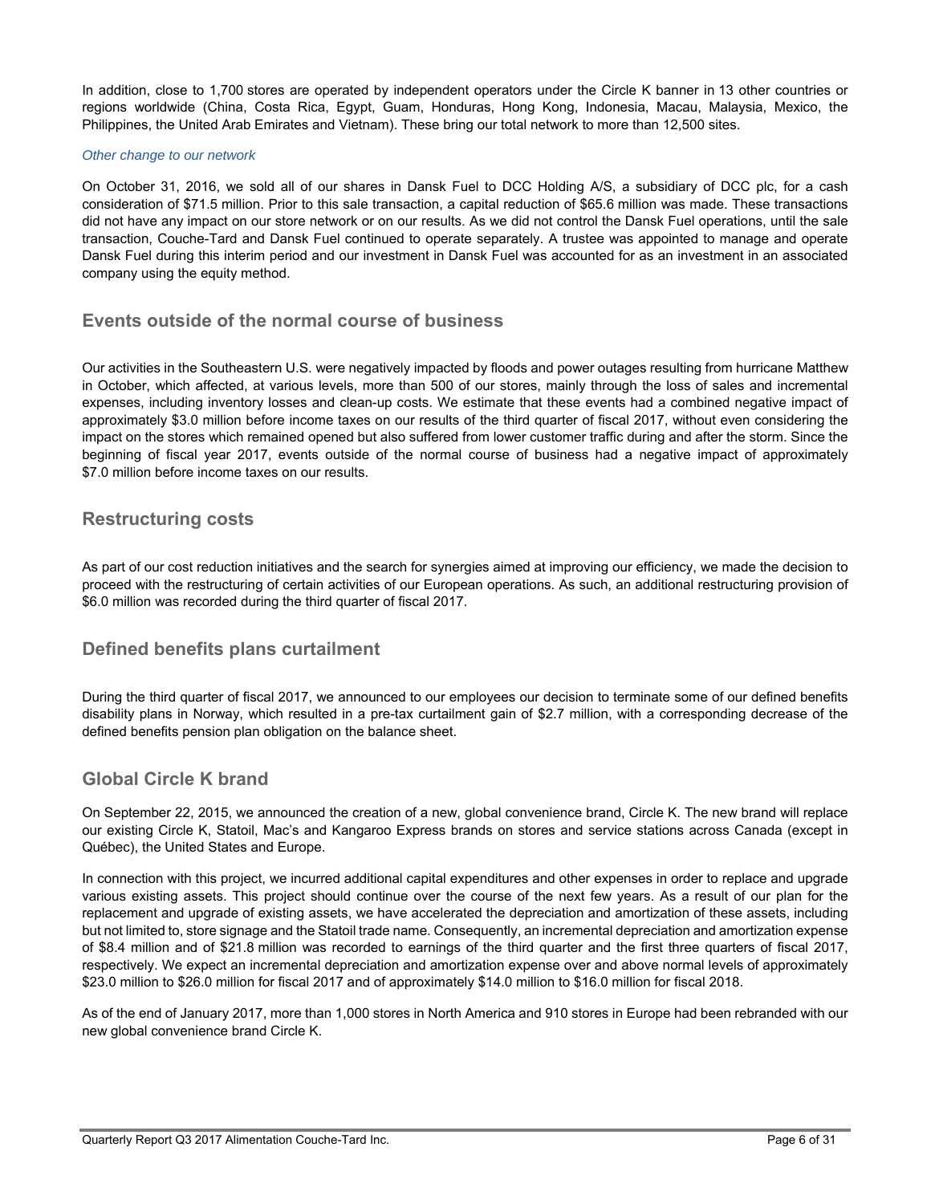In addition, close to 1,700 stores are operated by independent operators under the Circle K banner in 13 other countries or regions worldwide (China, Costa Rica, Egypt, Guam, Honduras, Hong Kong, Indonesia, Macau, Malaysia, Mexico, the Philippines, the United Arab Emirates and Vietnam). These bring our total network to more than 12,500 sites.

*Other change to our network*

On October 31, 2016, we sold all of our shares in Dansk Fuel to DCC Holding A/S, a subsidiary of DCC plc, for a cash consideration of $71.5 million. Prior to this sale transaction, a capital reduction of $65.6 million was made. These transactions did not have any impact on our store network or on our results. As we did not control the Dansk Fuel operations, until the sale transaction, Couche-Tard and Dansk Fuel continued to operate separately. A trustee was appointed to manage and operate Dansk Fuel during this interim period and our investment in Dansk Fuel was accounted for as an investment in an associated company using the equity method.

## Events outside of the normal course of business

Our activities in the Southeastern U.S. were negatively impacted by floods and power outages resulting from hurricane Matthew in October, which affected, at various levels, more than 500 of our stores, mainly through the loss of sales and incremental expenses, including inventory losses and clean-up costs. We estimate that these events had a combined negative impact of approximately $3.0 million before income taxes on our results of the third quarter of fiscal 2017, without even considering the impact on the stores which remained opened but also suffered from lower customer traffic during and after the storm. Since the beginning of fiscal year 2017, events outside of the normal course of business had a negative impact of approximately $7.0 million before income taxes on our results.

## Restructuring costs

As part of our cost reduction initiatives and the search for synergies aimed at improving our efficiency, we made the decision to proceed with the restructuring of certain activities of our European operations. As such, an additional restructuring provision of $6.0 million was recorded during the third quarter of fiscal 2017.

## Defined benefits plans curtailment

During the third quarter of fiscal 2017, we announced to our employees our decision to terminate some of our defined benefits disability plans in Norway, which resulted in a pre-tax curtailment gain of $2.7 million, with a corresponding decrease of the defined benefits pension plan obligation on the balance sheet.

## Global Circle K brand

On September 22, 2015, we announced the creation of a new, global convenience brand, Circle K. The new brand will replace our existing Circle K, Statoil, Mac's and Kangaroo Express brands on stores and service stations across Canada (except in Québec), the United States and Europe.

In connection with this project, we incurred additional capital expenditures and other expenses in order to replace and upgrade various existing assets. This project should continue over the course of the next few years. As a result of our plan for the replacement and upgrade of existing assets, we have accelerated the depreciation and amortization of these assets, including but not limited to, store signage and the Statoil trade name. Consequently, an incremental depreciation and amortization expense of $8.4 million and of $21.8 million was recorded to earnings of the third quarter and the first three quarters of fiscal 2017, respectively. We expect an incremental depreciation and amortization expense over and above normal levels of approximately $23.0 million to $26.0 million for fiscal 2017 and of approximately $14.0 million to $16.0 million for fiscal 2018.

As of the end of January 2017, more than 1,000 stores in North America and 910 stores in Europe had been rebranded with our new global convenience brand Circle K.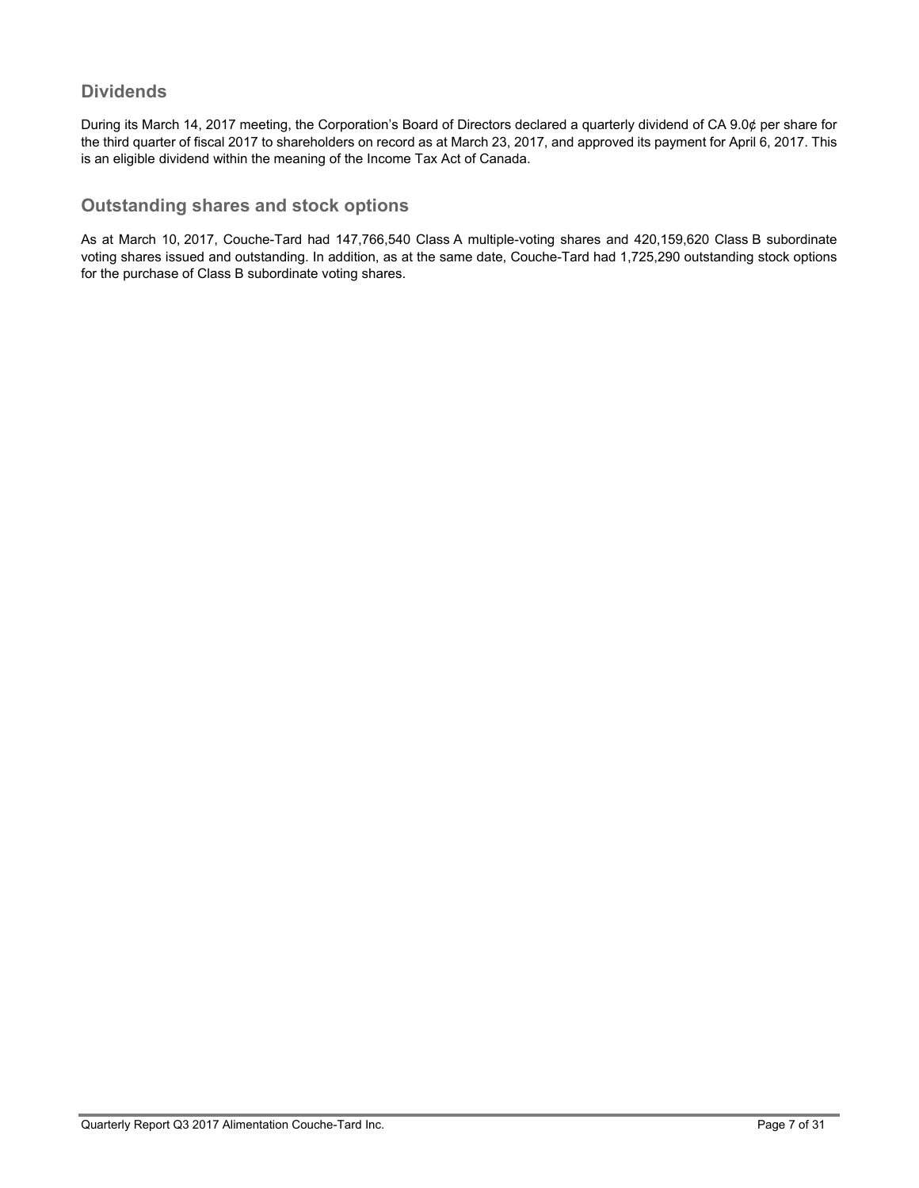## Dividends

During its March 14, 2017 meeting, the Corporation's Board of Directors declared a quarterly dividend of CA 9.0¢ per share for the third quarter of fiscal 2017 to shareholders on record as at March 23, 2017, and approved its payment for April 6, 2017. This is an eligible dividend within the meaning of the Income Tax Act of Canada.

## Outstanding shares and stock options

As at March 10, 2017, Couche-Tard had 147,766,540 Class A multiple-voting shares and 420,159,620 Class B subordinate voting shares issued and outstanding. In addition, as at the same date, Couche-Tard had 1,725,290 outstanding stock options for the purchase of Class B subordinate voting shares.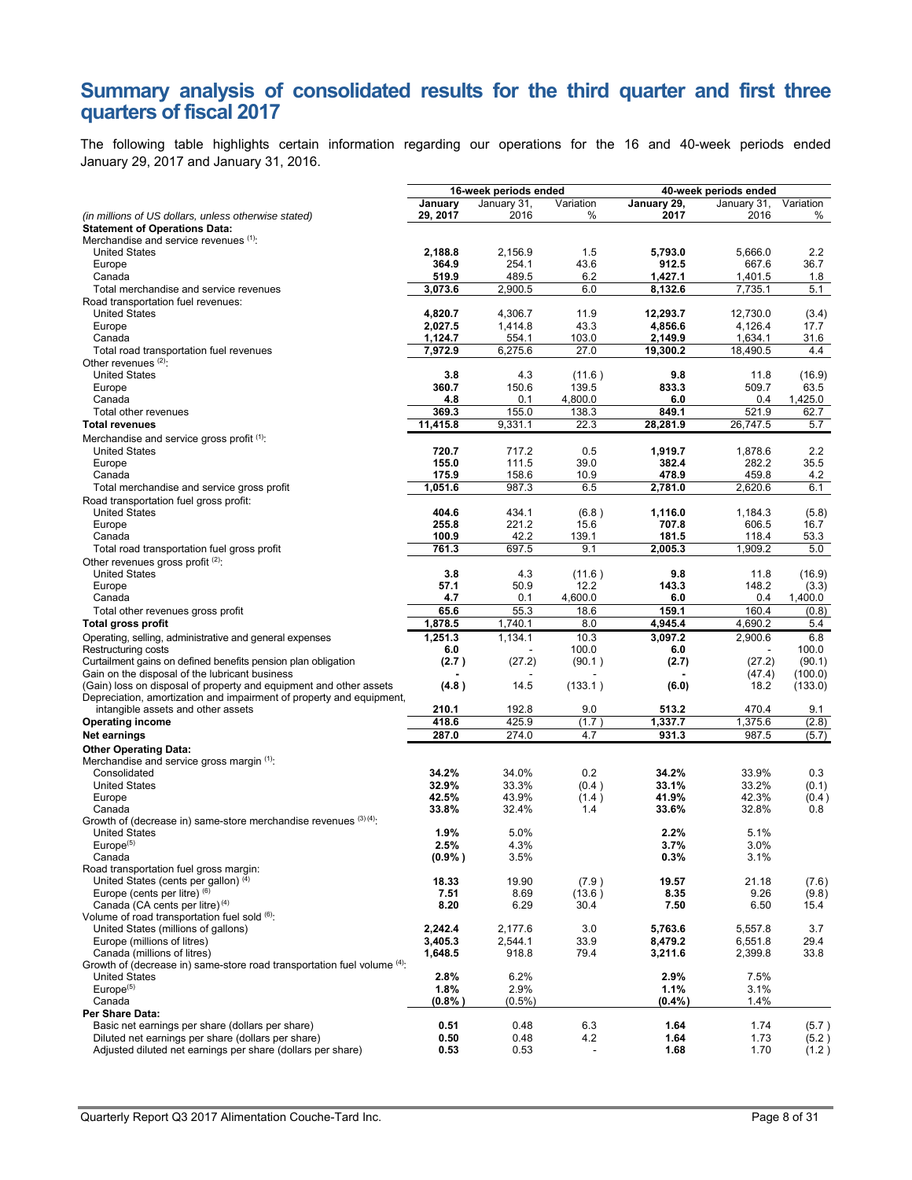# Summary analysis of consolidated results for the third quarter and first three quarters of fiscal 2017

The following table highlights certain information regarding our operations for the 16 and 40-week periods ended January 29, 2017 and January 31, 2016.

| | 16-week periods ended | | | 40-week periods ended | | |
|---|---|---|---|---|---|---|
| *(in millions of US dollars, unless otherwise stated)* | **January 29, 2017** | January 31, 2016 | Variation % | **January 29, 2017** | January 31, 2016 | Variation % |
| **Statement of Operations Data:** | | | | | | |
| Merchandise and service revenues [(1)]: | | | | | | |
| United States | **2,188.8** | 2,156.9 | 1.5 | **5,793.0** | 5,666.0 | 2.2 |
| Europe | **364.9** | 254.1 | 43.6 | **912.5** | 667.6 | 36.7 |
| Canada | **519.9** | 489.5 | 6.2 | **1,427.1** | 1,401.5 | 1.8 |
| Total merchandise and service revenues | **3,073.6** | 2,900.5 | 6.0 | **8,132.6** | 7,735.1 | 5.1 |
| Road transportation fuel revenues: | | | | | | |
| United States | **4,820.7** | 4,306.7 | 11.9 | **12,293.7** | 12,730.0 | (3.4) |
| Europe | **2,027.5** | 1,414.8 | 43.3 | **4,856.6** | 4,126.4 | 17.7 |
| Canada | **1,124.7** | 554.1 | 103.0 | **2,149.9** | 1,634.1 | 31.6 |
| Total road transportation fuel revenues | **7,972.9** | 6,275.6 | 27.0 | **19,300.2** | 18,490.5 | 4.4 |
| Other revenues [(2)]: | | | | | | |
| United States | **3.8** | 4.3 | (11.6) | **9.8** | 11.8 | (16.9) |
| Europe | **360.7** | 150.6 | 139.5 | **833.3** | 509.7 | 63.5 |
| Canada | **4.8** | 0.1 | 4,800.0 | **6.0** | 0.4 | 1,425.0 |
| Total other revenues | **369.3** | 155.0 | 138.3 | **849.1** | 521.9 | 62.7 |
| **Total revenues** | **11,415.8** | 9,331.1 | 22.3 | **28,281.9** | 26,747.5 | 5.7 |
| Merchandise and service gross profit [(1)]: | | | | | | |
| United States | **720.7** | 717.2 | 0.5 | **1,919.7** | 1,878.6 | 2.2 |
| Europe | **155.0** | 111.5 | 39.0 | **382.4** | 282.2 | 35.5 |
| Canada | **175.9** | 158.6 | 10.9 | **478.9** | 459.8 | 4.2 |
| Total merchandise and service gross profit | **1,051.6** | 987.3 | 6.5 | **2,781.0** | 2,620.6 | 6.1 |
| Road transportation fuel gross profit: | | | | | | |
| United States | **404.6** | 434.1 | (6.8) | **1,116.0** | 1,184.3 | (5.8) |
| Europe | **255.8** | 221.2 | 15.6 | **707.8** | 606.5 | 16.7 |
| Canada | **100.9** | 42.2 | 139.1 | **181.5** | 118.4 | 53.3 |
| Total road transportation fuel gross profit | **761.3** | 697.5 | 9.1 | **2,005.3** | 1,909.2 | 5.0 |
| Other revenues gross profit [(2)]: | | | | | | |
| United States | **3.8** | 4.3 | (11.6) | **9.8** | 11.8 | (16.9) |
| Europe | **57.1** | 50.9 | 12.2 | **143.3** | 148.2 | (3.3) |
| Canada | **4.7** | 0.1 | 4,600.0 | **6.0** | 0.4 | 1,400.0 |
| Total other revenues gross profit | **65.6** | 55.3 | 18.6 | **159.1** | 160.4 | (0.8) |
| **Total gross profit** | **1,878.5** | 1,740.1 | 8.0 | **4,945.4** | 4,690.2 | 5.4 |
| Operating, selling, administrative and general expenses | **1,251.3** | 1,134.1 | 10.3 | **3,097.2** | 2,900.6 | 6.8 |
| Restructuring costs | **6.0** | - | 100.0 | **6.0** | - | 100.0 |
| Curtailment gains on defined benefits pension plan obligation | **(2.7)** | (27.2) | (90.1) | **(2.7)** | (27.2) | (90.1) |
| Gain on the disposal of the lubricant business | **-** | - | - | **-** | (47.4) | (100.0) |
| (Gain) loss on disposal of property and equipment and other assets | **(4.8)** | 14.5 | (133.1) | **(6.0)** | 18.2 | (133.0) |
| Depreciation, amortization and impairment of property and equipment, intangible assets and other assets | **210.1** | 192.8 | 9.0 | **513.2** | 470.4 | 9.1 |
| **Operating income** | **418.6** | 425.9 | (1.7) | **1,337.7** | 1,375.6 | (2.8) |
| **Net earnings** | **287.0** | 274.0 | 4.7 | **931.3** | 987.5 | (5.7) |
| **Other Operating Data:** | | | | | | |
| Merchandise and service gross margin [(1)]: | | | | | | |
| Consolidated | **34.2%** | 34.0% | 0.2 | **34.2%** | 33.9% | 0.3 |
| United States | **32.9%** | 33.3% | (0.4) | **33.1%** | 33.2% | (0.1) |
| Europe | **42.5%** | 43.9% | (1.4) | **41.9%** | 42.3% | (0.4) |
| Canada | **33.8%** | 32.4% | 1.4 | **33.6%** | 32.8% | 0.8 |
| Growth of (decrease in) same-store merchandise revenues [(3)(4)]: | | | | | | |
| United States | **1.9%** | 5.0% | | **2.2%** | 5.1% | |
| Europe[(5)] | **2.5%** | 4.3% | | **3.7%** | 3.0% | |
| Canada | **(0.9%)** | 3.5% | | **0.3%** | 3.1% | |
| Road transportation fuel gross margin: | | | | | | |
| United States (cents per gallon) [(4)] | **18.33** | 19.90 | (7.9) | **19.57** | 21.18 | (7.6) |
| Europe (cents per litre) [(6)] | **7.51** | 8.69 | (13.6) | **8.35** | 9.26 | (9.8) |
| Canada (CA cents per litre) [(4)] | **8.20** | 6.29 | 30.4 | **7.50** | 6.50 | 15.4 |
| Volume of road transportation fuel sold [(6)]: | | | | | | |
| United States (millions of gallons) | **2,242.4** | 2,177.6 | 3.0 | **5,763.6** | 5,557.8 | 3.7 |
| Europe (millions of litres) | **3,405.3** | 2,544.1 | 33.9 | **8,479.2** | 6,551.8 | 29.4 |
| Canada (millions of litres) | **1,648.5** | 918.8 | 79.4 | **3,211.6** | 2,399.8 | 33.8 |
| Growth of (decrease in) same-store road transportation fuel volume [(4)]: | | | | | | |
| United States | **2.8%** | 6.2% | | **2.9%** | 7.5% | |
| Europe[(5)] | **1.8%** | 2.9% | | **1.1%** | 3.1% | |
| Canada | **(0.8%)** | (0.5%) | | **(0.4%)** | 1.4% | |
| **Per Share Data:** | | | | | | |
| Basic net earnings per share (dollars per share) | **0.51** | 0.48 | 6.3 | **1.64** | 1.74 | (5.7) |
| Diluted net earnings per share (dollars per share) | **0.50** | 0.48 | 4.2 | **1.64** | 1.73 | (5.2) |
| Adjusted diluted net earnings per share (dollars per share) | **0.53** | 0.53 | - | **1.68** | 1.70 | (1.2) |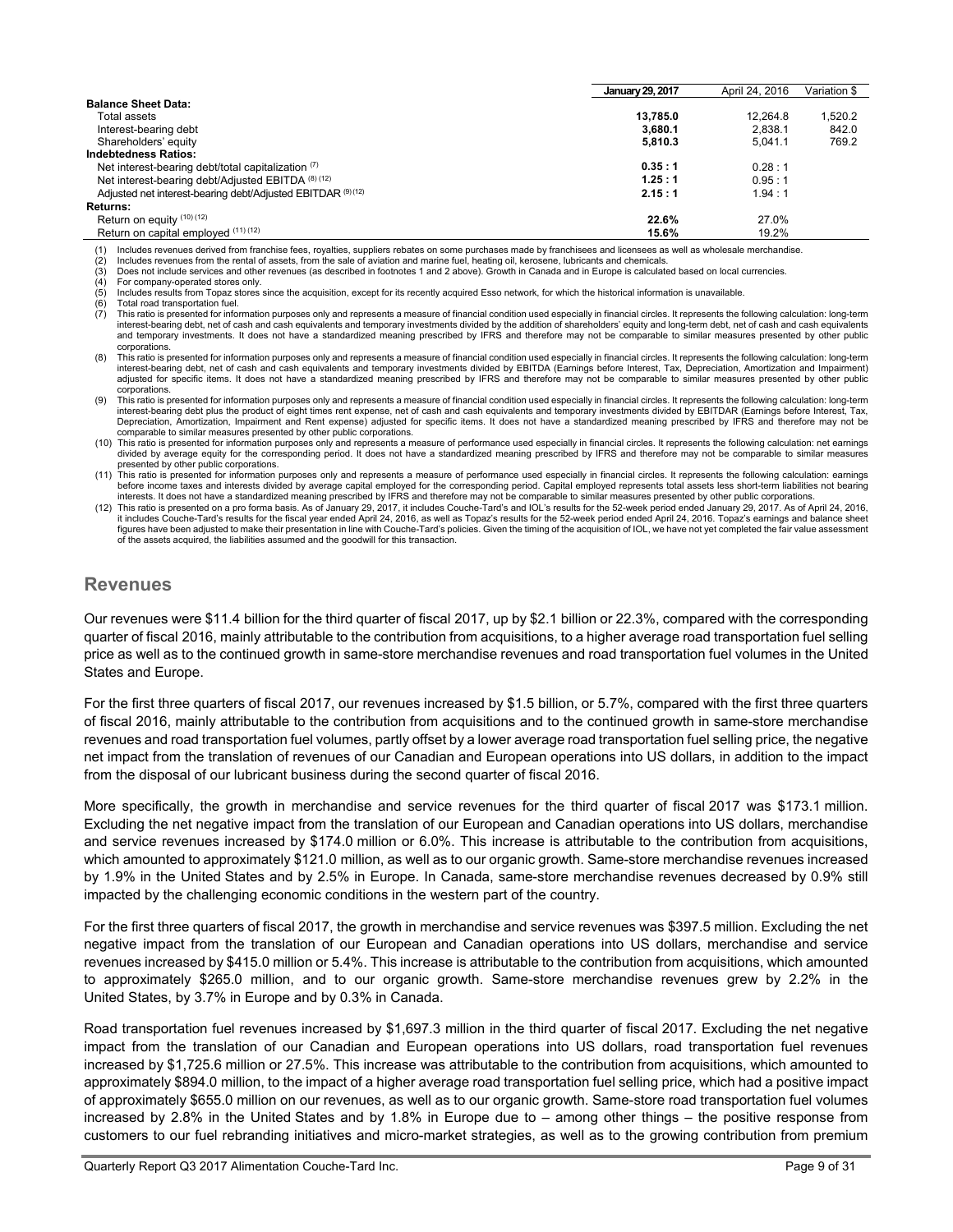| | January 29, 2017 | April 24, 2016 | Variation $ |
|---|---|---|---|
| **Balance Sheet Data:** | | | |
| Total assets | **13,785.0** | 12,264.8 | 1,520.2 |
| Interest-bearing debt | **3,680.1** | 2,838.1 | 842.0 |
| Shareholders' equity | **5,810.3** | 5,041.1 | 769.2 |
| **Indebtedness Ratios:** | | | |
| Net interest-bearing debt/total capitalization (7) | **0.35 : 1** | 0.28 : 1 | |
| Net interest-bearing debt/Adjusted EBITDA (8) (12) | **1.25 : 1** | 0.95 : 1 | |
| Adjusted net interest-bearing debt/Adjusted EBITDAR (9) (12) | **2.15 : 1** | 1.94 : 1 | |
| **Returns:** | | | |
| Return on equity (10) (12) | **22.6%** | 27.0% | |
| Return on capital employed (11) (12) | **15.6%** | 19.2% | |

(1) Includes revenues derived from franchise fees, royalties, suppliers rebates on some purchases made by franchisees and licensees as well as wholesale merchandise.
(2) Includes revenues from the rental of assets, from the sale of aviation and marine fuel, heating oil, kerosene, lubricants and chemicals.
(3) Does not include services and other revenues (as described in footnotes 1 and 2 above). Growth in Canada and in Europe is calculated based on local currencies.
(4) For company-operated stores only.
(5) Includes results from Topaz stores since the acquisition, except for its recently acquired Esso network, for which the historical information is unavailable.
(6) Total road transportation fuel.
(7) This ratio is presented for information purposes only and represents a measure of financial condition used especially in financial circles. It represents the following calculation: long-term interest-bearing debt, net of cash and cash equivalents and temporary investments divided by the addition of shareholders' equity and long-term debt, net of cash and cash equivalents and temporary investments. It does not have a standardized meaning prescribed by IFRS and therefore may not be comparable to similar measures presented by other public corporations.
(8) This ratio is presented for information purposes only and represents a measure of financial condition used especially in financial circles. It represents the following calculation: long-term interest-bearing debt, net of cash and cash equivalents and temporary investments divided by EBITDA (Earnings before Interest, Tax, Depreciation, Amortization and Impairment) adjusted for specific items. It does not have a standardized meaning prescribed by IFRS and therefore may not be comparable to similar measures presented by other public corporations.
(9) This ratio is presented for information purposes only and represents a measure of financial condition used especially in financial circles. It represents the following calculation: long-term interest-bearing debt plus the product of eight times rent expense, net of cash and cash equivalents and temporary investments divided by EBITDAR (Earnings before Interest, Tax, Depreciation, Amortization, Impairment and Rent expense) adjusted for specific items. It does not have a standardized meaning prescribed by IFRS and therefore may not be comparable to similar measures presented by other public corporations.
(10) This ratio is presented for information purposes only and represents a measure of performance used especially in financial circles. It represents the following calculation: net earnings divided by average equity for the corresponding period. It does not have a standardized meaning prescribed by IFRS and therefore may not be comparable to similar measures presented by other public corporations.
(11) This ratio is presented for information purposes only and represents a measure of performance used especially in financial circles. It represents the following calculation: earnings before income taxes and interests divided by average capital employed for the corresponding period. Capital employed represents total assets less short-term liabilities not bearing interests. It does not have a standardized meaning prescribed by IFRS and therefore may not be comparable to similar measures presented by other public corporations.
(12) This ratio is presented on a pro forma basis. As of January 29, 2017, it includes Couche-Tard's and IOL's results for the 52-week period ended January 29, 2017. As of April 24, 2016, it includes Couche-Tard's results for the fiscal year ended April 24, 2016, as well as Topaz's results for the 52-week period ended April 24, 2016. Topaz's earnings and balance sheet figures have been adjusted to make their presentation in line with Couche-Tard's policies. Given the timing of the acquisition of IOL, we have not yet completed the fair value assessment of the assets acquired, the liabilities assumed and the goodwill for this transaction.

## Revenues

Our revenues were $11.4 billion for the third quarter of fiscal 2017, up by $2.1 billion or 22.3%, compared with the corresponding quarter of fiscal 2016, mainly attributable to the contribution from acquisitions, to a higher average road transportation fuel selling price as well as to the continued growth in same-store merchandise revenues and road transportation fuel volumes in the United States and Europe.

For the first three quarters of fiscal 2017, our revenues increased by $1.5 billion, or 5.7%, compared with the first three quarters of fiscal 2016, mainly attributable to the contribution from acquisitions and to the continued growth in same-store merchandise revenues and road transportation fuel volumes, partly offset by a lower average road transportation fuel selling price, the negative net impact from the translation of revenues of our Canadian and European operations into US dollars, in addition to the impact from the disposal of our lubricant business during the second quarter of fiscal 2016.

More specifically, the growth in merchandise and service revenues for the third quarter of fiscal 2017 was $173.1 million. Excluding the net negative impact from the translation of our European and Canadian operations into US dollars, merchandise and service revenues increased by $174.0 million or 6.0%. This increase is attributable to the contribution from acquisitions, which amounted to approximately $121.0 million, as well as to our organic growth. Same-store merchandise revenues increased by 1.9% in the United States and by 2.5% in Europe. In Canada, same-store merchandise revenues decreased by 0.9% still impacted by the challenging economic conditions in the western part of the country.

For the first three quarters of fiscal 2017, the growth in merchandise and service revenues was $397.5 million. Excluding the net negative impact from the translation of our European and Canadian operations into US dollars, merchandise and service revenues increased by $415.0 million or 5.4%. This increase is attributable to the contribution from acquisitions, which amounted to approximately $265.0 million, and to our organic growth. Same-store merchandise revenues grew by 2.2% in the United States, by 3.7% in Europe and by 0.3% in Canada.

Road transportation fuel revenues increased by $1,697.3 million in the third quarter of fiscal 2017. Excluding the net negative impact from the translation of our Canadian and European operations into US dollars, road transportation fuel revenues increased by $1,725.6 million or 27.5%. This increase was attributable to the contribution from acquisitions, which amounted to approximately $894.0 million, to the impact of a higher average road transportation fuel selling price, which had a positive impact of approximately $655.0 million on our revenues, as well as to our organic growth. Same-store road transportation fuel volumes increased by 2.8% in the United States and by 1.8% in Europe due to – among other things – the positive response from customers to our fuel rebranding initiatives and micro-market strategies, as well as to the growing contribution from premium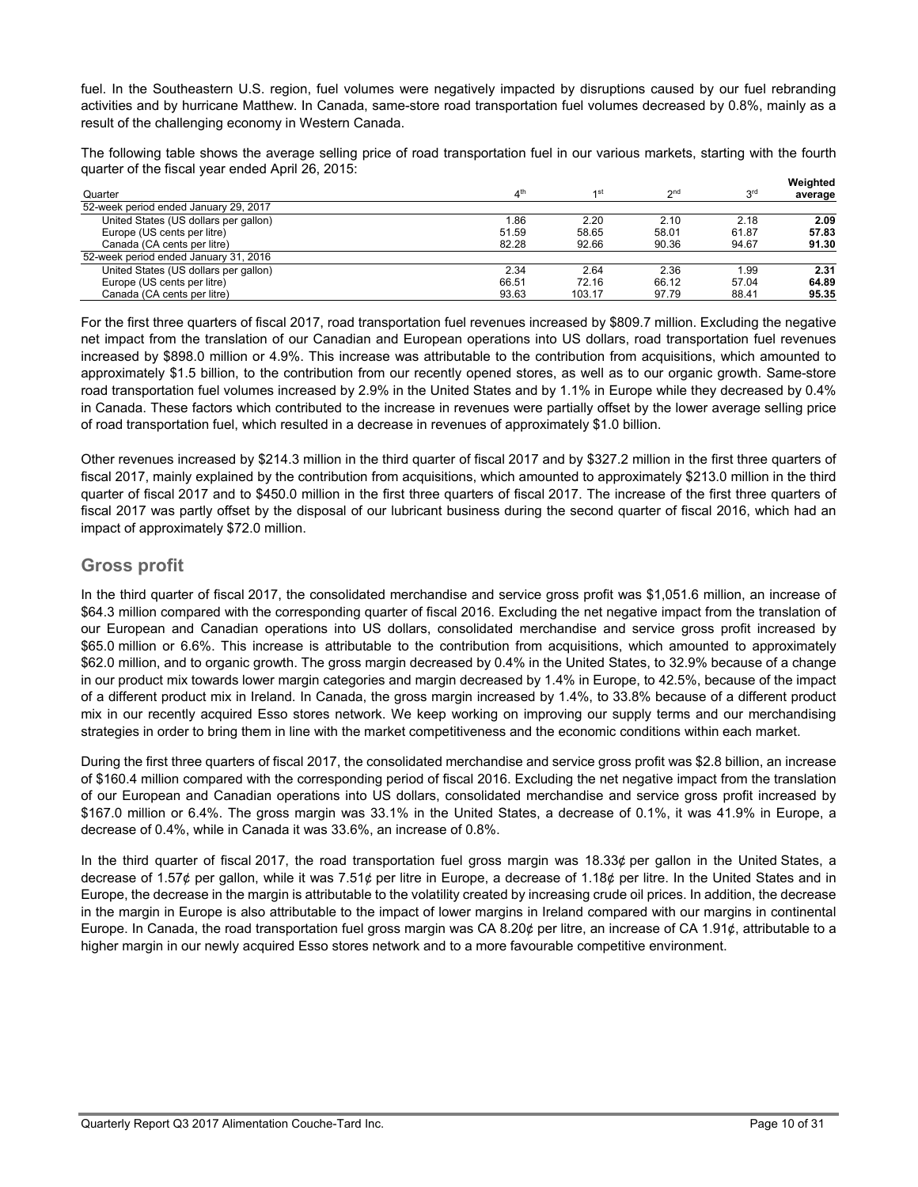fuel. In the Southeastern U.S. region, fuel volumes were negatively impacted by disruptions caused by our fuel rebranding activities and by hurricane Matthew. In Canada, same-store road transportation fuel volumes decreased by 0.8%, mainly as a result of the challenging economy in Western Canada.

The following table shows the average selling price of road transportation fuel in our various markets, starting with the fourth quarter of the fiscal year ended April 26, 2015:

| Quarter | 4th | 1st | 2nd | 3rd | Weighted average |
|---|---|---|---|---|---|
| 52-week period ended January 29, 2017 | | | | | |
| United States (US dollars per gallon) | 1.86 | 2.20 | 2.10 | 2.18 | **2.09** |
| Europe (US cents per litre) | 51.59 | 58.65 | 58.01 | 61.87 | **57.83** |
| Canada (CA cents per litre) | 82.28 | 92.66 | 90.36 | 94.67 | **91.30** |
| 52-week period ended January 31, 2016 | | | | | |
| United States (US dollars per gallon) | 2.34 | 2.64 | 2.36 | 1.99 | **2.31** |
| Europe (US cents per litre) | 66.51 | 72.16 | 66.12 | 57.04 | **64.89** |
| Canada (CA cents per litre) | 93.63 | 103.17 | 97.79 | 88.41 | **95.35** |

For the first three quarters of fiscal 2017, road transportation fuel revenues increased by $809.7 million. Excluding the negative net impact from the translation of our Canadian and European operations into US dollars, road transportation fuel revenues increased by $898.0 million or 4.9%. This increase was attributable to the contribution from acquisitions, which amounted to approximately $1.5 billion, to the contribution from our recently opened stores, as well as to our organic growth. Same-store road transportation fuel volumes increased by 2.9% in the United States and by 1.1% in Europe while they decreased by 0.4% in Canada. These factors which contributed to the increase in revenues were partially offset by the lower average selling price of road transportation fuel, which resulted in a decrease in revenues of approximately $1.0 billion.

Other revenues increased by $214.3 million in the third quarter of fiscal 2017 and by $327.2 million in the first three quarters of fiscal 2017, mainly explained by the contribution from acquisitions, which amounted to approximately $213.0 million in the third quarter of fiscal 2017 and to $450.0 million in the first three quarters of fiscal 2017. The increase of the first three quarters of fiscal 2017 was partly offset by the disposal of our lubricant business during the second quarter of fiscal 2016, which had an impact of approximately $72.0 million.

## Gross profit

In the third quarter of fiscal 2017, the consolidated merchandise and service gross profit was $1,051.6 million, an increase of $64.3 million compared with the corresponding quarter of fiscal 2016. Excluding the net negative impact from the translation of our European and Canadian operations into US dollars, consolidated merchandise and service gross profit increased by $65.0 million or 6.6%. This increase is attributable to the contribution from acquisitions, which amounted to approximately $62.0 million, and to organic growth. The gross margin decreased by 0.4% in the United States, to 32.9% because of a change in our product mix towards lower margin categories and margin decreased by 1.4% in Europe, to 42.5%, because of the impact of a different product mix in Ireland. In Canada, the gross margin increased by 1.4%, to 33.8% because of a different product mix in our recently acquired Esso stores network. We keep working on improving our supply terms and our merchandising strategies in order to bring them in line with the market competitiveness and the economic conditions within each market.

During the first three quarters of fiscal 2017, the consolidated merchandise and service gross profit was $2.8 billion, an increase of $160.4 million compared with the corresponding period of fiscal 2016. Excluding the net negative impact from the translation of our European and Canadian operations into US dollars, consolidated merchandise and service gross profit increased by $167.0 million or 6.4%. The gross margin was 33.1% in the United States, a decrease of 0.1%, it was 41.9% in Europe, a decrease of 0.4%, while in Canada it was 33.6%, an increase of 0.8%.

In the third quarter of fiscal 2017, the road transportation fuel gross margin was 18.33¢ per gallon in the United States, a decrease of 1.57¢ per gallon, while it was 7.51¢ per litre in Europe, a decrease of 1.18¢ per litre. In the United States and in Europe, the decrease in the margin is attributable to the volatility created by increasing crude oil prices. In addition, the decrease in the margin in Europe is also attributable to the impact of lower margins in Ireland compared with our margins in continental Europe. In Canada, the road transportation fuel gross margin was CA 8.20¢ per litre, an increase of CA 1.91¢, attributable to a higher margin in our newly acquired Esso stores network and to a more favourable competitive environment.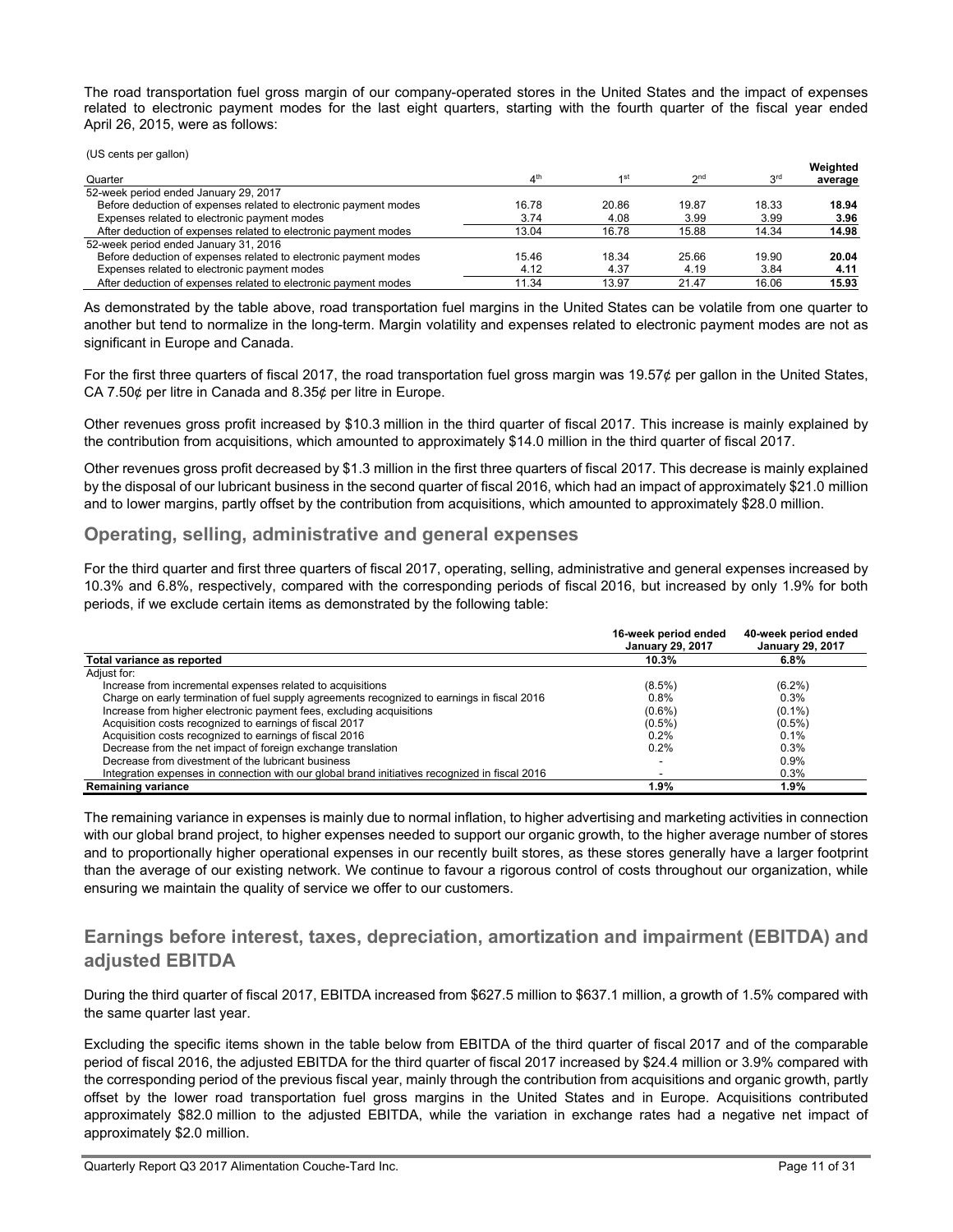The road transportation fuel gross margin of our company-operated stores in the United States and the impact of expenses related to electronic payment modes for the last eight quarters, starting with the fourth quarter of the fiscal year ended April 26, 2015, were as follows:

(US cents per gallon)

| Quarter | 4th | 1st | 2nd | 3rd | Weighted average |
|---|---|---|---|---|---|
| 52-week period ended January 29, 2017 | | | | | |
| Before deduction of expenses related to electronic payment modes | 16.78 | 20.86 | 19.87 | 18.33 | **18.94** |
| Expenses related to electronic payment modes | 3.74 | 4.08 | 3.99 | 3.99 | **3.96** |
| After deduction of expenses related to electronic payment modes | 13.04 | 16.78 | 15.88 | 14.34 | **14.98** |
| 52-week period ended January 31, 2016 | | | | | |
| Before deduction of expenses related to electronic payment modes | 15.46 | 18.34 | 25.66 | 19.90 | **20.04** |
| Expenses related to electronic payment modes | 4.12 | 4.37 | 4.19 | 3.84 | **4.11** |
| After deduction of expenses related to electronic payment modes | 11.34 | 13.97 | 21.47 | 16.06 | **15.93** |

As demonstrated by the table above, road transportation fuel margins in the United States can be volatile from one quarter to another but tend to normalize in the long-term. Margin volatility and expenses related to electronic payment modes are not as significant in Europe and Canada.

For the first three quarters of fiscal 2017, the road transportation fuel gross margin was 19.57¢ per gallon in the United States, CA 7.50¢ per litre in Canada and 8.35¢ per litre in Europe.

Other revenues gross profit increased by $10.3 million in the third quarter of fiscal 2017. This increase is mainly explained by the contribution from acquisitions, which amounted to approximately $14.0 million in the third quarter of fiscal 2017.

Other revenues gross profit decreased by $1.3 million in the first three quarters of fiscal 2017. This decrease is mainly explained by the disposal of our lubricant business in the second quarter of fiscal 2016, which had an impact of approximately $21.0 million and to lower margins, partly offset by the contribution from acquisitions, which amounted to approximately $28.0 million.

## Operating, selling, administrative and general expenses

For the third quarter and first three quarters of fiscal 2017, operating, selling, administrative and general expenses increased by 10.3% and 6.8%, respectively, compared with the corresponding periods of fiscal 2016, but increased by only 1.9% for both periods, if we exclude certain items as demonstrated by the following table:

| | 16-week period ended January 29, 2017 | 40-week period ended January 29, 2017 |
|---|---|---|
| **Total variance as reported** | **10.3%** | **6.8%** |
| Adjust for: | | |
| Increase from incremental expenses related to acquisitions | (8.5%) | (6.2%) |
| Charge on early termination of fuel supply agreements recognized to earnings in fiscal 2016 | 0.8% | 0.3% |
| Increase from higher electronic payment fees, excluding acquisitions | (0.6%) | (0.1%) |
| Acquisition costs recognized to earnings of fiscal 2017 | (0.5%) | (0.5%) |
| Acquisition costs recognized to earnings of fiscal 2016 | 0.2% | 0.1% |
| Decrease from the net impact of foreign exchange translation | 0.2% | 0.3% |
| Decrease from divestment of the lubricant business | - | 0.9% |
| Integration expenses in connection with our global brand initiatives recognized in fiscal 2016 | - | 0.3% |
| **Remaining variance** | **1.9%** | **1.9%** |

The remaining variance in expenses is mainly due to normal inflation, to higher advertising and marketing activities in connection with our global brand project, to higher expenses needed to support our organic growth, to the higher average number of stores and to proportionally higher operational expenses in our recently built stores, as these stores generally have a larger footprint than the average of our existing network. We continue to favour a rigorous control of costs throughout our organization, while ensuring we maintain the quality of service we offer to our customers.

## Earnings before interest, taxes, depreciation, amortization and impairment (EBITDA) and adjusted EBITDA

During the third quarter of fiscal 2017, EBITDA increased from $627.5 million to $637.1 million, a growth of 1.5% compared with the same quarter last year.

Excluding the specific items shown in the table below from EBITDA of the third quarter of fiscal 2017 and of the comparable period of fiscal 2016, the adjusted EBITDA for the third quarter of fiscal 2017 increased by $24.4 million or 3.9% compared with the corresponding period of the previous fiscal year, mainly through the contribution from acquisitions and organic growth, partly offset by the lower road transportation fuel gross margins in the United States and in Europe. Acquisitions contributed approximately $82.0 million to the adjusted EBITDA, while the variation in exchange rates had a negative net impact of approximately $2.0 million.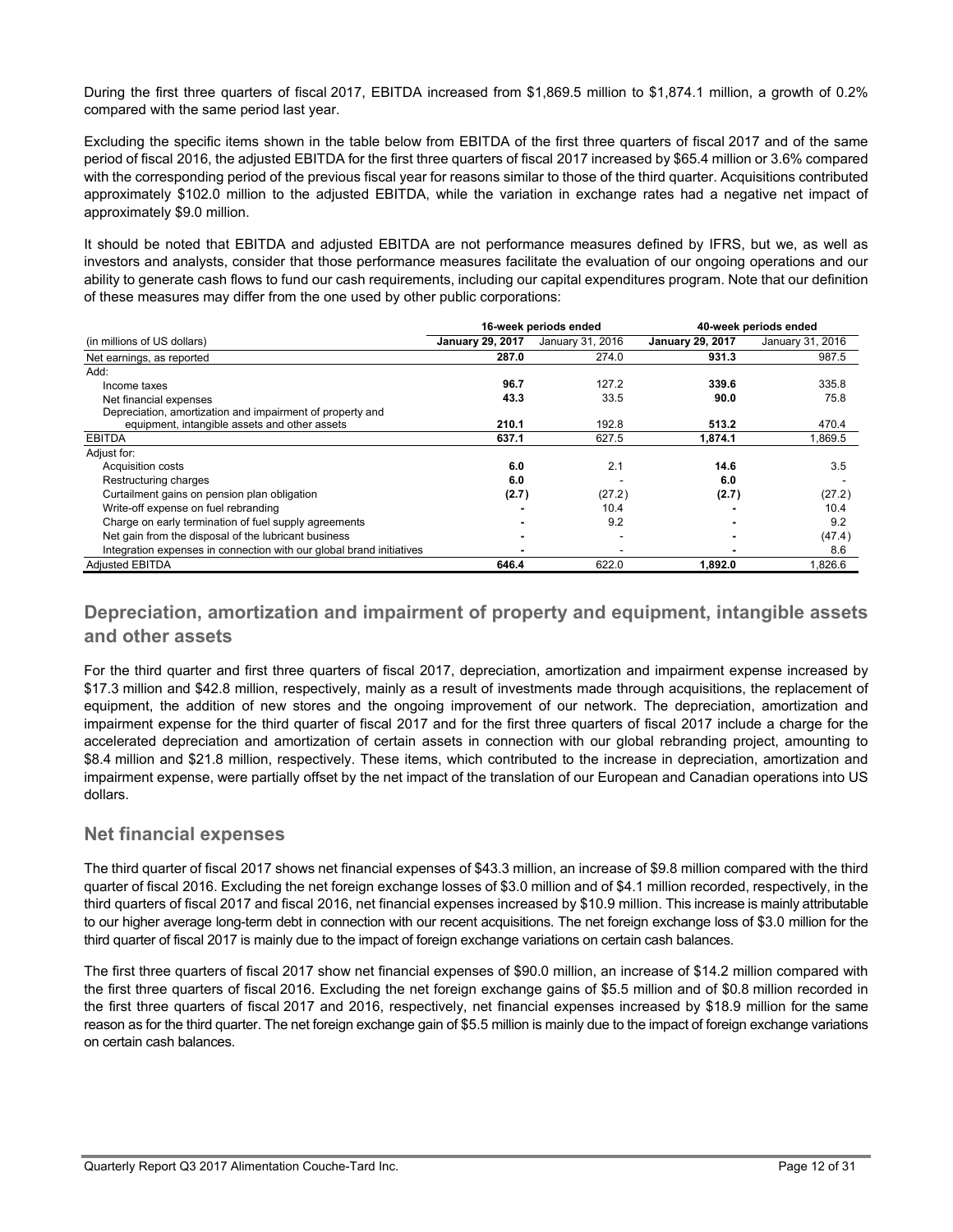During the first three quarters of fiscal 2017, EBITDA increased from $1,869.5 million to $1,874.1 million, a growth of 0.2% compared with the same period last year.

Excluding the specific items shown in the table below from EBITDA of the first three quarters of fiscal 2017 and of the same period of fiscal 2016, the adjusted EBITDA for the first three quarters of fiscal 2017 increased by $65.4 million or 3.6% compared with the corresponding period of the previous fiscal year for reasons similar to those of the third quarter. Acquisitions contributed approximately $102.0 million to the adjusted EBITDA, while the variation in exchange rates had a negative net impact of approximately $9.0 million.

It should be noted that EBITDA and adjusted EBITDA are not performance measures defined by IFRS, but we, as well as investors and analysts, consider that those performance measures facilitate the evaluation of our ongoing operations and our ability to generate cash flows to fund our cash requirements, including our capital expenditures program. Note that our definition of these measures may differ from the one used by other public corporations:

| | 16-week periods ended | | 40-week periods ended | |
|---|---|---|---|---|
| (in millions of US dollars) | **January 29, 2017** | January 31, 2016 | **January 29, 2017** | January 31, 2016 |
| Net earnings, as reported | **287.0** | 274.0 | **931.3** | 987.5 |
| Add: | | | | |
| Income taxes | **96.7** | 127.2 | **339.6** | 335.8 |
| Net financial expenses | **43.3** | 33.5 | **90.0** | 75.8 |
| Depreciation, amortization and impairment of property and equipment, intangible assets and other assets | **210.1** | 192.8 | **513.2** | 470.4 |
| EBITDA | **637.1** | 627.5 | **1,874.1** | 1,869.5 |
| Adjust for: | | | | |
| Acquisition costs | **6.0** | 2.1 | **14.6** | 3.5 |
| Restructuring charges | **6.0** | - | **6.0** | - |
| Curtailment gains on pension plan obligation | **(2.7)** | (27.2) | **(2.7)** | (27.2) |
| Write-off expense on fuel rebranding | **-** | 10.4 | **-** | 10.4 |
| Charge on early termination of fuel supply agreements | **-** | 9.2 | **-** | 9.2 |
| Net gain from the disposal of the lubricant business | **-** | - | **-** | (47.4) |
| Integration expenses in connection with our global brand initiatives | **-** | - | **-** | 8.6 |
| Adjusted EBITDA | **646.4** | 622.0 | **1,892.0** | 1,826.6 |

## Depreciation, amortization and impairment of property and equipment, intangible assets and other assets

For the third quarter and first three quarters of fiscal 2017, depreciation, amortization and impairment expense increased by $17.3 million and $42.8 million, respectively, mainly as a result of investments made through acquisitions, the replacement of equipment, the addition of new stores and the ongoing improvement of our network. The depreciation, amortization and impairment expense for the third quarter of fiscal 2017 and for the first three quarters of fiscal 2017 include a charge for the accelerated depreciation and amortization of certain assets in connection with our global rebranding project, amounting to $8.4 million and $21.8 million, respectively. These items, which contributed to the increase in depreciation, amortization and impairment expense, were partially offset by the net impact of the translation of our European and Canadian operations into US dollars.

## Net financial expenses

The third quarter of fiscal 2017 shows net financial expenses of $43.3 million, an increase of $9.8 million compared with the third quarter of fiscal 2016. Excluding the net foreign exchange losses of $3.0 million and of $4.1 million recorded, respectively, in the third quarters of fiscal 2017 and fiscal 2016, net financial expenses increased by $10.9 million. This increase is mainly attributable to our higher average long-term debt in connection with our recent acquisitions. The net foreign exchange loss of $3.0 million for the third quarter of fiscal 2017 is mainly due to the impact of foreign exchange variations on certain cash balances.

The first three quarters of fiscal 2017 show net financial expenses of $90.0 million, an increase of $14.2 million compared with the first three quarters of fiscal 2016. Excluding the net foreign exchange gains of $5.5 million and of $0.8 million recorded in the first three quarters of fiscal 2017 and 2016, respectively, net financial expenses increased by $18.9 million for the same reason as for the third quarter. The net foreign exchange gain of $5.5 million is mainly due to the impact of foreign exchange variations on certain cash balances.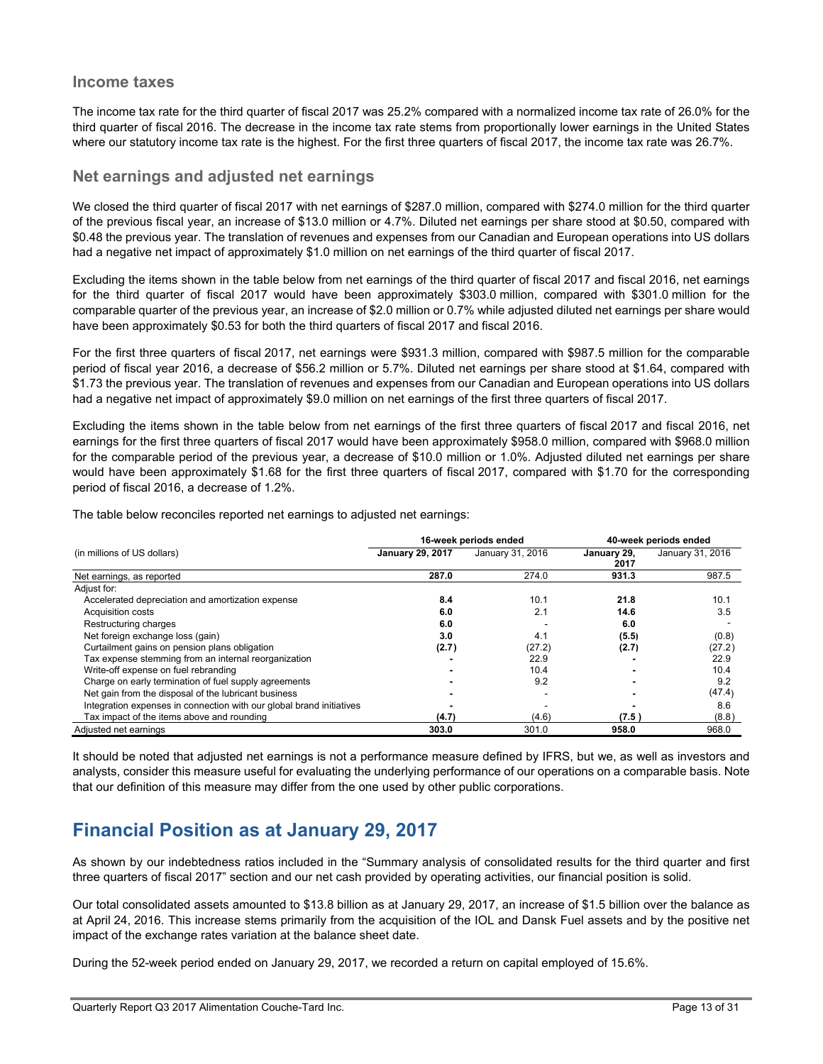## Income taxes

The income tax rate for the third quarter of fiscal 2017 was 25.2% compared with a normalized income tax rate of 26.0% for the third quarter of fiscal 2016. The decrease in the income tax rate stems from proportionally lower earnings in the United States where our statutory income tax rate is the highest. For the first three quarters of fiscal 2017, the income tax rate was 26.7%.

## Net earnings and adjusted net earnings

We closed the third quarter of fiscal 2017 with net earnings of $287.0 million, compared with $274.0 million for the third quarter of the previous fiscal year, an increase of $13.0 million or 4.7%. Diluted net earnings per share stood at $0.50, compared with $0.48 the previous year. The translation of revenues and expenses from our Canadian and European operations into US dollars had a negative net impact of approximately $1.0 million on net earnings of the third quarter of fiscal 2017.

Excluding the items shown in the table below from net earnings of the third quarter of fiscal 2017 and fiscal 2016, net earnings for the third quarter of fiscal 2017 would have been approximately $303.0 million, compared with $301.0 million for the comparable quarter of the previous year, an increase of $2.0 million or 0.7% while adjusted diluted net earnings per share would have been approximately $0.53 for both the third quarters of fiscal 2017 and fiscal 2016.

For the first three quarters of fiscal 2017, net earnings were $931.3 million, compared with $987.5 million for the comparable period of fiscal year 2016, a decrease of $56.2 million or 5.7%. Diluted net earnings per share stood at $1.64, compared with $1.73 the previous year. The translation of revenues and expenses from our Canadian and European operations into US dollars had a negative net impact of approximately $9.0 million on net earnings of the first three quarters of fiscal 2017.

Excluding the items shown in the table below from net earnings of the first three quarters of fiscal 2017 and fiscal 2016, net earnings for the first three quarters of fiscal 2017 would have been approximately $958.0 million, compared with $968.0 million for the comparable period of the previous year, a decrease of $10.0 million or 1.0%. Adjusted diluted net earnings per share would have been approximately $1.68 for the first three quarters of fiscal 2017, compared with $1.70 for the corresponding period of fiscal 2016, a decrease of 1.2%.

The table below reconciles reported net earnings to adjusted net earnings:

| | 16-week periods ended | | 40-week periods ended | |
|---|---|---|---|---|
| (in millions of US dollars) | **January 29, 2017** | January 31, 2016 | **January 29, 2017** | January 31, 2016 |
| Net earnings, as reported | **287.0** | 274.0 | **931.3** | 987.5 |
| Adjust for: | | | | |
| Accelerated depreciation and amortization expense | **8.4** | 10.1 | **21.8** | 10.1 |
| Acquisition costs | **6.0** | 2.1 | **14.6** | 3.5 |
| Restructuring charges | **6.0** | - | **6.0** | - |
| Net foreign exchange loss (gain) | **3.0** | 4.1 | **(5.5)** | (0.8) |
| Curtailment gains on pension plans obligation | **(2.7)** | (27.2) | **(2.7)** | (27.2) |
| Tax expense stemming from an internal reorganization | **-** | 22.9 | **-** | 22.9 |
| Write-off expense on fuel rebranding | **-** | 10.4 | **-** | 10.4 |
| Charge on early termination of fuel supply agreements | **-** | 9.2 | **-** | 9.2 |
| Net gain from the disposal of the lubricant business | **-** | - | **-** | (47.4) |
| Integration expenses in connection with our global brand initiatives | **-** | - | **-** | 8.6 |
| Tax impact of the items above and rounding | **(4.7)** | (4.6) | **(7.5)** | (8.8) |
| Adjusted net earnings | **303.0** | 301.0 | **958.0** | 968.0 |

It should be noted that adjusted net earnings is not a performance measure defined by IFRS, but we, as well as investors and analysts, consider this measure useful for evaluating the underlying performance of our operations on a comparable basis. Note that our definition of this measure may differ from the one used by other public corporations.

# Financial Position as at January 29, 2017

As shown by our indebtedness ratios included in the "Summary analysis of consolidated results for the third quarter and first three quarters of fiscal 2017" section and our net cash provided by operating activities, our financial position is solid.

Our total consolidated assets amounted to $13.8 billion as at January 29, 2017, an increase of $1.5 billion over the balance as at April 24, 2016. This increase stems primarily from the acquisition of the IOL and Dansk Fuel assets and by the positive net impact of the exchange rates variation at the balance sheet date.

During the 52-week period ended on January 29, 2017, we recorded a return on capital employed of 15.6%.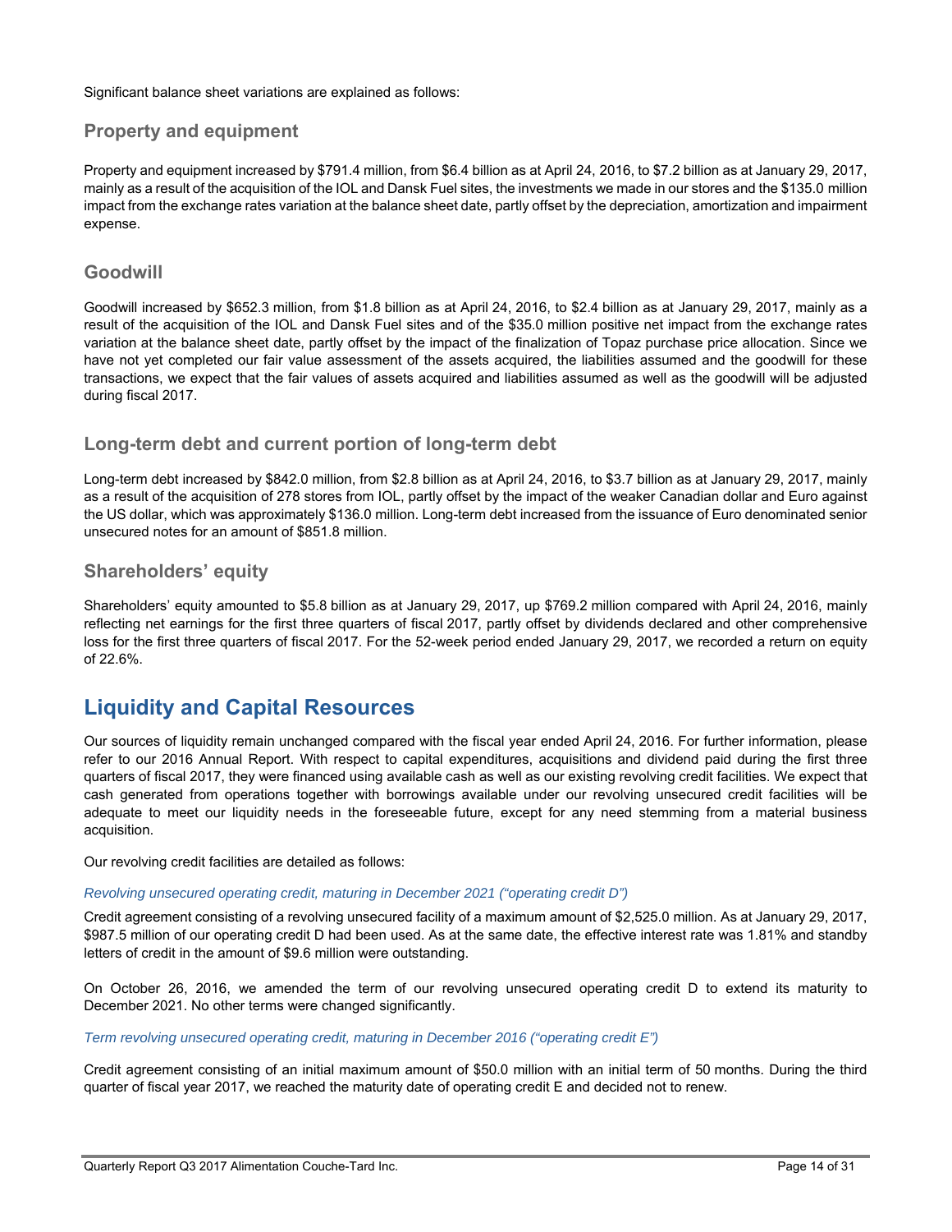Significant balance sheet variations are explained as follows:

## Property and equipment

Property and equipment increased by $791.4 million, from $6.4 billion as at April 24, 2016, to $7.2 billion as at January 29, 2017, mainly as a result of the acquisition of the IOL and Dansk Fuel sites, the investments we made in our stores and the $135.0 million impact from the exchange rates variation at the balance sheet date, partly offset by the depreciation, amortization and impairment expense.

## Goodwill

Goodwill increased by $652.3 million, from $1.8 billion as at April 24, 2016, to $2.4 billion as at January 29, 2017, mainly as a result of the acquisition of the IOL and Dansk Fuel sites and of the $35.0 million positive net impact from the exchange rates variation at the balance sheet date, partly offset by the impact of the finalization of Topaz purchase price allocation. Since we have not yet completed our fair value assessment of the assets acquired, the liabilities assumed and the goodwill for these transactions, we expect that the fair values of assets acquired and liabilities assumed as well as the goodwill will be adjusted during fiscal 2017.

## Long-term debt and current portion of long-term debt

Long-term debt increased by $842.0 million, from $2.8 billion as at April 24, 2016, to $3.7 billion as at January 29, 2017, mainly as a result of the acquisition of 278 stores from IOL, partly offset by the impact of the weaker Canadian dollar and Euro against the US dollar, which was approximately $136.0 million. Long-term debt increased from the issuance of Euro denominated senior unsecured notes for an amount of $851.8 million.

## Shareholders' equity

Shareholders' equity amounted to $5.8 billion as at January 29, 2017, up $769.2 million compared with April 24, 2016, mainly reflecting net earnings for the first three quarters of fiscal 2017, partly offset by dividends declared and other comprehensive loss for the first three quarters of fiscal 2017. For the 52-week period ended January 29, 2017, we recorded a return on equity of 22.6%.

# Liquidity and Capital Resources

Our sources of liquidity remain unchanged compared with the fiscal year ended April 24, 2016. For further information, please refer to our 2016 Annual Report. With respect to capital expenditures, acquisitions and dividend paid during the first three quarters of fiscal 2017, they were financed using available cash as well as our existing revolving credit facilities. We expect that cash generated from operations together with borrowings available under our revolving unsecured credit facilities will be adequate to meet our liquidity needs in the foreseeable future, except for any need stemming from a material business acquisition.

Our revolving credit facilities are detailed as follows:

*Revolving unsecured operating credit, maturing in December 2021 ("operating credit D")*

Credit agreement consisting of a revolving unsecured facility of a maximum amount of $2,525.0 million. As at January 29, 2017, $987.5 million of our operating credit D had been used. As at the same date, the effective interest rate was 1.81% and standby letters of credit in the amount of $9.6 million were outstanding.

On October 26, 2016, we amended the term of our revolving unsecured operating credit D to extend its maturity to December 2021. No other terms were changed significantly.

*Term revolving unsecured operating credit, maturing in December 2016 ("operating credit E")*

Credit agreement consisting of an initial maximum amount of $50.0 million with an initial term of 50 months. During the third quarter of fiscal year 2017, we reached the maturity date of operating credit E and decided not to renew.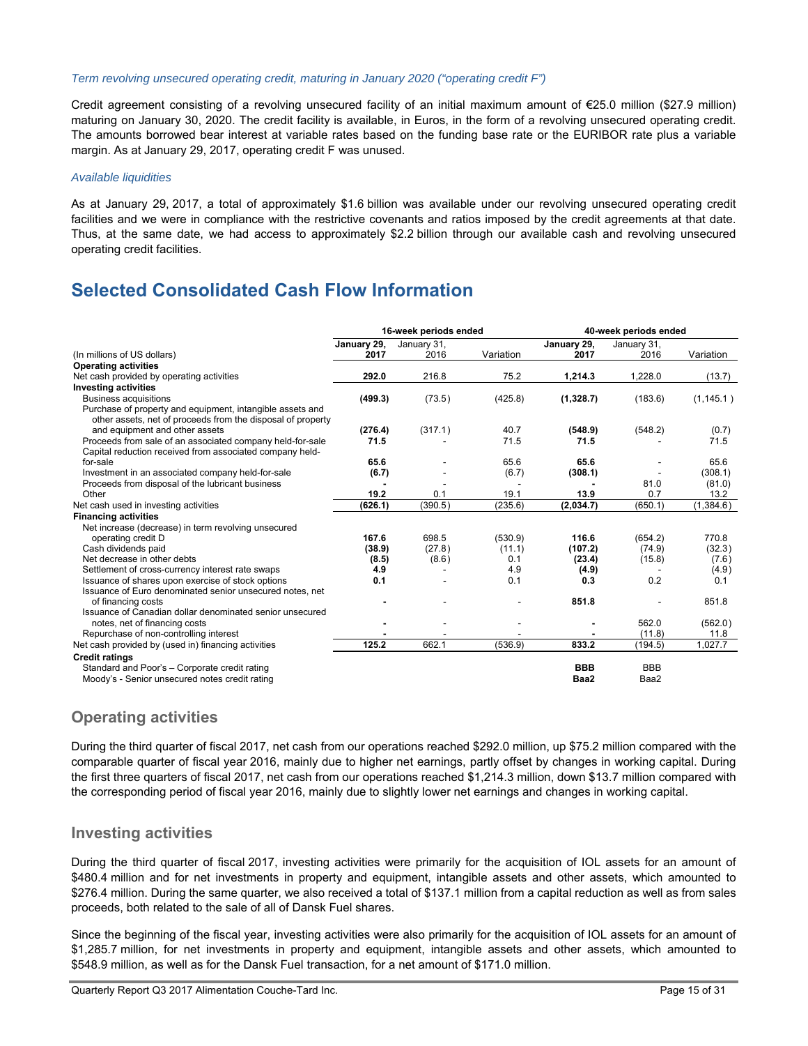*Term revolving unsecured operating credit, maturing in January 2020 ("operating credit F")*

Credit agreement consisting of a revolving unsecured facility of an initial maximum amount of €25.0 million ($27.9 million) maturing on January 30, 2020. The credit facility is available, in Euros, in the form of a revolving unsecured operating credit. The amounts borrowed bear interest at variable rates based on the funding base rate or the EURIBOR rate plus a variable margin. As at January 29, 2017, operating credit F was unused.

*Available liquidities*

As at January 29, 2017, a total of approximately $1.6 billion was available under our revolving unsecured operating credit facilities and we were in compliance with the restrictive covenants and ratios imposed by the credit agreements at that date. Thus, at the same date, we had access to approximately $2.2 billion through our available cash and revolving unsecured operating credit facilities.

# Selected Consolidated Cash Flow Information

| | 16-week periods ended | | | 40-week periods ended | | |
|---|---|---|---|---|---|---|
| (In millions of US dollars) | **January 29, 2017** | January 31, 2016 | Variation | **January 29, 2017** | January 31, 2016 | Variation |
| **Operating activities** | | | | | | |
| Net cash provided by operating activities | **292.0** | 216.8 | 75.2 | **1,214.3** | 1,228.0 | (13.7) |
| **Investing activities** | | | | | | |
| Business acquisitions | **(499.3)** | (73.5) | (425.8) | **(1,328.7)** | (183.6) | (1,145.1) |
| Purchase of property and equipment, intangible assets and other assets, net of proceeds from the disposal of property and equipment and other assets | **(276.4)** | (317.1) | 40.7 | **(548.9)** | (548.2) | (0.7) |
| Proceeds from sale of an associated company held-for-sale | **71.5** | - | 71.5 | **71.5** | - | 71.5 |
| Capital reduction received from associated company held-for-sale | **65.6** | - | 65.6 | **65.6** | - | 65.6 |
| Investment in an associated company held-for-sale | **(6.7)** | - | (6.7) | **(308.1)** | - | (308.1) |
| Proceeds from disposal of the lubricant business | **-** | - | - | **-** | 81.0 | (81.0) |
| Other | **19.2** | 0.1 | 19.1 | **13.9** | 0.7 | 13.2 |
| Net cash used in investing activities | **(626.1)** | (390.5) | (235.6) | **(2,034.7)** | (650.1) | (1,384.6) |
| **Financing activities** | | | | | | |
| Net increase (decrease) in term revolving unsecured operating credit D | **167.6** | 698.5 | (530.9) | **116.6** | (654.2) | 770.8 |
| Cash dividends paid | **(38.9)** | (27.8) | (11.1) | **(107.2)** | (74.9) | (32.3) |
| Net decrease in other debts | **(8.5)** | (8.6) | 0.1 | **(23.4)** | (15.8) | (7.6) |
| Settlement of cross-currency interest rate swaps | **4.9** | - | 4.9 | **(4.9)** | - | (4.9) |
| Issuance of shares upon exercise of stock options | **0.1** | - | 0.1 | **0.3** | 0.2 | 0.1 |
| Issuance of Euro denominated senior unsecured notes, net of financing costs | **-** | - | - | **851.8** | - | 851.8 |
| Issuance of Canadian dollar denominated senior unsecured notes, net of financing costs | **-** | - | - | **-** | 562.0 | (562.0) |
| Repurchase of non-controlling interest | **-** | - | - | **-** | (11.8) | 11.8 |
| Net cash provided by (used in) financing activities | **125.2** | 662.1 | (536.9) | **833.2** | (194.5) | 1,027.7 |
| **Credit ratings** | | | | | | |
| Standard and Poor's – Corporate credit rating | | | | **BBB** | BBB | |
| Moody's - Senior unsecured notes credit rating | | | | **Baa2** | Baa2 | |

## Operating activities

During the third quarter of fiscal 2017, net cash from our operations reached $292.0 million, up $75.2 million compared with the comparable quarter of fiscal year 2016, mainly due to higher net earnings, partly offset by changes in working capital. During the first three quarters of fiscal 2017, net cash from our operations reached $1,214.3 million, down $13.7 million compared with the corresponding period of fiscal year 2016, mainly due to slightly lower net earnings and changes in working capital.

## Investing activities

During the third quarter of fiscal 2017, investing activities were primarily for the acquisition of IOL assets for an amount of $480.4 million and for net investments in property and equipment, intangible assets and other assets, which amounted to $276.4 million. During the same quarter, we also received a total of $137.1 million from a capital reduction as well as from sales proceeds, both related to the sale of all of Dansk Fuel shares.

Since the beginning of the fiscal year, investing activities were also primarily for the acquisition of IOL assets for an amount of $1,285.7 million, for net investments in property and equipment, intangible assets and other assets, which amounted to $548.9 million, as well as for the Dansk Fuel transaction, for a net amount of $171.0 million.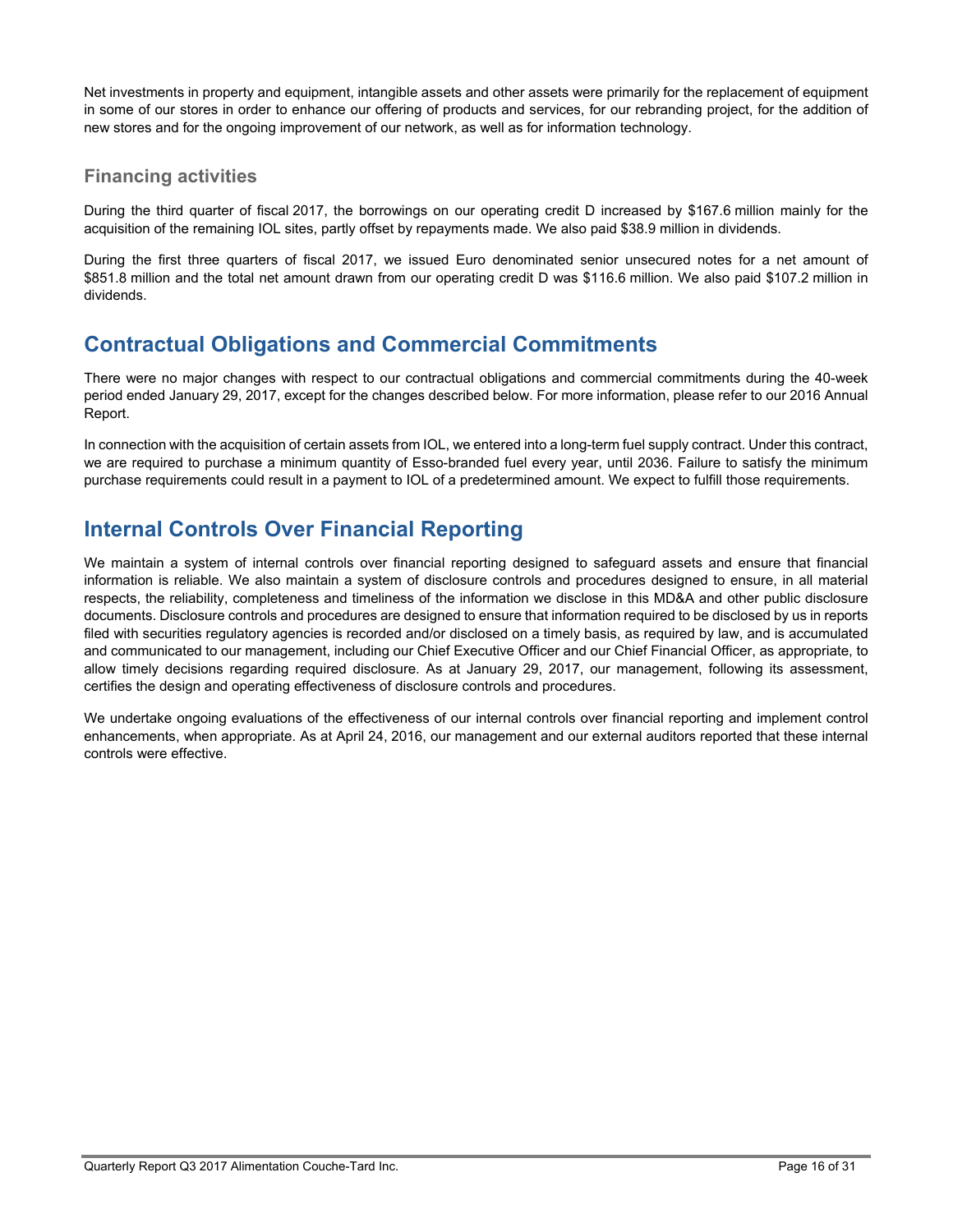Net investments in property and equipment, intangible assets and other assets were primarily for the replacement of equipment in some of our stores in order to enhance our offering of products and services, for our rebranding project, for the addition of new stores and for the ongoing improvement of our network, as well as for information technology.

### Financing activities

During the third quarter of fiscal 2017, the borrowings on our operating credit D increased by $167.6 million mainly for the acquisition of the remaining IOL sites, partly offset by repayments made. We also paid $38.9 million in dividends.

During the first three quarters of fiscal 2017, we issued Euro denominated senior unsecured notes for a net amount of $851.8 million and the total net amount drawn from our operating credit D was $116.6 million. We also paid $107.2 million in dividends.

## Contractual Obligations and Commercial Commitments

There were no major changes with respect to our contractual obligations and commercial commitments during the 40-week period ended January 29, 2017, except for the changes described below. For more information, please refer to our 2016 Annual Report.

In connection with the acquisition of certain assets from IOL, we entered into a long-term fuel supply contract. Under this contract, we are required to purchase a minimum quantity of Esso-branded fuel every year, until 2036. Failure to satisfy the minimum purchase requirements could result in a payment to IOL of a predetermined amount. We expect to fulfill those requirements.

## Internal Controls Over Financial Reporting

We maintain a system of internal controls over financial reporting designed to safeguard assets and ensure that financial information is reliable. We also maintain a system of disclosure controls and procedures designed to ensure, in all material respects, the reliability, completeness and timeliness of the information we disclose in this MD&A and other public disclosure documents. Disclosure controls and procedures are designed to ensure that information required to be disclosed by us in reports filed with securities regulatory agencies is recorded and/or disclosed on a timely basis, as required by law, and is accumulated and communicated to our management, including our Chief Executive Officer and our Chief Financial Officer, as appropriate, to allow timely decisions regarding required disclosure. As at January 29, 2017, our management, following its assessment, certifies the design and operating effectiveness of disclosure controls and procedures.

We undertake ongoing evaluations of the effectiveness of our internal controls over financial reporting and implement control enhancements, when appropriate. As at April 24, 2016, our management and our external auditors reported that these internal controls were effective.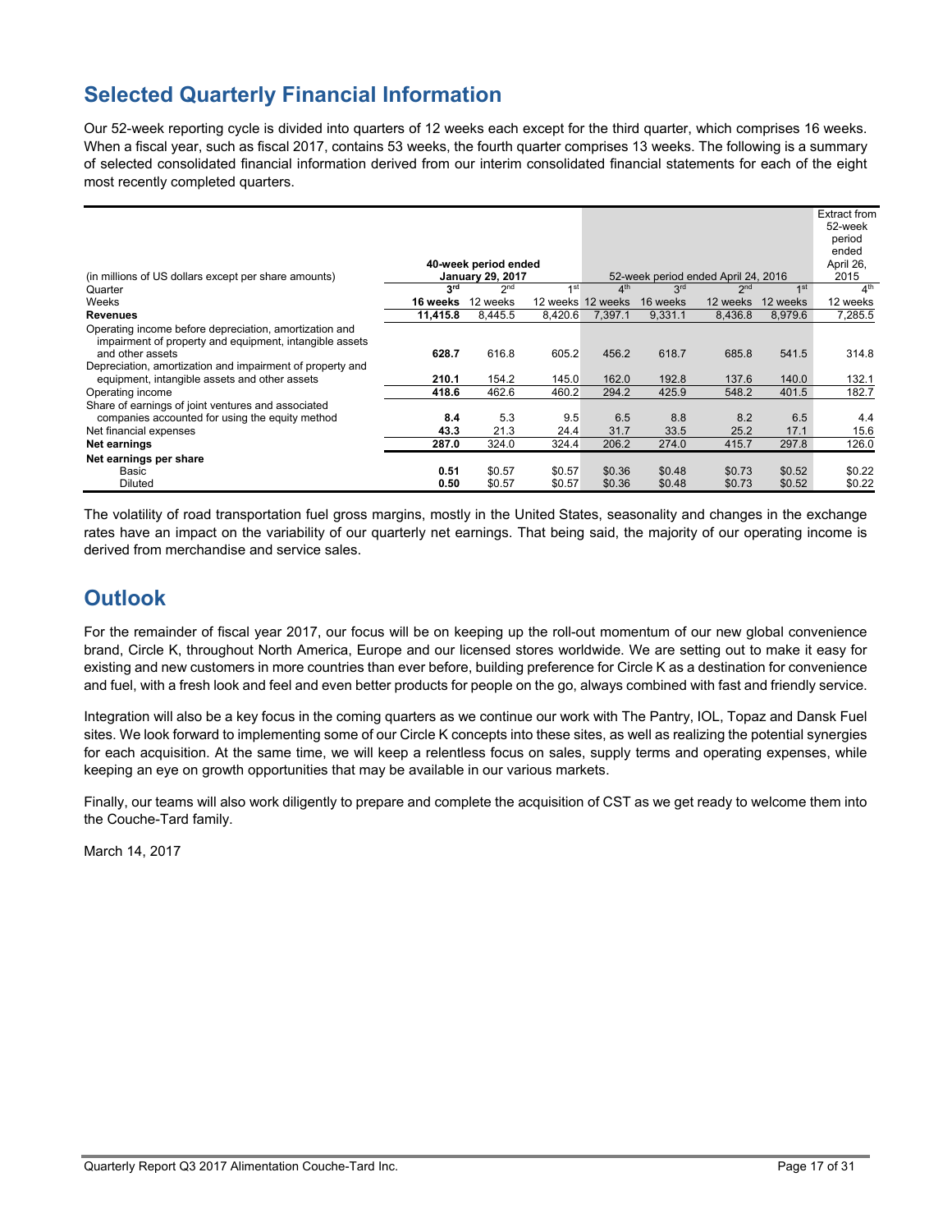## Selected Quarterly Financial Information

Our 52-week reporting cycle is divided into quarters of 12 weeks each except for the third quarter, which comprises 16 weeks. When a fiscal year, such as fiscal 2017, contains 53 weeks, the fourth quarter comprises 13 weeks. The following is a summary of selected consolidated financial information derived from our interim consolidated financial statements for each of the eight most recently completed quarters.

| (in millions of US dollars except per share amounts) | 40-week period ended January 29, 2017 | | | 52-week period ended April 24, 2016 | | | | Extract from 52-week period ended April 26, 2015 |
|---|---|---|---|---|---|---|---|---|
| Quarter | **3rd** | 2nd | 1st | 4th | 3rd | 2nd | 1st | 4th |
| Weeks | **16 weeks** | 12 weeks | 12 weeks | 12 weeks | 16 weeks | 12 weeks | 12 weeks | 12 weeks |
| **Revenues** | **11,415.8** | 8,445.5 | 8,420.6 | 7,397.1 | 9,331.1 | 8,436.8 | 8,979.6 | 7,285.5 |
| Operating income before depreciation, amortization and impairment of property and equipment, intangible assets and other assets | **628.7** | 616.8 | 605.2 | 456.2 | 618.7 | 685.8 | 541.5 | 314.8 |
| Depreciation, amortization and impairment of property and equipment, intangible assets and other assets | **210.1** | 154.2 | 145.0 | 162.0 | 192.8 | 137.6 | 140.0 | 132.1 |
| Operating income | **418.6** | 462.6 | 460.2 | 294.2 | 425.9 | 548.2 | 401.5 | 182.7 |
| Share of earnings of joint ventures and associated companies accounted for using the equity method | **8.4** | 5.3 | 9.5 | 6.5 | 8.8 | 8.2 | 6.5 | 4.4 |
| Net financial expenses | **43.3** | 21.3 | 24.4 | 31.7 | 33.5 | 25.2 | 17.1 | 15.6 |
| **Net earnings** | **287.0** | 324.0 | 324.4 | 206.2 | 274.0 | 415.7 | 297.8 | 126.0 |
| **Net earnings per share** | | | | | | | | |
| Basic | **0.51** | $0.57 | $0.57 | $0.36 | $0.48 | $0.73 | $0.52 | $0.22 |
| Diluted | **0.50** | $0.57 | $0.57 | $0.36 | $0.48 | $0.73 | $0.52 | $0.22 |

The volatility of road transportation fuel gross margins, mostly in the United States, seasonality and changes in the exchange rates have an impact on the variability of our quarterly net earnings. That being said, the majority of our operating income is derived from merchandise and service sales.

## Outlook

For the remainder of fiscal year 2017, our focus will be on keeping up the roll-out momentum of our new global convenience brand, Circle K, throughout North America, Europe and our licensed stores worldwide. We are setting out to make it easy for existing and new customers in more countries than ever before, building preference for Circle K as a destination for convenience and fuel, with a fresh look and feel and even better products for people on the go, always combined with fast and friendly service.

Integration will also be a key focus in the coming quarters as we continue our work with The Pantry, IOL, Topaz and Dansk Fuel sites. We look forward to implementing some of our Circle K concepts into these sites, as well as realizing the potential synergies for each acquisition. At the same time, we will keep a relentless focus on sales, supply terms and operating expenses, while keeping an eye on growth opportunities that may be available in our various markets.

Finally, our teams will also work diligently to prepare and complete the acquisition of CST as we get ready to welcome them into the Couche-Tard family.

March 14, 2017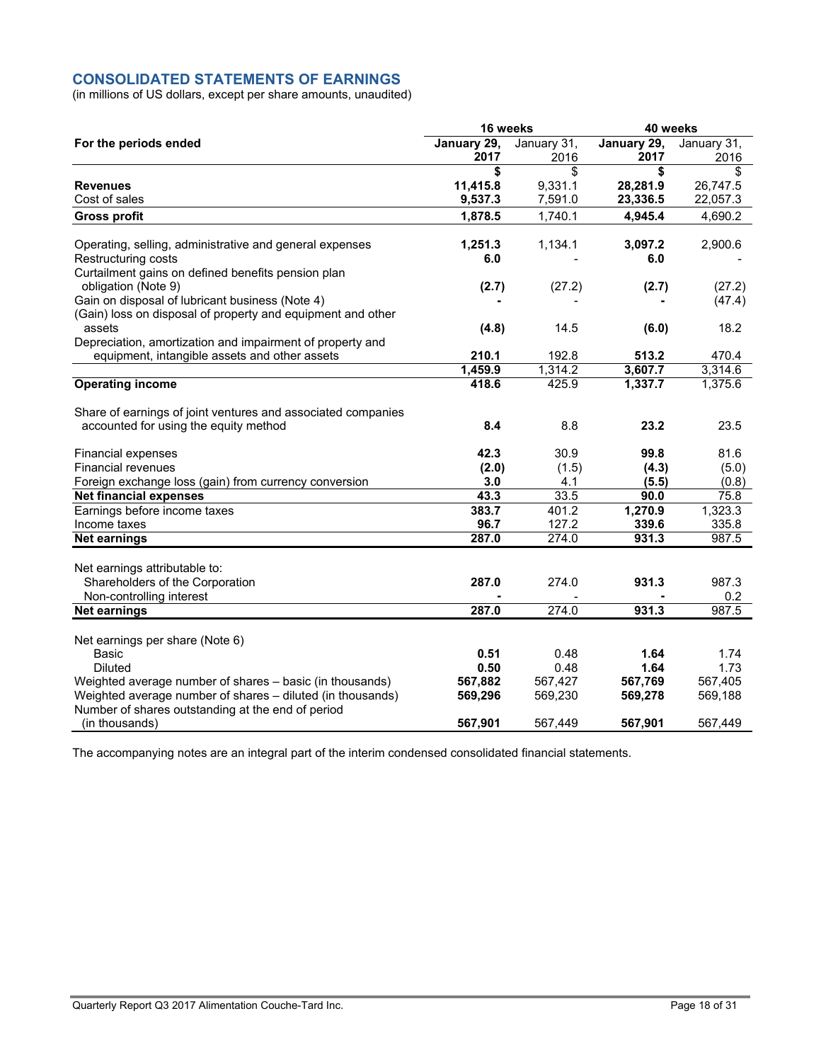## CONSOLIDATED STATEMENTS OF EARNINGS

(in millions of US dollars, except per share amounts, unaudited)

| | 16 weeks | | 40 weeks | |
|---|---|---|---|---|
| **For the periods ended** | **January 29, 2017** | January 31, 2016 | **January 29, 2017** | January 31, 2016 |
| | **$** | $ | **$** | $ |
| **Revenues** | **11,415.8** | 9,331.1 | **28,281.9** | 26,747.5 |
| Cost of sales | **9,537.3** | 7,591.0 | **23,336.5** | 22,057.3 |
| **Gross profit** | **1,878.5** | 1,740.1 | **4,945.4** | 4,690.2 |
| | | | | |
| Operating, selling, administrative and general expenses | **1,251.3** | 1,134.1 | **3,097.2** | 2,900.6 |
| Restructuring costs | **6.0** | - | **6.0** | - |
| Curtailment gains on defined benefits pension plan obligation (Note 9) | **(2.7)** | (27.2) | **(2.7)** | (27.2) |
| Gain on disposal of lubricant business (Note 4) | **-** | - | **-** | (47.4) |
| (Gain) loss on disposal of property and equipment and other assets | **(4.8)** | 14.5 | **(6.0)** | 18.2 |
| Depreciation, amortization and impairment of property and equipment, intangible assets and other assets | **210.1** | 192.8 | **513.2** | 470.4 |
| | **1,459.9** | 1,314.2 | **3,607.7** | 3,314.6 |
| **Operating income** | **418.6** | 425.9 | **1,337.7** | 1,375.6 |
| | | | | |
| Share of earnings of joint ventures and associated companies accounted for using the equity method | **8.4** | 8.8 | **23.2** | 23.5 |
| | | | | |
| Financial expenses | **42.3** | 30.9 | **99.8** | 81.6 |
| Financial revenues | **(2.0)** | (1.5) | **(4.3)** | (5.0) |
| Foreign exchange loss (gain) from currency conversion | **3.0** | 4.1 | **(5.5)** | (0.8) |
| **Net financial expenses** | **43.3** | 33.5 | **90.0** | 75.8 |
| Earnings before income taxes | **383.7** | 401.2 | **1,270.9** | 1,323.3 |
| Income taxes | **96.7** | 127.2 | **339.6** | 335.8 |
| **Net earnings** | **287.0** | 274.0 | **931.3** | 987.5 |
| | | | | |
| Net earnings attributable to: | | | | |
| Shareholders of the Corporation | **287.0** | 274.0 | **931.3** | 987.3 |
| Non-controlling interest | **-** | - | **-** | 0.2 |
| **Net earnings** | **287.0** | 274.0 | **931.3** | 987.5 |
| | | | | |
| Net earnings per share (Note 6) | | | | |
| Basic | **0.51** | 0.48 | **1.64** | 1.74 |
| Diluted | **0.50** | 0.48 | **1.64** | 1.73 |
| Weighted average number of shares – basic (in thousands) | **567,882** | 567,427 | **567,769** | 567,405 |
| Weighted average number of shares – diluted (in thousands) | **569,296** | 569,230 | **569,278** | 569,188 |
| Number of shares outstanding at the end of period (in thousands) | **567,901** | 567,449 | **567,901** | 567,449 |

The accompanying notes are an integral part of the interim condensed consolidated financial statements.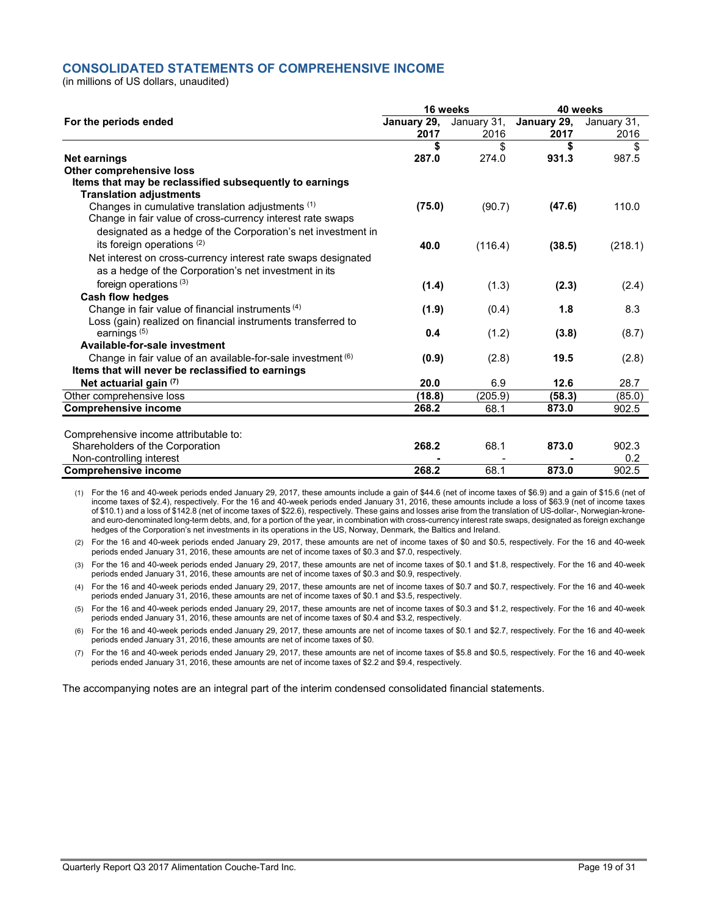## CONSOLIDATED STATEMENTS OF COMPREHENSIVE INCOME

(in millions of US dollars, unaudited)

| | 16 weeks | | 40 weeks | |
|---|---|---|---|---|
| **For the periods ended** | **January 29, 2017** | January 31, 2016 | **January 29, 2017** | January 31, 2016 |
| | **$** | $ | **$** | $ |
| **Net earnings** | **287.0** | 274.0 | **931.3** | 987.5 |
| **Other comprehensive loss** | | | | |
| **Items that may be reclassified subsequently to earnings** | | | | |
| **Translation adjustments** | | | | |
| Changes in cumulative translation adjustments [(1)] | **(75.0)** | (90.7) | **(47.6)** | 110.0 |
| Change in fair value of cross-currency interest rate swaps designated as a hedge of the Corporation's net investment in its foreign operations [(2)] | **40.0** | (116.4) | **(38.5)** | (218.1) |
| Net interest on cross-currency interest rate swaps designated as a hedge of the Corporation's net investment in its foreign operations [(3)] | **(1.4)** | (1.3) | **(2.3)** | (2.4) |
| **Cash flow hedges** | | | | |
| Change in fair value of financial instruments [(4)] | **(1.9)** | (0.4) | **1.8** | 8.3 |
| Loss (gain) realized on financial instruments transferred to earnings [(5)] | **0.4** | (1.2) | **(3.8)** | (8.7) |
| **Available-for-sale investment** | | | | |
| Change in fair value of an available-for-sale investment [(6)] | **(0.9)** | (2.8) | **19.5** | (2.8) |
| **Items that will never be reclassified to earnings** | | | | |
| **Net actuarial gain [(7)]** | **20.0** | 6.9 | **12.6** | 28.7 |
| Other comprehensive loss | **(18.8)** | (205.9) | **(58.3)** | (85.0) |
| **Comprehensive income** | **268.2** | 68.1 | **873.0** | 902.5 |
| | | | | |
| Comprehensive income attributable to: | | | | |
| Shareholders of the Corporation | **268.2** | 68.1 | **873.0** | 902.3 |
| Non-controlling interest | **-** | - | **-** | 0.2 |
| **Comprehensive income** | **268.2** | 68.1 | **873.0** | 902.5 |

(1) For the 16 and 40-week periods ended January 29, 2017, these amounts include a gain of $44.6 (net of income taxes of $6.9) and a gain of $15.6 (net of income taxes of $2.4), respectively. For the 16 and 40-week periods ended January 31, 2016, these amounts include a loss of $63.9 (net of income taxes of $10.1) and a loss of $142.8 (net of income taxes of $22.6), respectively. These gains and losses arise from the translation of US-dollar-, Norwegian-krone- and euro-denominated long-term debts, and, for a portion of the year, in combination with cross-currency interest rate swaps, designated as foreign exchange hedges of the Corporation's net investments in its operations in the US, Norway, Denmark, the Baltics and Ireland.

(2) For the 16 and 40-week periods ended January 29, 2017, these amounts are net of income taxes of $0 and $0.5, respectively. For the 16 and 40-week periods ended January 31, 2016, these amounts are net of income taxes of $0.3 and $7.0, respectively.

(3) For the 16 and 40-week periods ended January 29, 2017, these amounts are net of income taxes of $0.1 and $1.8, respectively. For the 16 and 40-week periods ended January 31, 2016, these amounts are net of income taxes of $0.3 and $0.9, respectively.

(4) For the 16 and 40-week periods ended January 29, 2017, these amounts are net of income taxes of $0.7 and $0.7, respectively. For the 16 and 40-week periods ended January 31, 2016, these amounts are net of income taxes of $0.1 and $3.5, respectively.

(5) For the 16 and 40-week periods ended January 29, 2017, these amounts are net of income taxes of $0.3 and $1.2, respectively. For the 16 and 40-week periods ended January 31, 2016, these amounts are net of income taxes of $0.4 and $3.2, respectively.

(6) For the 16 and 40-week periods ended January 29, 2017, these amounts are net of income taxes of $0.1 and $2.7, respectively. For the 16 and 40-week periods ended January 31, 2016, these amounts are net of income taxes of $0.

(7) For the 16 and 40-week periods ended January 29, 2017, these amounts are net of income taxes of $5.8 and $0.5, respectively. For the 16 and 40-week periods ended January 31, 2016, these amounts are net of income taxes of $2.2 and $9.4, respectively.

The accompanying notes are an integral part of the interim condensed consolidated financial statements.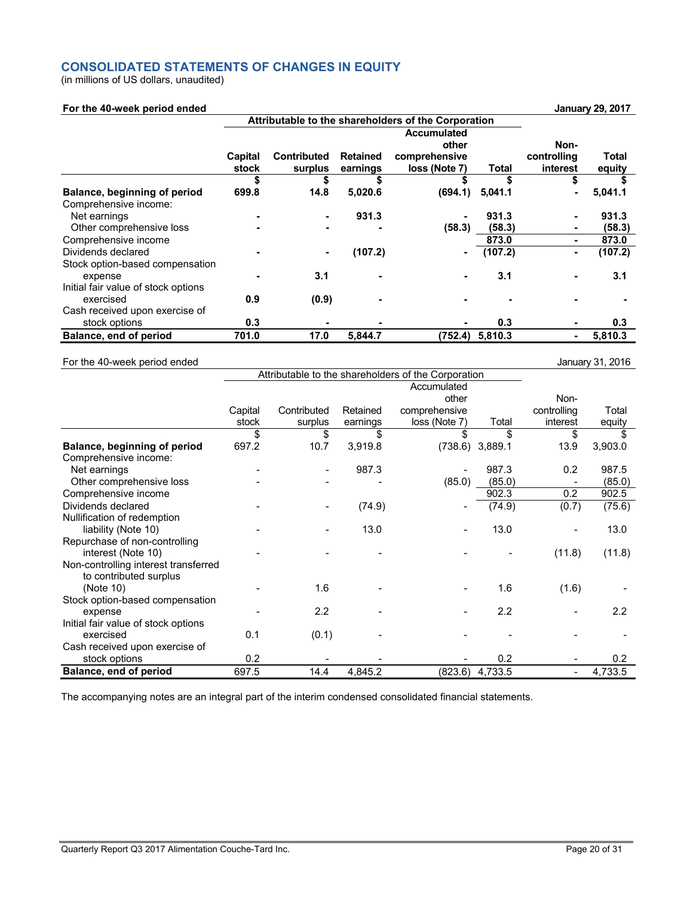## CONSOLIDATED STATEMENTS OF CHANGES IN EQUITY

(in millions of US dollars, unaudited)

**For the 40-week period ended January 29, 2017**

| | Attributable to the shareholders of the Corporation | | | | | | |
|---|---|---|---|---|---|---|---|
| | **Capital stock** | **Contributed surplus** | **Retained earnings** | **Accumulated other comprehensive loss (Note 7)** | **Total** | **Non-controlling interest** | **Total equity** |
| | **$** | **$** | **$** | **$** | **$** | **$** | **$** |
| **Balance, beginning of period** | **699.8** | **14.8** | **5,020.6** | **(694.1)** | **5,041.1** | **-** | **5,041.1** |
| Comprehensive income: | | | | | | | |
| Net earnings | **-** | **-** | **931.3** | **-** | **931.3** | **-** | **931.3** |
| Other comprehensive loss | **-** | **-** | **-** | **(58.3)** | **(58.3)** | **-** | **(58.3)** |
| Comprehensive income | | | | | **873.0** | **-** | **873.0** |
| Dividends declared | **-** | **-** | **(107.2)** | **-** | **(107.2)** | **-** | **(107.2)** |
| Stock option-based compensation expense | **-** | **3.1** | **-** | **-** | **3.1** | **-** | **3.1** |
| Initial fair value of stock options exercised | **0.9** | **(0.9)** | **-** | **-** | **-** | **-** | **-** |
| Cash received upon exercise of stock options | **0.3** | **-** | **-** | **-** | **0.3** | **-** | **0.3** |
| **Balance, end of period** | **701.0** | **17.0** | **5,844.7** | **(752.4)** | **5,810.3** | **-** | **5,810.3** |

For the 40-week period ended January 31, 2016

| | Attributable to the shareholders of the Corporation | | | | | | |
|---|---|---|---|---|---|---|---|
| | Capital stock | Contributed surplus | Retained earnings | Accumulated other comprehensive loss (Note 7) | Total | Non-controlling interest | Total equity |
| | $ | $ | $ | $ | $ | $ | $ |
| **Balance, beginning of period** | 697.2 | 10.7 | 3,919.8 | (738.6) | 3,889.1 | 13.9 | 3,903.0 |
| Comprehensive income: | | | | | | | |
| Net earnings | - | - | 987.3 | - | 987.3 | 0.2 | 987.5 |
| Other comprehensive loss | - | - | - | (85.0) | (85.0) | - | (85.0) |
| Comprehensive income | | | | | 902.3 | 0.2 | 902.5 |
| Dividends declared | - | - | (74.9) | - | (74.9) | (0.7) | (75.6) |
| Nullification of redemption liability (Note 10) | - | - | 13.0 | - | 13.0 | - | 13.0 |
| Repurchase of non-controlling interest (Note 10) | - | - | - | - | - | (11.8) | (11.8) |
| Non-controlling interest transferred to contributed surplus (Note 10) | - | 1.6 | - | - | 1.6 | (1.6) | - |
| Stock option-based compensation expense | - | 2.2 | - | - | 2.2 | - | 2.2 |
| Initial fair value of stock options exercised | 0.1 | (0.1) | - | - | - | - | - |
| Cash received upon exercise of stock options | 0.2 | - | - | - | 0.2 | - | 0.2 |
| **Balance, end of period** | 697.5 | 14.4 | 4,845.2 | (823.6) | 4,733.5 | - | 4,733.5 |

The accompanying notes are an integral part of the interim condensed consolidated financial statements.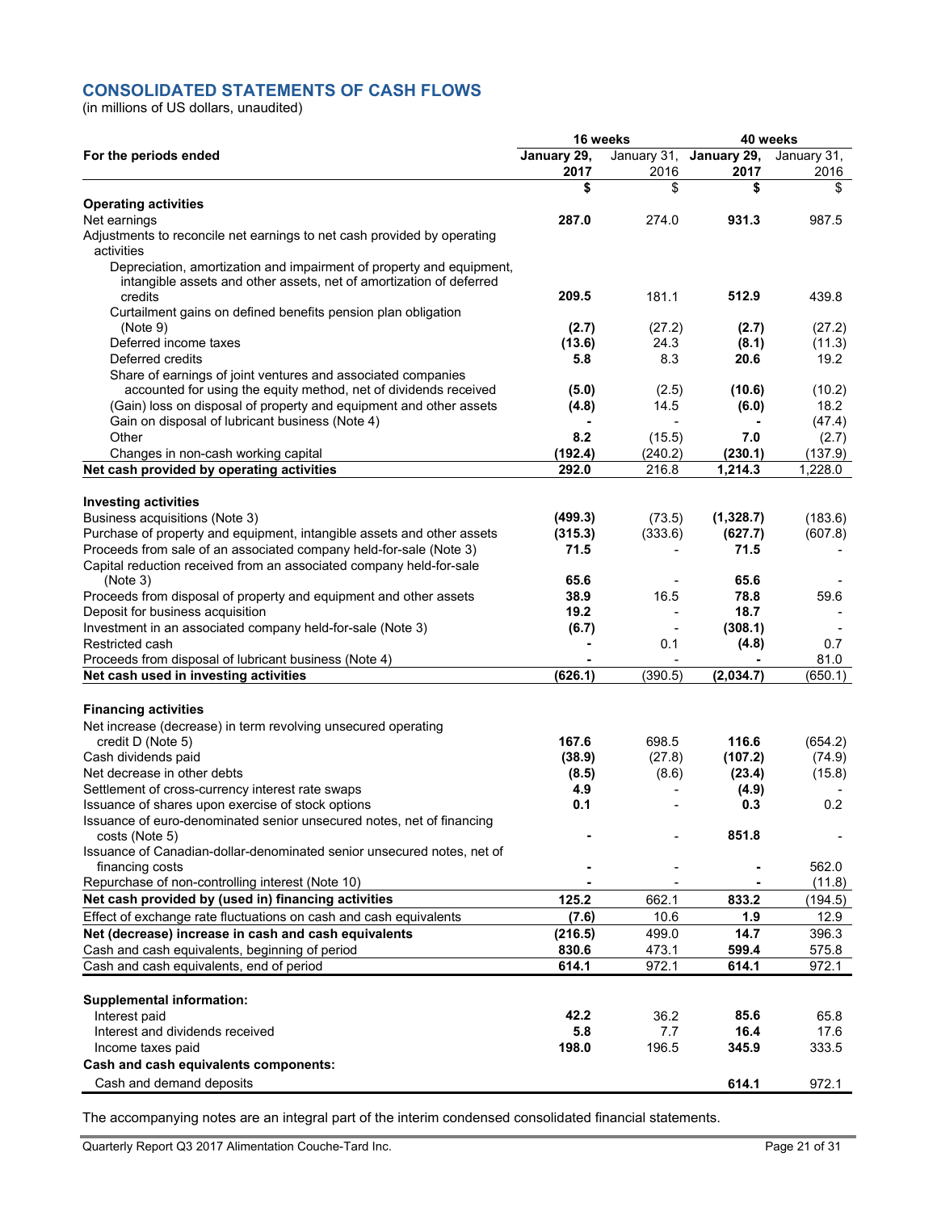## CONSOLIDATED STATEMENTS OF CASH FLOWS

(in millions of US dollars, unaudited)

| | 16 weeks | | 40 weeks | |
|---|---|---|---|---|
| **For the periods ended** | **January 29, 2017** | January 31, 2016 | **January 29, 2017** | January 31, 2016 |
| | **$** | $ | **$** | $ |
| **Operating activities** | | | | |
| Net earnings | **287.0** | 274.0 | **931.3** | 987.5 |
| Adjustments to reconcile net earnings to net cash provided by operating activities | | | | |
| Depreciation, amortization and impairment of property and equipment, intangible assets and other assets, net of amortization of deferred credits | **209.5** | 181.1 | **512.9** | 439.8 |
| Curtailment gains on defined benefits pension plan obligation (Note 9) | **(2.7)** | (27.2) | **(2.7)** | (27.2) |
| Deferred income taxes | **(13.6)** | 24.3 | **(8.1)** | (11.3) |
| Deferred credits | **5.8** | 8.3 | **20.6** | 19.2 |
| Share of earnings of joint ventures and associated companies accounted for using the equity method, net of dividends received | **(5.0)** | (2.5) | **(10.6)** | (10.2) |
| (Gain) loss on disposal of property and equipment and other assets | **(4.8)** | 14.5 | **(6.0)** | 18.2 |
| Gain on disposal of lubricant business (Note 4) | **-** | - | **-** | (47.4) |
| Other | **8.2** | (15.5) | **7.0** | (2.7) |
| Changes in non-cash working capital | **(192.4)** | (240.2) | **(230.1)** | (137.9) |
| **Net cash provided by operating activities** | **292.0** | 216.8 | **1,214.3** | 1,228.0 |
| **Investing activities** | | | | |
| Business acquisitions (Note 3) | **(499.3)** | (73.5) | **(1,328.7)** | (183.6) |
| Purchase of property and equipment, intangible assets and other assets | **(315.3)** | (333.6) | **(627.7)** | (607.8) |
| Proceeds from sale of an associated company held-for-sale (Note 3) | **71.5** | - | **71.5** | - |
| Capital reduction received from an associated company held-for-sale (Note 3) | **65.6** | - | **65.6** | - |
| Proceeds from disposal of property and equipment and other assets | **38.9** | 16.5 | **78.8** | 59.6 |
| Deposit for business acquisition | **19.2** | - | **18.7** | - |
| Investment in an associated company held-for-sale (Note 3) | **(6.7)** | - | **(308.1)** | - |
| Restricted cash | **-** | 0.1 | **(4.8)** | 0.7 |
| Proceeds from disposal of lubricant business (Note 4) | **-** | - | **-** | 81.0 |
| **Net cash used in investing activities** | **(626.1)** | (390.5) | **(2,034.7)** | (650.1) |
| **Financing activities** | | | | |
| Net increase (decrease) in term revolving unsecured operating credit D (Note 5) | **167.6** | 698.5 | **116.6** | (654.2) |
| Cash dividends paid | **(38.9)** | (27.8) | **(107.2)** | (74.9) |
| Net decrease in other debts | **(8.5)** | (8.6) | **(23.4)** | (15.8) |
| Settlement of cross-currency interest rate swaps | **4.9** | - | **(4.9)** | - |
| Issuance of shares upon exercise of stock options | **0.1** | - | **0.3** | 0.2 |
| Issuance of euro-denominated senior unsecured notes, net of financing costs (Note 5) | **-** | - | **851.8** | - |
| Issuance of Canadian-dollar-denominated senior unsecured notes, net of financing costs | **-** | - | **-** | 562.0 |
| Repurchase of non-controlling interest (Note 10) | **-** | - | **-** | (11.8) |
| **Net cash provided by (used in) financing activities** | **125.2** | 662.1 | **833.2** | (194.5) |
| Effect of exchange rate fluctuations on cash and cash equivalents | **(7.6)** | 10.6 | **1.9** | 12.9 |
| **Net (decrease) increase in cash and cash equivalents** | **(216.5)** | 499.0 | **14.7** | 396.3 |
| Cash and cash equivalents, beginning of period | **830.6** | 473.1 | **599.4** | 575.8 |
| Cash and cash equivalents, end of period | **614.1** | 972.1 | **614.1** | 972.1 |
| **Supplemental information:** | | | | |
| Interest paid | **42.2** | 36.2 | **85.6** | 65.8 |
| Interest and dividends received | **5.8** | 7.7 | **16.4** | 17.6 |
| Income taxes paid | **198.0** | 196.5 | **345.9** | 333.5 |
| **Cash and cash equivalents components:** | | | | |
| Cash and demand deposits | | | **614.1** | 972.1 |

The accompanying notes are an integral part of the interim condensed consolidated financial statements.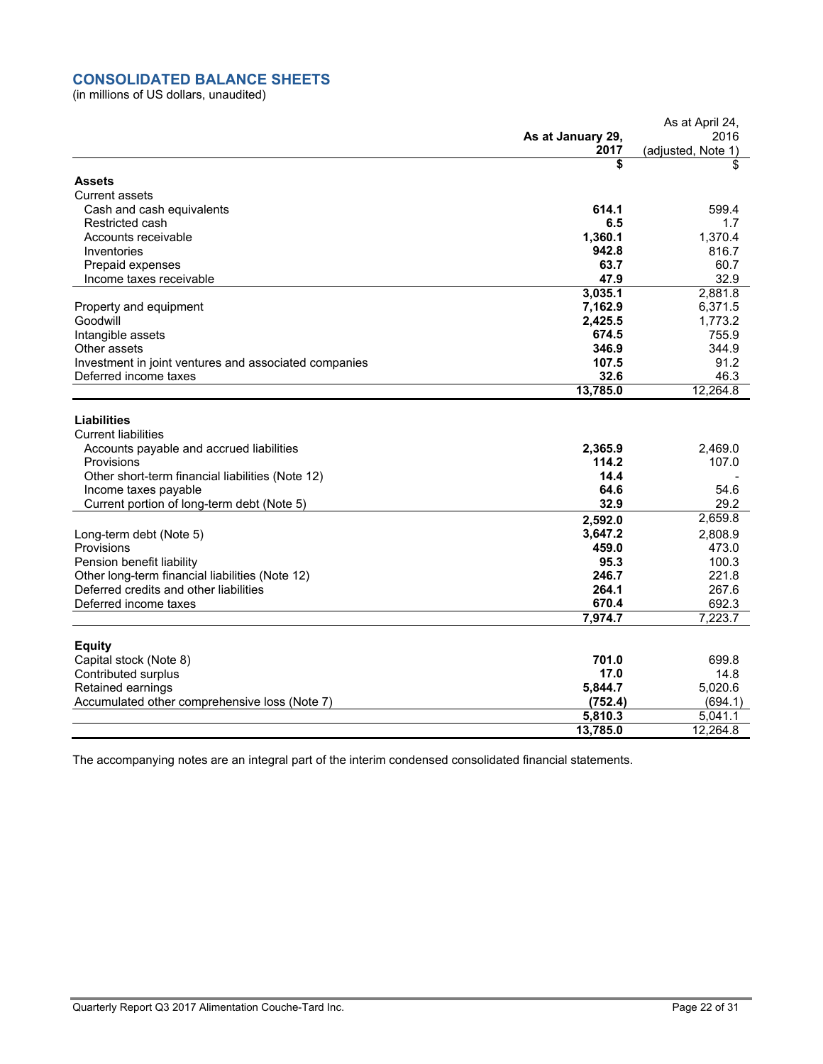## CONSOLIDATED BALANCE SHEETS

(in millions of US dollars, unaudited)

| | As at January 29, 2017 | As at April 24, 2016 (adjusted, Note 1) |
|---|---|---|
| | **$** | $ |
| **Assets** | | |
| Current assets | | |
| Cash and cash equivalents | **614.1** | 599.4 |
| Restricted cash | **6.5** | 1.7 |
| Accounts receivable | **1,360.1** | 1,370.4 |
| Inventories | **942.8** | 816.7 |
| Prepaid expenses | **63.7** | 60.7 |
| Income taxes receivable | **47.9** | 32.9 |
| | **3,035.1** | 2,881.8 |
| Property and equipment | **7,162.9** | 6,371.5 |
| Goodwill | **2,425.5** | 1,773.2 |
| Intangible assets | **674.5** | 755.9 |
| Other assets | **346.9** | 344.9 |
| Investment in joint ventures and associated companies | **107.5** | 91.2 |
| Deferred income taxes | **32.6** | 46.3 |
| | **13,785.0** | 12,264.8 |
| **Liabilities** | | |
| Current liabilities | | |
| Accounts payable and accrued liabilities | **2,365.9** | 2,469.0 |
| Provisions | **114.2** | 107.0 |
| Other short-term financial liabilities (Note 12) | **14.4** | - |
| Income taxes payable | **64.6** | 54.6 |
| Current portion of long-term debt (Note 5) | **32.9** | 29.2 |
| | **2,592.0** | 2,659.8 |
| Long-term debt (Note 5) | **3,647.2** | 2,808.9 |
| Provisions | **459.0** | 473.0 |
| Pension benefit liability | **95.3** | 100.3 |
| Other long-term financial liabilities (Note 12) | **246.7** | 221.8 |
| Deferred credits and other liabilities | **264.1** | 267.6 |
| Deferred income taxes | **670.4** | 692.3 |
| | **7,974.7** | 7,223.7 |
| **Equity** | | |
| Capital stock (Note 8) | **701.0** | 699.8 |
| Contributed surplus | **17.0** | 14.8 |
| Retained earnings | **5,844.7** | 5,020.6 |
| Accumulated other comprehensive loss (Note 7) | **(752.4)** | (694.1) |
| | **5,810.3** | 5,041.1 |
| | **13,785.0** | 12,264.8 |

The accompanying notes are an integral part of the interim condensed consolidated financial statements.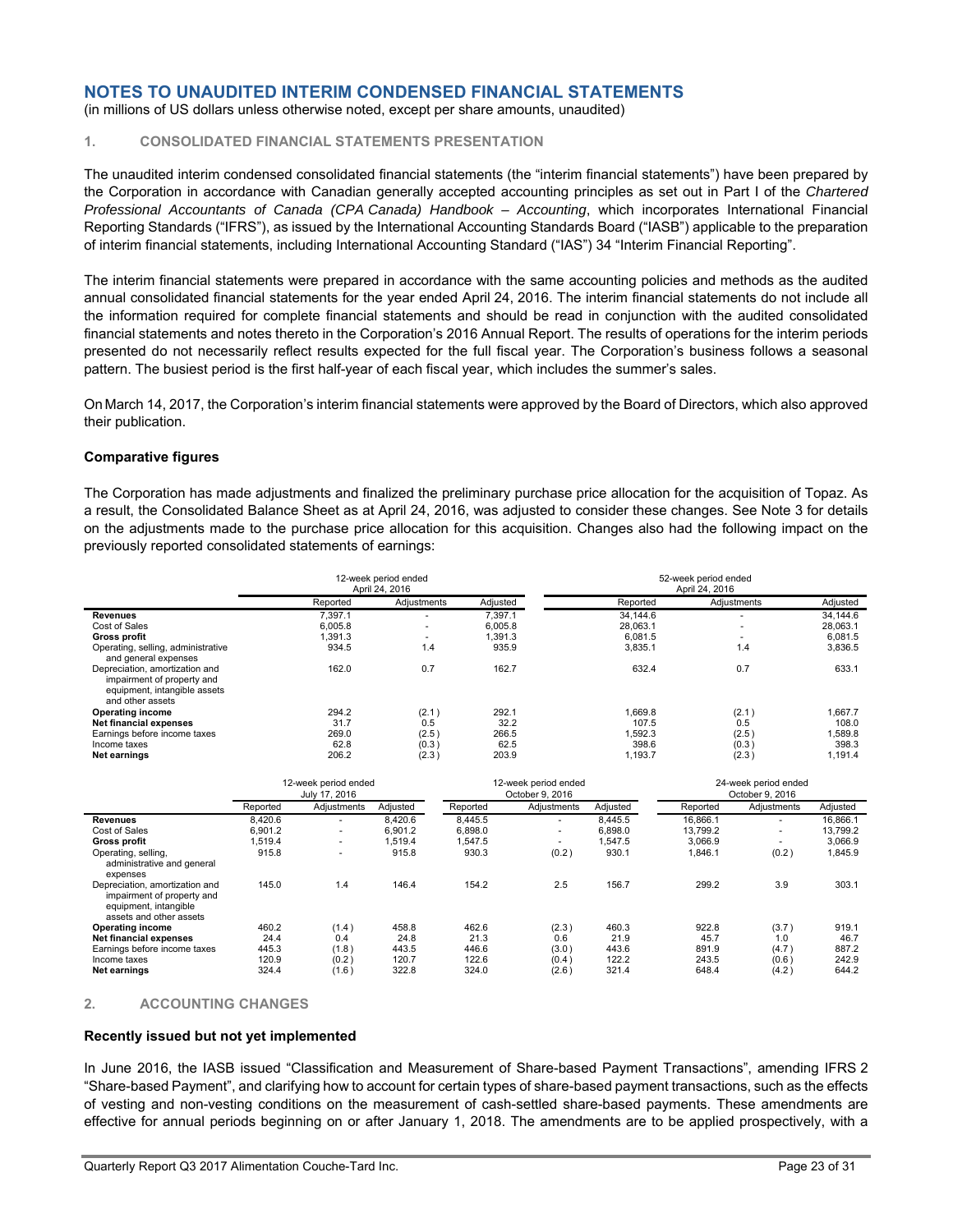# NOTES TO UNAUDITED INTERIM CONDENSED FINANCIAL STATEMENTS

(in millions of US dollars unless otherwise noted, except per share amounts, unaudited)

## 1. CONSOLIDATED FINANCIAL STATEMENTS PRESENTATION

The unaudited interim condensed consolidated financial statements (the "interim financial statements") have been prepared by the Corporation in accordance with Canadian generally accepted accounting principles as set out in Part I of the *Chartered Professional Accountants of Canada (CPA Canada) Handbook – Accounting*, which incorporates International Financial Reporting Standards ("IFRS"), as issued by the International Accounting Standards Board ("IASB") applicable to the preparation of interim financial statements, including International Accounting Standard ("IAS") 34 "Interim Financial Reporting".

The interim financial statements were prepared in accordance with the same accounting policies and methods as the audited annual consolidated financial statements for the year ended April 24, 2016. The interim financial statements do not include all the information required for complete financial statements and should be read in conjunction with the audited consolidated financial statements and notes thereto in the Corporation's 2016 Annual Report. The results of operations for the interim periods presented do not necessarily reflect results expected for the full fiscal year. The Corporation's business follows a seasonal pattern. The busiest period is the first half-year of each fiscal year, which includes the summer's sales.

On March 14, 2017, the Corporation's interim financial statements were approved by the Board of Directors, which also approved their publication.

### Comparative figures

The Corporation has made adjustments and finalized the preliminary purchase price allocation for the acquisition of Topaz. As a result, the Consolidated Balance Sheet as at April 24, 2016, was adjusted to consider these changes. See Note 3 for details on the adjustments made to the purchase price allocation for this acquisition. Changes also had the following impact on the previously reported consolidated statements of earnings:

| | 12-week period ended April 24, 2016 | | | 52-week period ended April 24, 2016 | | |
|---|---|---|---|---|---|---|
| | Reported | Adjustments | Adjusted | Reported | Adjustments | Adjusted |
| **Revenues** | 7,397.1 | - | 7,397.1 | 34,144.6 | - | 34,144.6 |
| Cost of Sales | 6,005.8 | - | 6,005.8 | 28,063.1 | - | 28,063.1 |
| **Gross profit** | 1,391.3 | - | 1,391.3 | 6,081.5 | - | 6,081.5 |
| Operating, selling, administrative and general expenses | 934.5 | 1.4 | 935.9 | 3,835.1 | 1.4 | 3,836.5 |
| Depreciation, amortization and impairment of property and equipment, intangible assets and other assets | 162.0 | 0.7 | 162.7 | 632.4 | 0.7 | 633.1 |
| **Operating income** | 294.2 | (2.1) | 292.1 | 1,669.8 | (2.1) | 1,667.7 |
| **Net financial expenses** | 31.7 | 0.5 | 32.2 | 107.5 | 0.5 | 108.0 |
| Earnings before income taxes | 269.0 | (2.5) | 266.5 | 1,592.3 | (2.5) | 1,589.8 |
| Income taxes | 62.8 | (0.3) | 62.5 | 398.6 | (0.3) | 398.3 |
| **Net earnings** | 206.2 | (2.3) | 203.9 | 1,193.7 | (2.3) | 1,191.4 |

| | 12-week period ended July 17, 2016 | | | 12-week period ended October 9, 2016 | | | 24-week period ended October 9, 2016 | | |
|---|---|---|---|---|---|---|---|---|---|
| | Reported | Adjustments | Adjusted | Reported | Adjustments | Adjusted | Reported | Adjustments | Adjusted |
| **Revenues** | 8,420.6 | - | 8,420.6 | 8,445.5 | - | 8,445.5 | 16,866.1 | - | 16,866.1 |
| Cost of Sales | 6,901.2 | - | 6,901.2 | 6,898.0 | - | 6,898.0 | 13,799.2 | - | 13,799.2 |
| **Gross profit** | 1,519.4 | - | 1,519.4 | 1,547.5 | - | 1,547.5 | 3,066.9 | - | 3,066.9 |
| Operating, selling, administrative and general expenses | 915.8 | - | 915.8 | 930.3 | (0.2) | 930.1 | 1,846.1 | (0.2) | 1,845.9 |
| Depreciation, amortization and impairment of property and equipment, intangible assets and other assets | 145.0 | 1.4 | 146.4 | 154.2 | 2.5 | 156.7 | 299.2 | 3.9 | 303.1 |
| **Operating income** | 460.2 | (1.4) | 458.8 | 462.6 | (2.3) | 460.3 | 922.8 | (3.7) | 919.1 |
| **Net financial expenses** | 24.4 | 0.4 | 24.8 | 21.3 | 0.6 | 21.9 | 45.7 | 1.0 | 46.7 |
| Earnings before income taxes | 445.3 | (1.8) | 443.5 | 446.6 | (3.0) | 443.6 | 891.9 | (4.7) | 887.2 |
| Income taxes | 120.9 | (0.2) | 120.7 | 122.6 | (0.4) | 122.2 | 243.5 | (0.6) | 242.9 |
| **Net earnings** | 324.4 | (1.6) | 322.8 | 324.0 | (2.6) | 321.4 | 648.4 | (4.2) | 644.2 |

## 2. ACCOUNTING CHANGES

### Recently issued but not yet implemented

In June 2016, the IASB issued "Classification and Measurement of Share-based Payment Transactions", amending IFRS 2 "Share-based Payment", and clarifying how to account for certain types of share-based payment transactions, such as the effects of vesting and non-vesting conditions on the measurement of cash-settled share-based payments. These amendments are effective for annual periods beginning on or after January 1, 2018. The amendments are to be applied prospectively, with a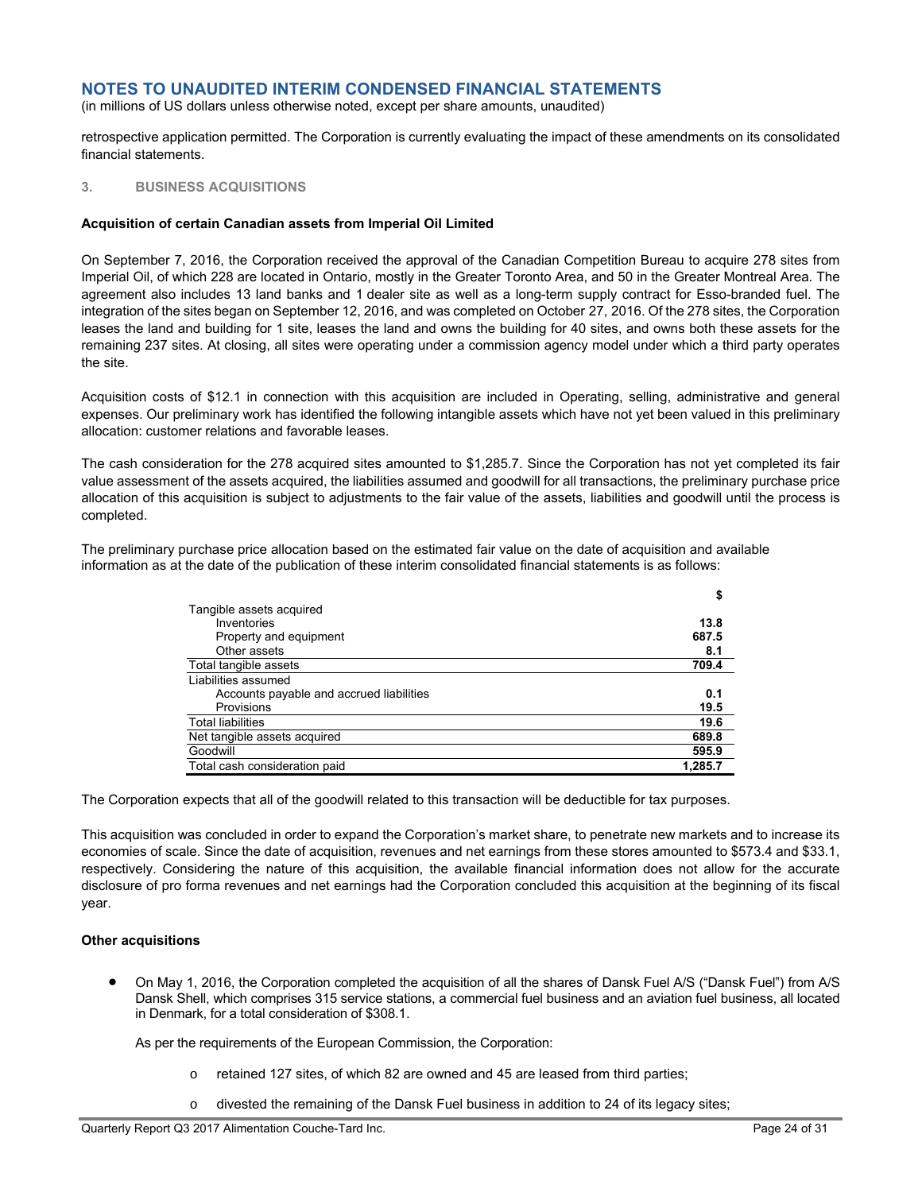# NOTES TO UNAUDITED INTERIM CONDENSED FINANCIAL STATEMENTS

(in millions of US dollars unless otherwise noted, except per share amounts, unaudited)

retrospective application permitted. The Corporation is currently evaluating the impact of these amendments on its consolidated financial statements.

## 3. BUSINESS ACQUISITIONS

### Acquisition of certain Canadian assets from Imperial Oil Limited

On September 7, 2016, the Corporation received the approval of the Canadian Competition Bureau to acquire 278 sites from Imperial Oil, of which 228 are located in Ontario, mostly in the Greater Toronto Area, and 50 in the Greater Montreal Area. The agreement also includes 13 land banks and 1 dealer site as well as a long-term supply contract for Esso-branded fuel. The integration of the sites began on September 12, 2016, and was completed on October 27, 2016. Of the 278 sites, the Corporation leases the land and building for 1 site, leases the land and owns the building for 40 sites, and owns both these assets for the remaining 237 sites. At closing, all sites were operating under a commission agency model under which a third party operates the site.

Acquisition costs of $12.1 in connection with this acquisition are included in Operating, selling, administrative and general expenses. Our preliminary work has identified the following intangible assets which have not yet been valued in this preliminary allocation: customer relations and favorable leases.

The cash consideration for the 278 acquired sites amounted to $1,285.7. Since the Corporation has not yet completed its fair value assessment of the assets acquired, the liabilities assumed and goodwill for all transactions, the preliminary purchase price allocation of this acquisition is subject to adjustments to the fair value of the assets, liabilities and goodwill until the process is completed.

The preliminary purchase price allocation based on the estimated fair value on the date of acquisition and available information as at the date of the publication of these interim consolidated financial statements is as follows:

| | $ |
|---|---|
| Tangible assets acquired | |
| Inventories | **13.8** |
| Property and equipment | **687.5** |
| Other assets | **8.1** |
| Total tangible assets | **709.4** |
| Liabilities assumed | |
| Accounts payable and accrued liabilities | **0.1** |
| Provisions | **19.5** |
| Total liabilities | **19.6** |
| Net tangible assets acquired | **689.8** |
| Goodwill | **595.9** |
| Total cash consideration paid | **1,285.7** |

The Corporation expects that all of the goodwill related to this transaction will be deductible for tax purposes.

This acquisition was concluded in order to expand the Corporation's market share, to penetrate new markets and to increase its economies of scale. Since the date of acquisition, revenues and net earnings from these stores amounted to $573.4 and $33.1, respectively. Considering the nature of this acquisition, the available financial information does not allow for the accurate disclosure of pro forma revenues and net earnings had the Corporation concluded this acquisition at the beginning of its fiscal year.

### Other acquisitions

- On May 1, 2016, the Corporation completed the acquisition of all the shares of Dansk Fuel A/S ("Dansk Fuel") from A/S Dansk Shell, which comprises 315 service stations, a commercial fuel business and an aviation fuel business, all located in Denmark, for a total consideration of $308.1.

  As per the requirements of the European Commission, the Corporation:

  - retained 127 sites, of which 82 are owned and 45 are leased from third parties;
  - divested the remaining of the Dansk Fuel business in addition to 24 of its legacy sites;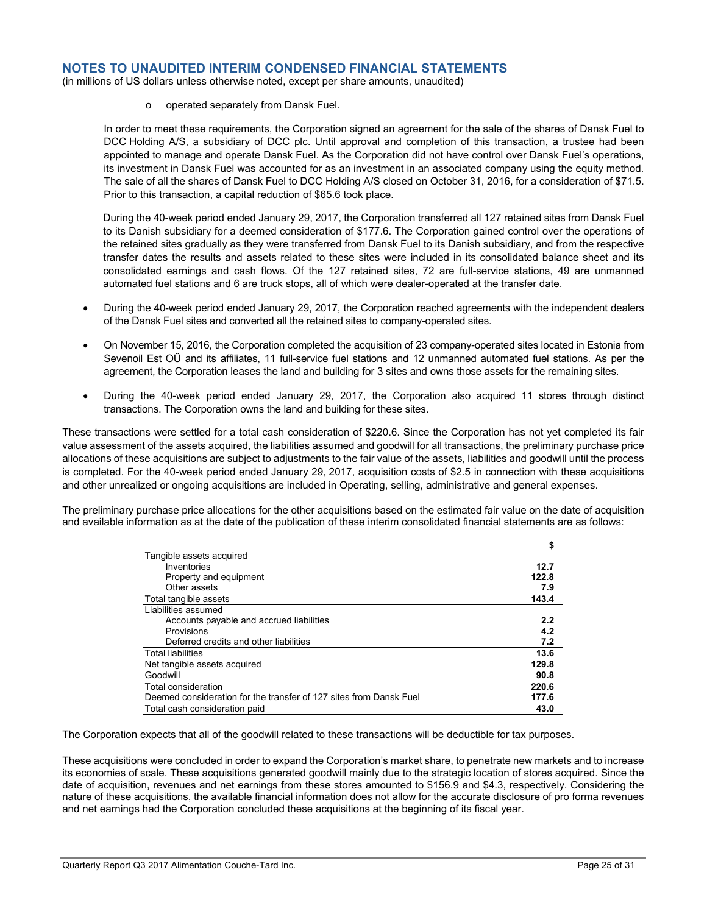## NOTES TO UNAUDITED INTERIM CONDENSED FINANCIAL STATEMENTS

(in millions of US dollars unless otherwise noted, except per share amounts, unaudited)

  - o operated separately from Dansk Fuel.

  In order to meet these requirements, the Corporation signed an agreement for the sale of the shares of Dansk Fuel to DCC Holding A/S, a subsidiary of DCC plc. Until approval and completion of this transaction, a trustee had been appointed to manage and operate Dansk Fuel. As the Corporation did not have control over Dansk Fuel's operations, its investment in Dansk Fuel was accounted for as an investment in an associated company using the equity method. The sale of all the shares of Dansk Fuel to DCC Holding A/S closed on October 31, 2016, for a consideration of $71.5. Prior to this transaction, a capital reduction of $65.6 took place.

  During the 40-week period ended January 29, 2017, the Corporation transferred all 127 retained sites from Dansk Fuel to its Danish subsidiary for a deemed consideration of $177.6. The Corporation gained control over the operations of the retained sites gradually as they were transferred from Dansk Fuel to its Danish subsidiary, and from the respective transfer dates the results and assets related to these sites were included in its consolidated balance sheet and its consolidated earnings and cash flows. Of the 127 retained sites, 72 are full-service stations, 49 are unmanned automated fuel stations and 6 are truck stops, all of which were dealer-operated at the transfer date.

- During the 40-week period ended January 29, 2017, the Corporation reached agreements with the independent dealers of the Dansk Fuel sites and converted all the retained sites to company-operated sites.
- On November 15, 2016, the Corporation completed the acquisition of 23 company-operated sites located in Estonia from Sevenoil Est OÜ and its affiliates, 11 full-service fuel stations and 12 unmanned automated fuel stations. As per the agreement, the Corporation leases the land and building for 3 sites and owns those assets for the remaining sites.
- During the 40-week period ended January 29, 2017, the Corporation also acquired 11 stores through distinct transactions. The Corporation owns the land and building for these sites.

These transactions were settled for a total cash consideration of $220.6. Since the Corporation has not yet completed its fair value assessment of the assets acquired, the liabilities assumed and goodwill for all transactions, the preliminary purchase price allocations of these acquisitions are subject to adjustments to the fair value of the assets, liabilities and goodwill until the process is completed. For the 40-week period ended January 29, 2017, acquisition costs of $2.5 in connection with these acquisitions and other unrealized or ongoing acquisitions are included in Operating, selling, administrative and general expenses.

The preliminary purchase price allocations for the other acquisitions based on the estimated fair value on the date of acquisition and available information as at the date of the publication of these interim consolidated financial statements are as follows:

| | $ |
|---|---|
| Tangible assets acquired | |
| Inventories | **12.7** |
| Property and equipment | **122.8** |
| Other assets | **7.9** |
| Total tangible assets | **143.4** |
| Liabilities assumed | |
| Accounts payable and accrued liabilities | **2.2** |
| Provisions | **4.2** |
| Deferred credits and other liabilities | **7.2** |
| Total liabilities | **13.6** |
| Net tangible assets acquired | **129.8** |
| Goodwill | **90.8** |
| Total consideration | **220.6** |
| Deemed consideration for the transfer of 127 sites from Dansk Fuel | **177.6** |
| Total cash consideration paid | **43.0** |

The Corporation expects that all of the goodwill related to these transactions will be deductible for tax purposes.

These acquisitions were concluded in order to expand the Corporation's market share, to penetrate new markets and to increase its economies of scale. These acquisitions generated goodwill mainly due to the strategic location of stores acquired. Since the date of acquisition, revenues and net earnings from these stores amounted to $156.9 and $4.3, respectively. Considering the nature of these acquisitions, the available financial information does not allow for the accurate disclosure of pro forma revenues and net earnings had the Corporation concluded these acquisitions at the beginning of its fiscal year.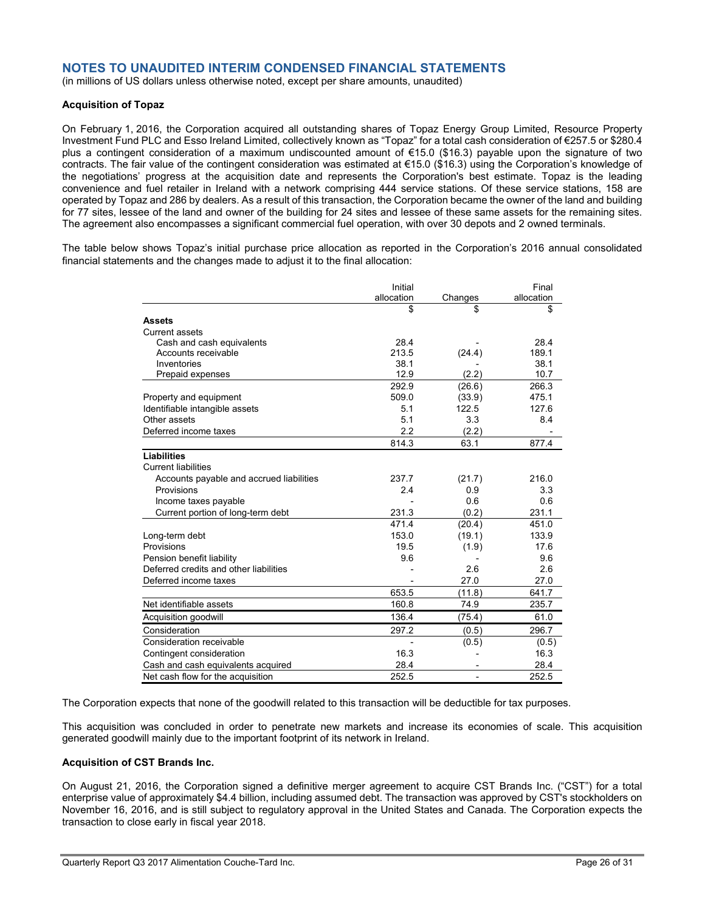## NOTES TO UNAUDITED INTERIM CONDENSED FINANCIAL STATEMENTS

(in millions of US dollars unless otherwise noted, except per share amounts, unaudited)

**Acquisition of Topaz**

On February 1, 2016, the Corporation acquired all outstanding shares of Topaz Energy Group Limited, Resource Property Investment Fund PLC and Esso Ireland Limited, collectively known as "Topaz" for a total cash consideration of €257.5 or $280.4 plus a contingent consideration of a maximum undiscounted amount of €15.0 ($16.3) payable upon the signature of two contracts. The fair value of the contingent consideration was estimated at €15.0 ($16.3) using the Corporation's knowledge of the negotiations' progress at the acquisition date and represents the Corporation's best estimate. Topaz is the leading convenience and fuel retailer in Ireland with a network comprising 444 service stations. Of these service stations, 158 are operated by Topaz and 286 by dealers. As a result of this transaction, the Corporation became the owner of the land and building for 77 sites, lessee of the land and owner of the building for 24 sites and lessee of these same assets for the remaining sites. The agreement also encompasses a significant commercial fuel operation, with over 30 depots and 2 owned terminals.

The table below shows Topaz's initial purchase price allocation as reported in the Corporation's 2016 annual consolidated financial statements and the changes made to adjust it to the final allocation:

| | Initial allocation | Changes | Final allocation |
|---|---|---|---|
| | $ | $ | $ |
| **Assets** | | | |
| Current assets | | | |
| Cash and cash equivalents | 28.4 | - | 28.4 |
| Accounts receivable | 213.5 | (24.4) | 189.1 |
| Inventories | 38.1 | - | 38.1 |
| Prepaid expenses | 12.9 | (2.2) | 10.7 |
| | 292.9 | (26.6) | 266.3 |
| Property and equipment | 509.0 | (33.9) | 475.1 |
| Identifiable intangible assets | 5.1 | 122.5 | 127.6 |
| Other assets | 5.1 | 3.3 | 8.4 |
| Deferred income taxes | 2.2 | (2.2) | - |
| | 814.3 | 63.1 | 877.4 |
| **Liabilities** | | | |
| Current liabilities | | | |
| Accounts payable and accrued liabilities | 237.7 | (21.7) | 216.0 |
| Provisions | 2.4 | 0.9 | 3.3 |
| Income taxes payable | - | 0.6 | 0.6 |
| Current portion of long-term debt | 231.3 | (0.2) | 231.1 |
| | 471.4 | (20.4) | 451.0 |
| Long-term debt | 153.0 | (19.1) | 133.9 |
| Provisions | 19.5 | (1.9) | 17.6 |
| Pension benefit liability | 9.6 | - | 9.6 |
| Deferred credits and other liabilities | - | 2.6 | 2.6 |
| Deferred income taxes | - | 27.0 | 27.0 |
| | 653.5 | (11.8) | 641.7 |
| Net identifiable assets | 160.8 | 74.9 | 235.7 |
| Acquisition goodwill | 136.4 | (75.4) | 61.0 |
| Consideration | 297.2 | (0.5) | 296.7 |
| Consideration receivable | - | (0.5) | (0.5) |
| Contingent consideration | 16.3 | - | 16.3 |
| Cash and cash equivalents acquired | 28.4 | - | 28.4 |
| Net cash flow for the acquisition | 252.5 | - | 252.5 |

The Corporation expects that none of the goodwill related to this transaction will be deductible for tax purposes.

This acquisition was concluded in order to penetrate new markets and increase its economies of scale. This acquisition generated goodwill mainly due to the important footprint of its network in Ireland.

**Acquisition of CST Brands Inc.**

On August 21, 2016, the Corporation signed a definitive merger agreement to acquire CST Brands Inc. ("CST") for a total enterprise value of approximately $4.4 billion, including assumed debt. The transaction was approved by CST's stockholders on November 16, 2016, and is still subject to regulatory approval in the United States and Canada. The Corporation expects the transaction to close early in fiscal year 2018.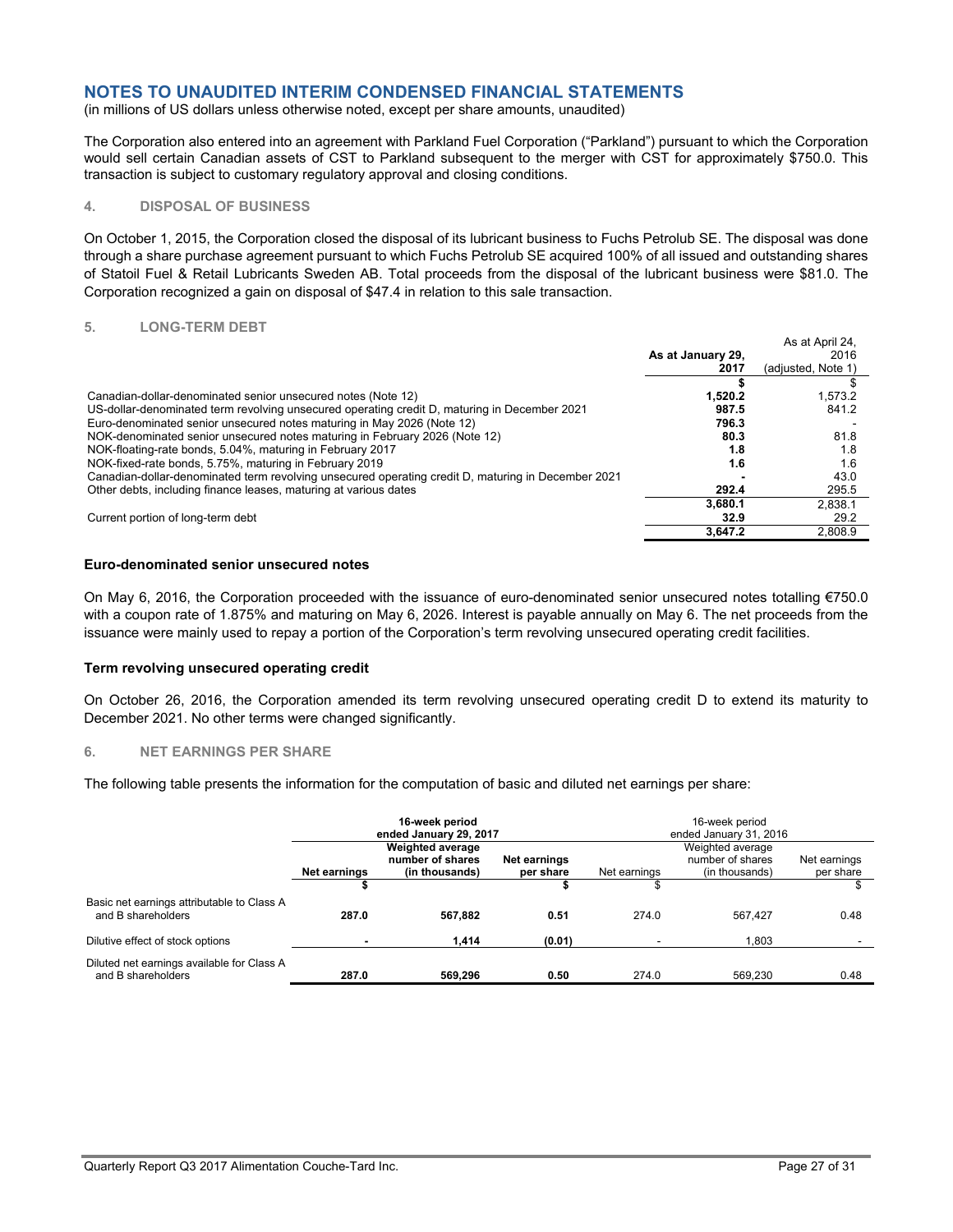## NOTES TO UNAUDITED INTERIM CONDENSED FINANCIAL STATEMENTS

(in millions of US dollars unless otherwise noted, except per share amounts, unaudited)

The Corporation also entered into an agreement with Parkland Fuel Corporation ("Parkland") pursuant to which the Corporation would sell certain Canadian assets of CST to Parkland subsequent to the merger with CST for approximately $750.0. This transaction is subject to customary regulatory approval and closing conditions.

### 4. DISPOSAL OF BUSINESS

On October 1, 2015, the Corporation closed the disposal of its lubricant business to Fuchs Petrolub SE. The disposal was done through a share purchase agreement pursuant to which Fuchs Petrolub SE acquired 100% of all issued and outstanding shares of Statoil Fuel & Retail Lubricants Sweden AB. Total proceeds from the disposal of the lubricant business were $81.0. The Corporation recognized a gain on disposal of $47.4 in relation to this sale transaction.

### 5. LONG-TERM DEBT

| | **As at January 29, 2017** | As at April 24, 2016 (adjusted, Note 1) |
|---|---|---|
| | **$** | $ |
| Canadian-dollar-denominated senior unsecured notes (Note 12) | **1,520.2** | 1,573.2 |
| US-dollar-denominated term revolving unsecured operating credit D, maturing in December 2021 | **987.5** | 841.2 |
| Euro-denominated senior unsecured notes maturing in May 2026 (Note 12) | **796.3** | - |
| NOK-denominated senior unsecured notes maturing in February 2026 (Note 12) | **80.3** | 81.8 |
| NOK-floating-rate bonds, 5.04%, maturing in February 2017 | **1.8** | 1.8 |
| NOK-fixed-rate bonds, 5.75%, maturing in February 2019 | **1.6** | 1.6 |
| Canadian-dollar-denominated term revolving unsecured operating credit D, maturing in December 2021 | **-** | 43.0 |
| Other debts, including finance leases, maturing at various dates | **292.4** | 295.5 |
| | **3,680.1** | 2,838.1 |
| Current portion of long-term debt | **32.9** | 29.2 |
| | **3,647.2** | 2,808.9 |

**Euro-denominated senior unsecured notes**

On May 6, 2016, the Corporation proceeded with the issuance of euro-denominated senior unsecured notes totalling €750.0 with a coupon rate of 1.875% and maturing on May 6, 2026. Interest is payable annually on May 6. The net proceeds from the issuance were mainly used to repay a portion of the Corporation's term revolving unsecured operating credit facilities.

**Term revolving unsecured operating credit**

On October 26, 2016, the Corporation amended its term revolving unsecured operating credit D to extend its maturity to December 2021. No other terms were changed significantly.

### 6. NET EARNINGS PER SHARE

The following table presents the information for the computation of basic and diluted net earnings per share:

| | **16-week period ended January 29, 2017** | | | 16-week period ended January 31, 2016 | | |
|---|---|---|---|---|---|---|
| | **Net earnings** | **Weighted average number of shares (in thousands)** | **Net earnings per share** | Net earnings | Weighted average number of shares (in thousands) | Net earnings per share |
| | **$** | | **$** | $ | | $ |
| Basic net earnings attributable to Class A and B shareholders | **287.0** | **567,882** | **0.51** | 274.0 | 567,427 | 0.48 |
| Dilutive effect of stock options | **-** | **1,414** | **(0.01)** | - | 1,803 | - |
| Diluted net earnings available for Class A and B shareholders | **287.0** | **569,296** | **0.50** | 274.0 | 569,230 | 0.48 |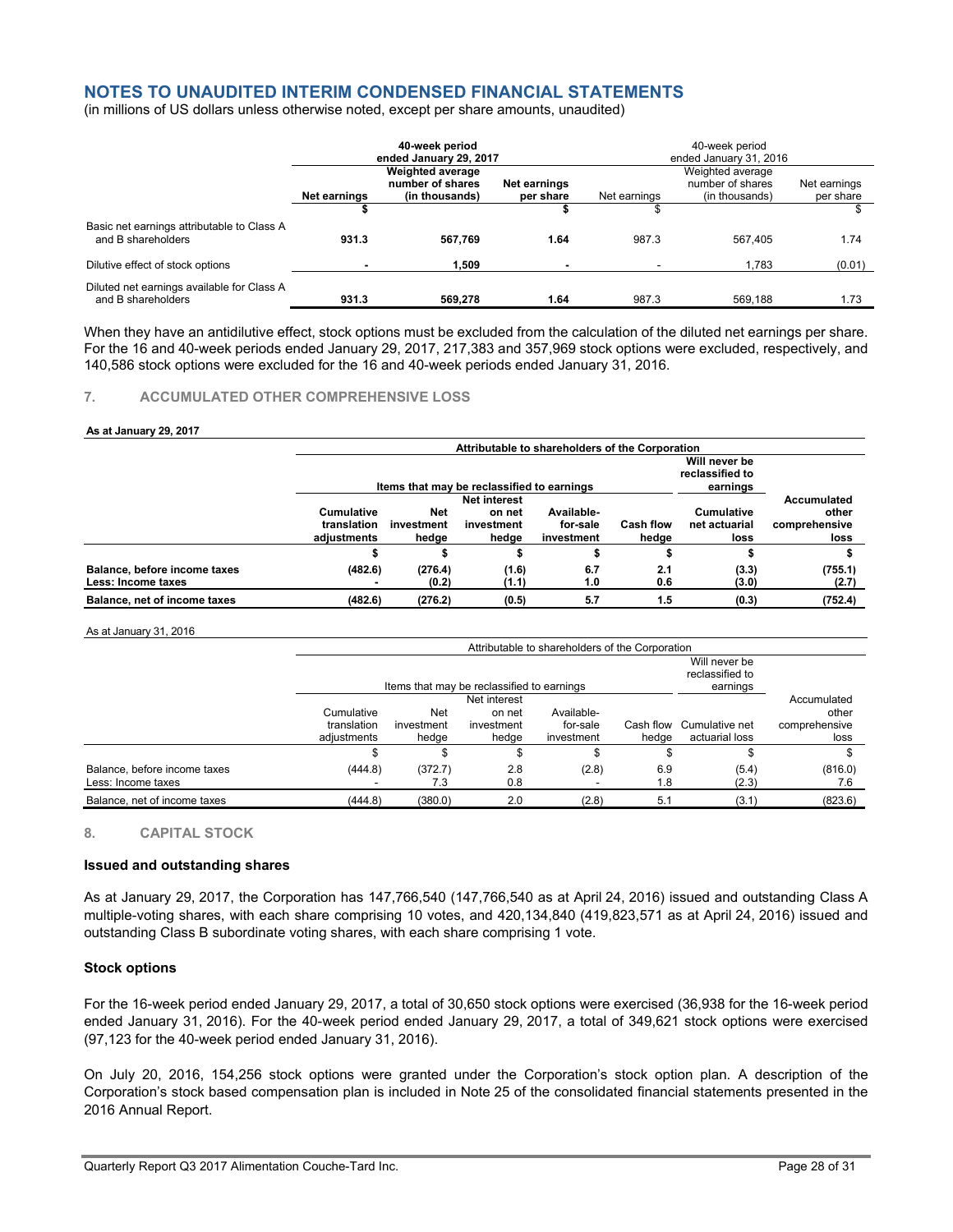# NOTES TO UNAUDITED INTERIM CONDENSED FINANCIAL STATEMENTS

(in millions of US dollars unless otherwise noted, except per share amounts, unaudited)

| | 40-week period ended January 29, 2017 | | | 40-week period ended January 31, 2016 | | |
|---|---|---|---|---|---|---|
| | Net earnings | Weighted average number of shares (in thousands) | Net earnings per share | Net earnings | Weighted average number of shares (in thousands) | Net earnings per share |
| | $ | | $ | $ | | $ |
| Basic net earnings attributable to Class A and B shareholders | 931.3 | 567,769 | 1.64 | 987.3 | 567,405 | 1.74 |
| Dilutive effect of stock options | - | 1,509 | - | - | 1,783 | (0.01) |
| Diluted net earnings available for Class A and B shareholders | 931.3 | 569,278 | 1.64 | 987.3 | 569,188 | 1.73 |

When they have an antidilutive effect, stock options must be excluded from the calculation of the diluted net earnings per share. For the 16 and 40-week periods ended January 29, 2017, 217,383 and 357,969 stock options were excluded, respectively, and 140,586 stock options were excluded for the 16 and 40-week periods ended January 31, 2016.

## 7. ACCUMULATED OTHER COMPREHENSIVE LOSS

**As at January 29, 2017**

| | Attributable to shareholders of the Corporation | | | | | | |
|---|---|---|---|---|---|---|---|
| | Items that may be reclassified to earnings | | | | | Will never be reclassified to earnings | |
| | Cumulative translation adjustments | Net investment hedge | Net interest on net investment hedge | Available-for-sale investment | Cash flow hedge | Cumulative net actuarial loss | Accumulated other comprehensive loss |
| | $ | $ | $ | $ | $ | $ | $ |
| **Balance, before income taxes** | (482.6) | (276.4) | (1.6) | 6.7 | 2.1 | (3.3) | (755.1) |
| **Less: Income taxes** | - | (0.2) | (1.1) | 1.0 | 0.6 | (3.0) | (2.7) |
| **Balance, net of income taxes** | (482.6) | (276.2) | (0.5) | 5.7 | 1.5 | (0.3) | (752.4) |

As at January 31, 2016

| | Attributable to shareholders of the Corporation | | | | | | |
|---|---|---|---|---|---|---|---|
| | Items that may be reclassified to earnings | | | | | Will never be reclassified to earnings | |
| | Cumulative translation adjustments | Net investment hedge | Net interest on net investment hedge | Available-for-sale investment | Cash flow hedge | Cumulative net actuarial loss | Accumulated other comprehensive loss |
| | $ | $ | $ | $ | $ | $ | $ |
| Balance, before income taxes | (444.8) | (372.7) | 2.8 | (2.8) | 6.9 | (5.4) | (816.0) |
| Less: Income taxes | - | 7.3 | 0.8 | - | 1.8 | (2.3) | 7.6 |
| Balance, net of income taxes | (444.8) | (380.0) | 2.0 | (2.8) | 5.1 | (3.1) | (823.6) |

## 8. CAPITAL STOCK

### Issued and outstanding shares

As at January 29, 2017, the Corporation has 147,766,540 (147,766,540 as at April 24, 2016) issued and outstanding Class A multiple-voting shares, with each share comprising 10 votes, and 420,134,840 (419,823,571 as at April 24, 2016) issued and outstanding Class B subordinate voting shares, with each share comprising 1 vote.

### Stock options

For the 16-week period ended January 29, 2017, a total of 30,650 stock options were exercised (36,938 for the 16-week period ended January 31, 2016). For the 40-week period ended January 29, 2017, a total of 349,621 stock options were exercised (97,123 for the 40-week period ended January 31, 2016).

On July 20, 2016, 154,256 stock options were granted under the Corporation's stock option plan. A description of the Corporation's stock based compensation plan is included in Note 25 of the consolidated financial statements presented in the 2016 Annual Report.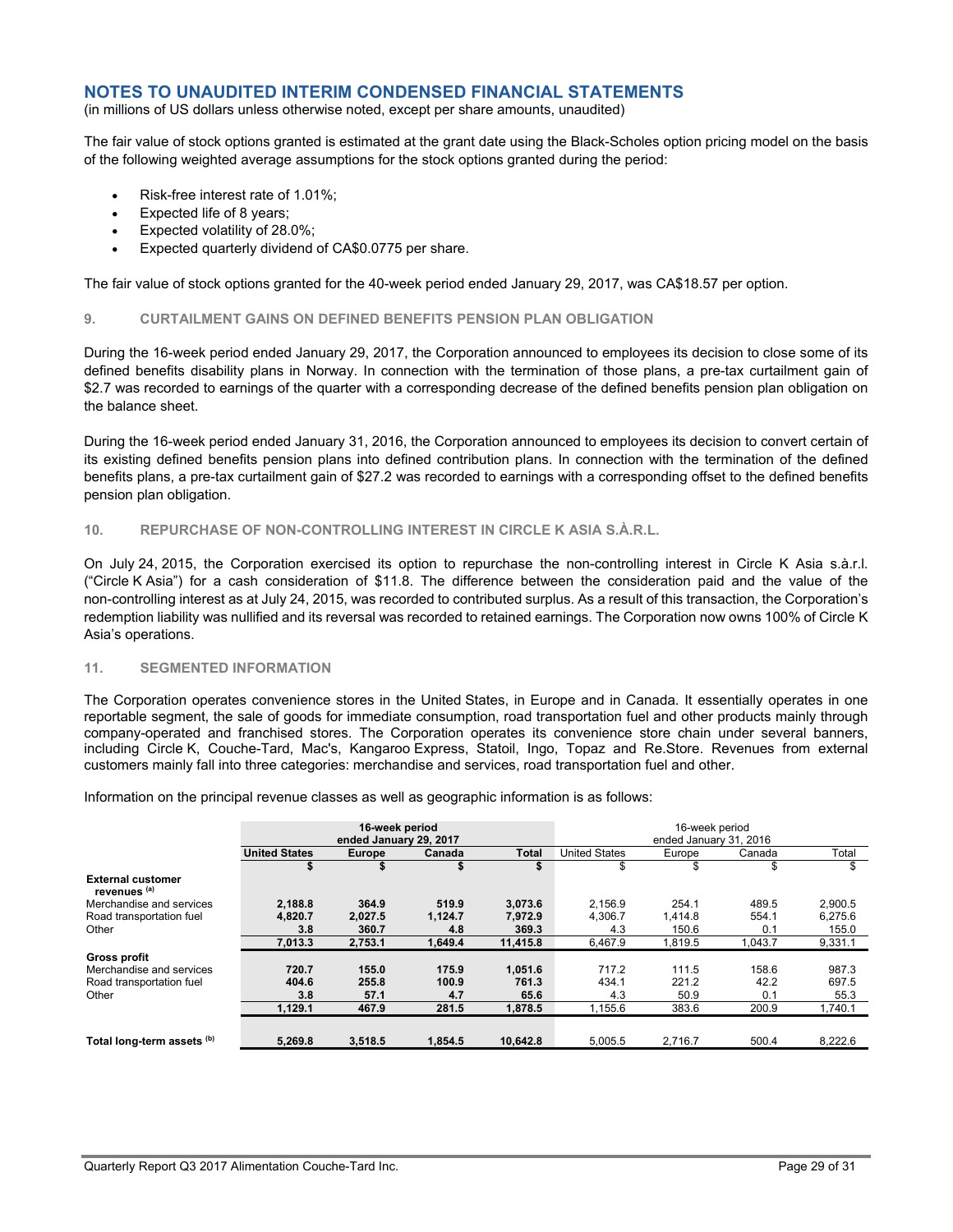## NOTES TO UNAUDITED INTERIM CONDENSED FINANCIAL STATEMENTS

(in millions of US dollars unless otherwise noted, except per share amounts, unaudited)

The fair value of stock options granted is estimated at the grant date using the Black-Scholes option pricing model on the basis of the following weighted average assumptions for the stock options granted during the period:

- Risk-free interest rate of 1.01%;
- Expected life of 8 years;
- Expected volatility of 28.0%;
- Expected quarterly dividend of CA$0.0775 per share.

The fair value of stock options granted for the 40-week period ended January 29, 2017, was CA$18.57 per option.

### 9. CURTAILMENT GAINS ON DEFINED BENEFITS PENSION PLAN OBLIGATION

During the 16-week period ended January 29, 2017, the Corporation announced to employees its decision to close some of its defined benefits disability plans in Norway. In connection with the termination of those plans, a pre-tax curtailment gain of $2.7 was recorded to earnings of the quarter with a corresponding decrease of the defined benefits pension plan obligation on the balance sheet.

During the 16-week period ended January 31, 2016, the Corporation announced to employees its decision to convert certain of its existing defined benefits pension plans into defined contribution plans. In connection with the termination of the defined benefits plans, a pre-tax curtailment gain of $27.2 was recorded to earnings with a corresponding offset to the defined benefits pension plan obligation.

### 10. REPURCHASE OF NON-CONTROLLING INTEREST IN CIRCLE K ASIA S.À.R.L.

On July 24, 2015, the Corporation exercised its option to repurchase the non-controlling interest in Circle K Asia s.à.r.l. ("Circle K Asia") for a cash consideration of $11.8. The difference between the consideration paid and the value of the non-controlling interest as at July 24, 2015, was recorded to contributed surplus. As a result of this transaction, the Corporation's redemption liability was nullified and its reversal was recorded to retained earnings. The Corporation now owns 100% of Circle K Asia's operations.

### 11. SEGMENTED INFORMATION

The Corporation operates convenience stores in the United States, in Europe and in Canada. It essentially operates in one reportable segment, the sale of goods for immediate consumption, road transportation fuel and other products mainly through company-operated and franchised stores. The Corporation operates its convenience store chain under several banners, including Circle K, Couche-Tard, Mac's, Kangaroo Express, Statoil, Ingo, Topaz and Re.Store. Revenues from external customers mainly fall into three categories: merchandise and services, road transportation fuel and other.

Information on the principal revenue classes as well as geographic information is as follows:

| | **16-week period ended January 29, 2017** | | | | 16-week period ended January 31, 2016 | | | |
|---|---|---|---|---|---|---|---|---|
| | **United States** | **Europe** | **Canada** | **Total** | United States | Europe | Canada | Total |
| | **$** | **$** | **$** | **$** | $ | $ | $ | $ |
| **External customer revenues [(a)]** | | | | | | | | |
| Merchandise and services | **2,188.8** | **364.9** | **519.9** | **3,073.6** | 2,156.9 | 254.1 | 489.5 | 2,900.5 |
| Road transportation fuel | **4,820.7** | **2,027.5** | **1,124.7** | **7,972.9** | 4,306.7 | 1,414.8 | 554.1 | 6,275.6 |
| Other | **3.8** | **360.7** | **4.8** | **369.3** | 4.3 | 150.6 | 0.1 | 155.0 |
| | **7,013.3** | **2,753.1** | **1,649.4** | **11,415.8** | 6,467.9 | 1,819.5 | 1,043.7 | 9,331.1 |
| **Gross profit** | | | | | | | | |
| Merchandise and services | **720.7** | **155.0** | **175.9** | **1,051.6** | 717.2 | 111.5 | 158.6 | 987.3 |
| Road transportation fuel | **404.6** | **255.8** | **100.9** | **761.3** | 434.1 | 221.2 | 42.2 | 697.5 |
| Other | **3.8** | **57.1** | **4.7** | **65.6** | 4.3 | 50.9 | 0.1 | 55.3 |
| | **1,129.1** | **467.9** | **281.5** | **1,878.5** | 1,155.6 | 383.6 | 200.9 | 1,740.1 |
| **Total long-term assets [(b)]** | **5,269.8** | **3,518.5** | **1,854.5** | **10,642.8** | 5,005.5 | 2,716.7 | 500.4 | 8,222.6 |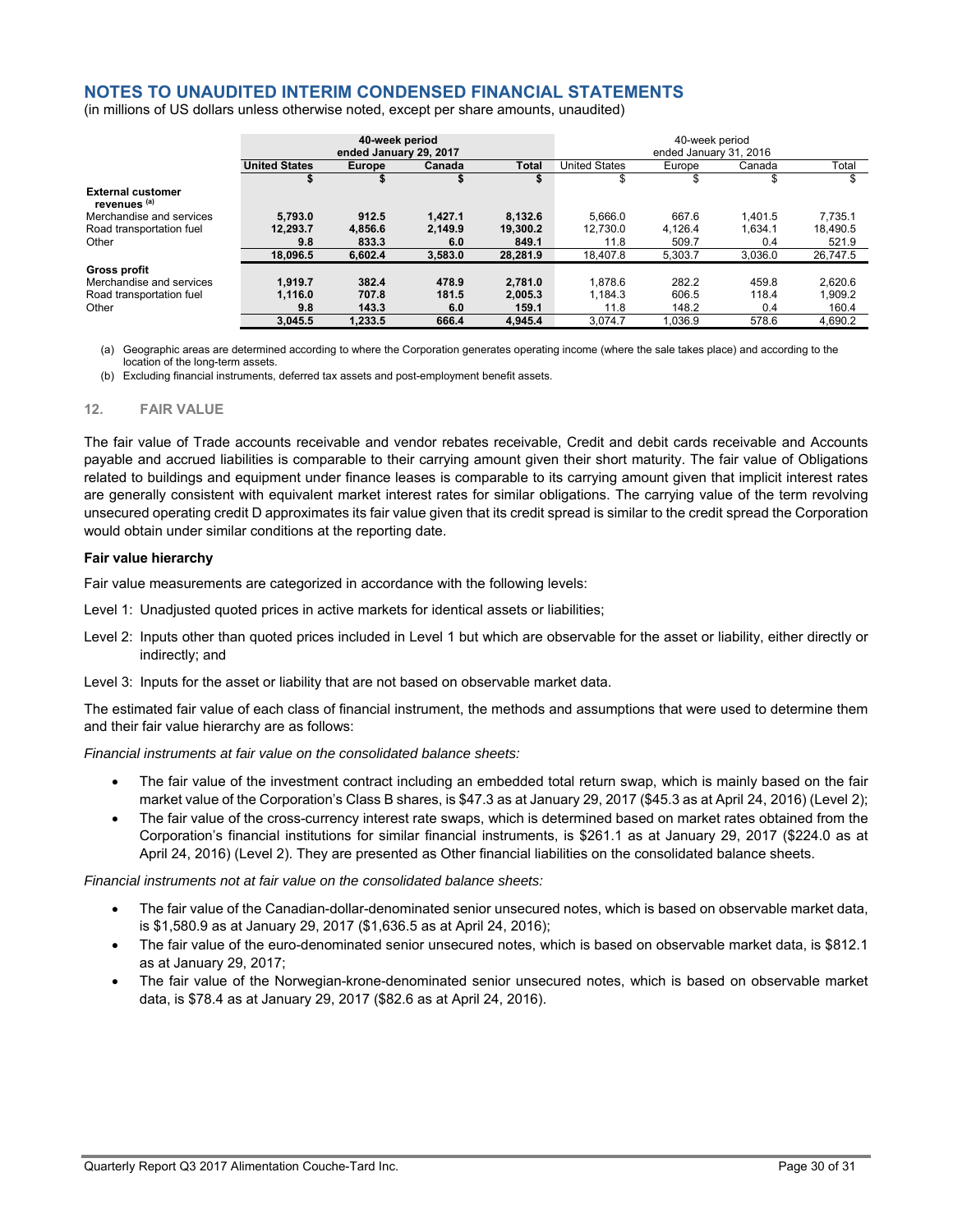# NOTES TO UNAUDITED INTERIM CONDENSED FINANCIAL STATEMENTS

(in millions of US dollars unless otherwise noted, except per share amounts, unaudited)

| | **40-week period ended January 29, 2017** | | | | 40-week period ended January 31, 2016 | | | |
|---|---|---|---|---|---|---|---|---|
| | **United States** | **Europe** | **Canada** | **Total** | United States | Europe | Canada | Total |
| | **$** | **$** | **$** | **$** | $ | $ | $ | $ |
| **External customer revenues [(a)]** | | | | | | | | |
| Merchandise and services | **5,793.0** | **912.5** | **1,427.1** | **8,132.6** | 5,666.0 | 667.6 | 1,401.5 | 7,735.1 |
| Road transportation fuel | **12,293.7** | **4,856.6** | **2,149.9** | **19,300.2** | 12,730.0 | 4,126.4 | 1,634.1 | 18,490.5 |
| Other | **9.8** | **833.3** | **6.0** | **849.1** | 11.8 | 509.7 | 0.4 | 521.9 |
| | **18,096.5** | **6,602.4** | **3,583.0** | **28,281.9** | 18,407.8 | 5,303.7 | 3,036.0 | 26,747.5 |
| **Gross profit** | | | | | | | | |
| Merchandise and services | **1,919.7** | **382.4** | **478.9** | **2,781.0** | 1,878.6 | 282.2 | 459.8 | 2,620.6 |
| Road transportation fuel | **1,116.0** | **707.8** | **181.5** | **2,005.3** | 1,184.3 | 606.5 | 118.4 | 1,909.2 |
| Other | **9.8** | **143.3** | **6.0** | **159.1** | 11.8 | 148.2 | 0.4 | 160.4 |
| | **3,045.5** | **1,233.5** | **666.4** | **4,945.4** | 3,074.7 | 1,036.9 | 578.6 | 4,690.2 |

(a) Geographic areas are determined according to where the Corporation generates operating income (where the sale takes place) and according to the location of the long-term assets.

(b) Excluding financial instruments, deferred tax assets and post-employment benefit assets.

## 12. FAIR VALUE

The fair value of Trade accounts receivable and vendor rebates receivable, Credit and debit cards receivable and Accounts payable and accrued liabilities is comparable to their carrying amount given their short maturity. The fair value of Obligations related to buildings and equipment under finance leases is comparable to its carrying amount given that implicit interest rates are generally consistent with equivalent market interest rates for similar obligations. The carrying value of the term revolving unsecured operating credit D approximates its fair value given that its credit spread is similar to the credit spread the Corporation would obtain under similar conditions at the reporting date.

### Fair value hierarchy

Fair value measurements are categorized in accordance with the following levels:

Level 1: Unadjusted quoted prices in active markets for identical assets or liabilities;

Level 2: Inputs other than quoted prices included in Level 1 but which are observable for the asset or liability, either directly or indirectly; and

Level 3: Inputs for the asset or liability that are not based on observable market data.

The estimated fair value of each class of financial instrument, the methods and assumptions that were used to determine them and their fair value hierarchy are as follows:

*Financial instruments at fair value on the consolidated balance sheets:*

- The fair value of the investment contract including an embedded total return swap, which is mainly based on the fair market value of the Corporation's Class B shares, is $47.3 as at January 29, 2017 ($45.3 as at April 24, 2016) (Level 2);
- The fair value of the cross-currency interest rate swaps, which is determined based on market rates obtained from the Corporation's financial institutions for similar financial instruments, is $261.1 as at January 29, 2017 ($224.0 as at April 24, 2016) (Level 2). They are presented as Other financial liabilities on the consolidated balance sheets.

*Financial instruments not at fair value on the consolidated balance sheets:*

- The fair value of the Canadian-dollar-denominated senior unsecured notes, which is based on observable market data, is $1,580.9 as at January 29, 2017 ($1,636.5 as at April 24, 2016);
- The fair value of the euro-denominated senior unsecured notes, which is based on observable market data, is $812.1 as at January 29, 2017;
- The fair value of the Norwegian-krone-denominated senior unsecured notes, which is based on observable market data, is $78.4 as at January 29, 2017 ($82.6 as at April 24, 2016).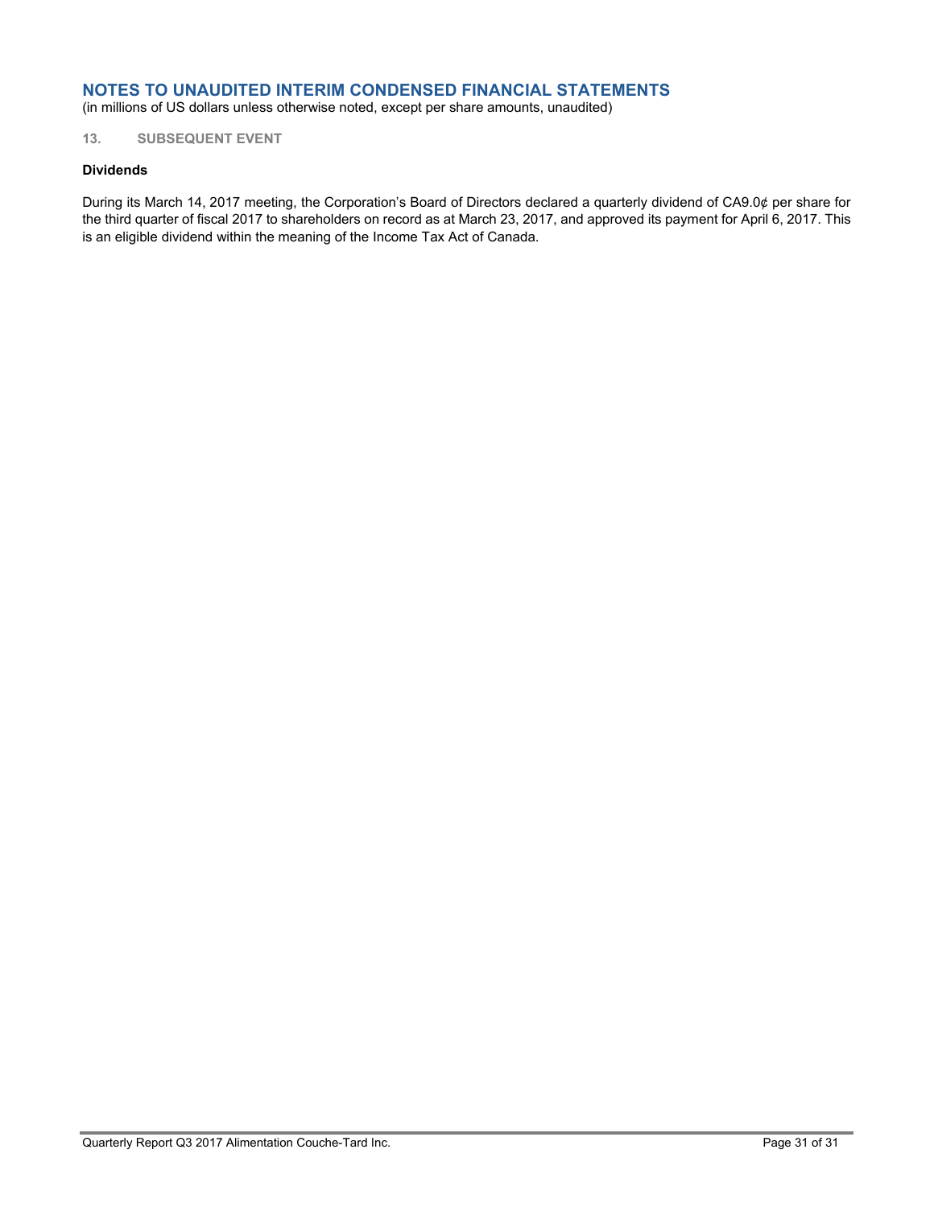## NOTES TO UNAUDITED INTERIM CONDENSED FINANCIAL STATEMENTS

(in millions of US dollars unless otherwise noted, except per share amounts, unaudited)

### 13. SUBSEQUENT EVENT

**Dividends**

During its March 14, 2017 meeting, the Corporation's Board of Directors declared a quarterly dividend of CA9.0¢ per share for the third quarter of fiscal 2017 to shareholders on record as at March 23, 2017, and approved its payment for April 6, 2017. This is an eligible dividend within the meaning of the Income Tax Act of Canada.